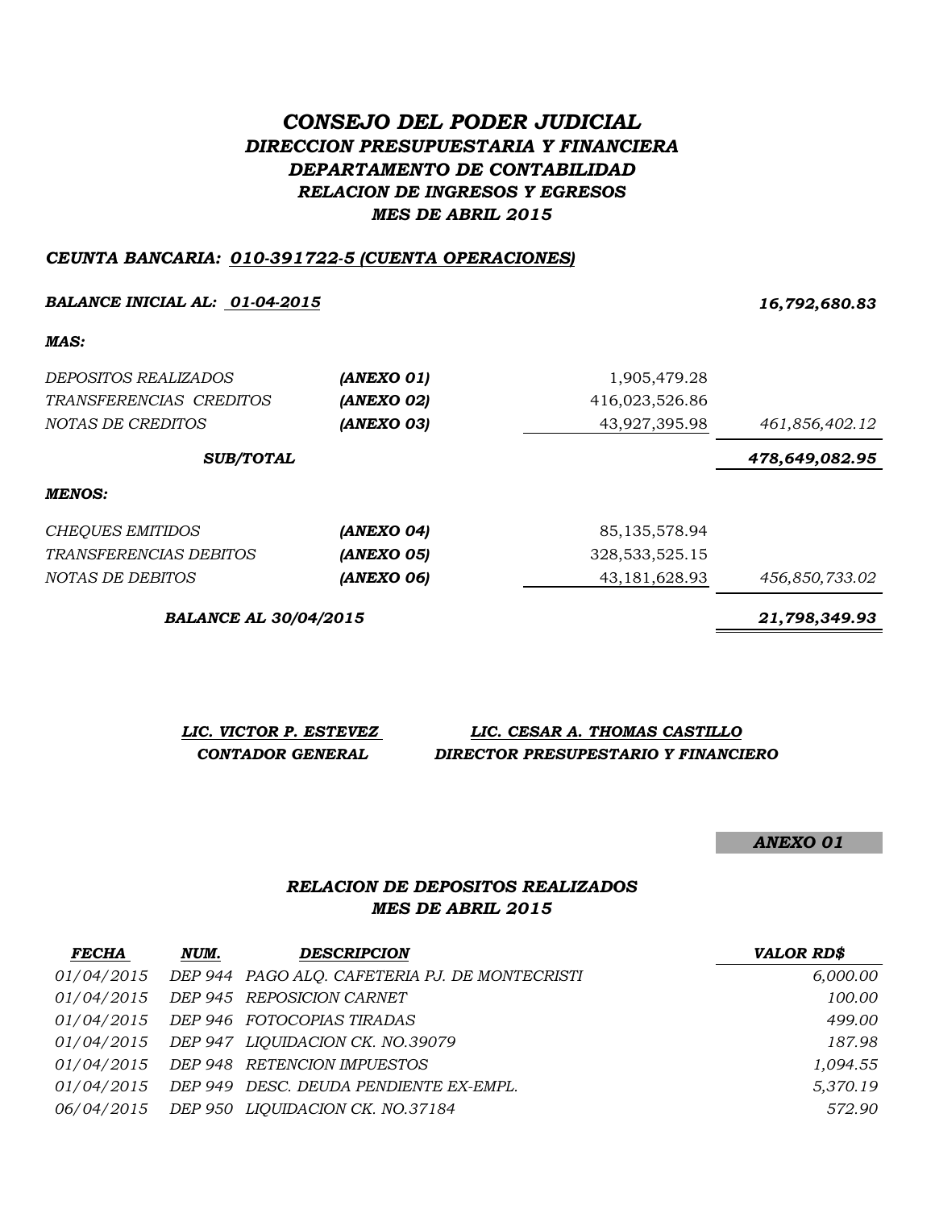# *CONSEJO DEL PODER JUDICIAL*

## *DIRECCION PRESUPUESTARIA Y FINANCIERA*

## *DEPARTAMENTO DE CONTABILIDAD*

### *RELACION DE INGRESOS Y EGRESOS*

### *MES DE ABRIL 2015*

***CEUNTA BANCARIA: 010-391722-5 (CUENTA OPERACIONES)***

| | | | |
|---|---|---|---|
| ***BALANCE INICIAL AL: 01-04-2015*** | | | ***16,792,680.83*** |
| ***MAS:*** | | | |
| *DEPOSITOS REALIZADOS* | ***(ANEXO 01)*** | 1,905,479.28 | |
| *TRANSFERENCIAS CREDITOS* | ***(ANEXO 02)*** | 416,023,526.86 | |
| *NOTAS DE CREDITOS* | ***(ANEXO 03)*** | 43,927,395.98 | *461,856,402.12* |
| ***SUB/TOTAL*** | | | ***478,649,082.95*** |
| ***MENOS:*** | | | |
| *CHEQUES EMITIDOS* | ***(ANEXO 04)*** | 85,135,578.94 | |
| *TRANSFERENCIAS DEBITOS* | ***(ANEXO 05)*** | 328,533,525.15 | |
| *NOTAS DE DEBITOS* | ***(ANEXO 06)*** | 43,181,628.93 | *456,850,733.02* |
| ***BALANCE AL 30/04/2015*** | | | ***21,798,349.93*** |

| ***LIC. VICTOR P. ESTEVEZ*** | ***LIC. CESAR A. THOMAS CASTILLO*** |
|---|---|
| ***CONTADOR GENERAL*** | ***DIRECTOR PRESUPESTARIO Y FINANCIERO*** |

***ANEXO 01***

### *RELACION DE DEPOSITOS REALIZADOS*

### *MES DE ABRIL 2015*

| ***FECHA*** | ***NUM.*** | ***DESCRIPCION*** | ***VALOR RD$*** |
|---|---|---|---|
| *01/04/2015* | *DEP 944* | *PAGO ALQ. CAFETERIA PJ. DE MONTECRISTI* | *6,000.00* |
| *01/04/2015* | *DEP 945* | *REPOSICION CARNET* | *100.00* |
| *01/04/2015* | *DEP 946* | *FOTOCOPIAS TIRADAS* | *499.00* |
| *01/04/2015* | *DEP 947* | *LIQUIDACION CK. NO.39079* | *187.98* |
| *01/04/2015* | *DEP 948* | *RETENCION IMPUESTOS* | *1,094.55* |
| *01/04/2015* | *DEP 949* | *DESC. DEUDA PENDIENTE EX-EMPL.* | *5,370.19* |
| *06/04/2015* | *DEP 950* | *LIQUIDACION CK. NO.37184* | *572.90* |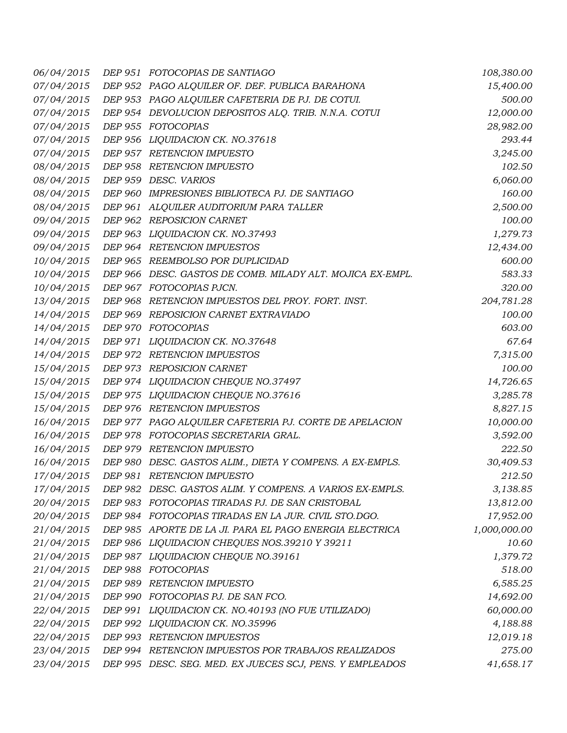| | | | |
|---|---|---|---|
| *06/04/2015* | *DEP 951* | *FOTOCOPIAS DE SANTIAGO* | *108,380.00* |
| *07/04/2015* | *DEP 952* | *PAGO ALQUILER OF. DEF. PUBLICA BARAHONA* | *15,400.00* |
| *07/04/2015* | *DEP 953* | *PAGO ALQUILER CAFETERIA DE PJ. DE COTUI.* | *500.00* |
| *07/04/2015* | *DEP 954* | *DEVOLUCION DEPOSITOS ALQ. TRIB. N.N.A. COTUI* | *12,000.00* |
| *07/04/2015* | *DEP 955* | *FOTOCOPIAS* | *28,982.00* |
| *07/04/2015* | *DEP 956* | *LIQUIDACION CK. NO.37618* | *293.44* |
| *07/04/2015* | *DEP 957* | *RETENCION IMPUESTO* | *3,245.00* |
| *08/04/2015* | *DEP 958* | *RETENCION IMPUESTO* | *102.50* |
| *08/04/2015* | *DEP 959* | *DESC. VARIOS* | *6,060.00* |
| *08/04/2015* | *DEP 960* | *IMPRESIONES BIBLIOTECA PJ. DE SANTIAGO* | *160.00* |
| *08/04/2015* | *DEP 961* | *ALQUILER AUDITORIUM PARA TALLER* | *2,500.00* |
| *09/04/2015* | *DEP 962* | *REPOSICION CARNET* | *100.00* |
| *09/04/2015* | *DEP 963* | *LIQUIDACION CK. NO.37493* | *1,279.73* |
| *09/04/2015* | *DEP 964* | *RETENCION IMPUESTOS* | *12,434.00* |
| *10/04/2015* | *DEP 965* | *REEMBOLSO POR DUPLICIDAD* | *600.00* |
| *10/04/2015* | *DEP 966* | *DESC. GASTOS DE COMB. MILADY ALT. MOJICA EX-EMPL.* | *583.33* |
| *10/04/2015* | *DEP 967* | *FOTOCOPIAS PJCN.* | *320.00* |
| *13/04/2015* | *DEP 968* | *RETENCION IMPUESTOS DEL PROY. FORT. INST.* | *204,781.28* |
| *14/04/2015* | *DEP 969* | *REPOSICION CARNET EXTRAVIADO* | *100.00* |
| *14/04/2015* | *DEP 970* | *FOTOCOPIAS* | *603.00* |
| *14/04/2015* | *DEP 971* | *LIQUIDACION CK. NO.37648* | *67.64* |
| *14/04/2015* | *DEP 972* | *RETENCION IMPUESTOS* | *7,315.00* |
| *15/04/2015* | *DEP 973* | *REPOSICION CARNET* | *100.00* |
| *15/04/2015* | *DEP 974* | *LIQUIDACION CHEQUE NO.37497* | *14,726.65* |
| *15/04/2015* | *DEP 975* | *LIQUIDACION CHEQUE NO.37616* | *3,285.78* |
| *15/04/2015* | *DEP 976* | *RETENCION IMPUESTOS* | *8,827.15* |
| *16/04/2015* | *DEP 977* | *PAGO ALQUILER CAFETERIA PJ. CORTE DE APELACION* | *10,000.00* |
| *16/04/2015* | *DEP 978* | *FOTOCOPIAS SECRETARIA GRAL.* | *3,592.00* |
| *16/04/2015* | *DEP 979* | *RETENCION IMPUESTO* | *222.50* |
| *16/04/2015* | *DEP 980* | *DESC. GASTOS ALIM., DIETA Y COMPENS. A EX-EMPLS.* | *30,409.53* |
| *17/04/2015* | *DEP 981* | *RETENCION IMPUESTO* | *212.50* |
| *17/04/2015* | *DEP 982* | *DESC. GASTOS ALIM. Y COMPENS. A VARIOS EX-EMPLS.* | *3,138.85* |
| *20/04/2015* | *DEP 983* | *FOTOCOPIAS TIRADAS PJ. DE SAN CRISTOBAL* | *13,812.00* |
| *20/04/2015* | *DEP 984* | *FOTOCOPIAS TIRADAS EN LA JUR. CIVIL STO.DGO.* | *17,952.00* |
| *21/04/2015* | *DEP 985* | *APORTE DE LA JI. PARA EL PAGO ENERGIA ELECTRICA* | *1,000,000.00* |
| *21/04/2015* | *DEP 986* | *LIQUIDACION CHEQUES NOS.39210 Y 39211* | *10.60* |
| *21/04/2015* | *DEP 987* | *LIQUIDACION CHEQUE NO.39161* | *1,379.72* |
| *21/04/2015* | *DEP 988* | *FOTOCOPIAS* | *518.00* |
| *21/04/2015* | *DEP 989* | *RETENCION IMPUESTO* | *6,585.25* |
| *21/04/2015* | *DEP 990* | *FOTOCOPIAS PJ. DE SAN FCO.* | *14,692.00* |
| *22/04/2015* | *DEP 991* | *LIQUIDACION CK. NO.40193 (NO FUE UTILIZADO)* | *60,000.00* |
| *22/04/2015* | *DEP 992* | *LIQUIDACION CK. NO.35996* | *4,188.88* |
| *22/04/2015* | *DEP 993* | *RETENCION IMPUESTOS* | *12,019.18* |
| *23/04/2015* | *DEP 994* | *RETENCION IMPUESTOS POR TRABAJOS REALIZADOS* | *275.00* |
| *23/04/2015* | *DEP 995* | *DESC. SEG. MED. EX JUECES SCJ, PENS. Y EMPLEADOS* | *41,658.17* |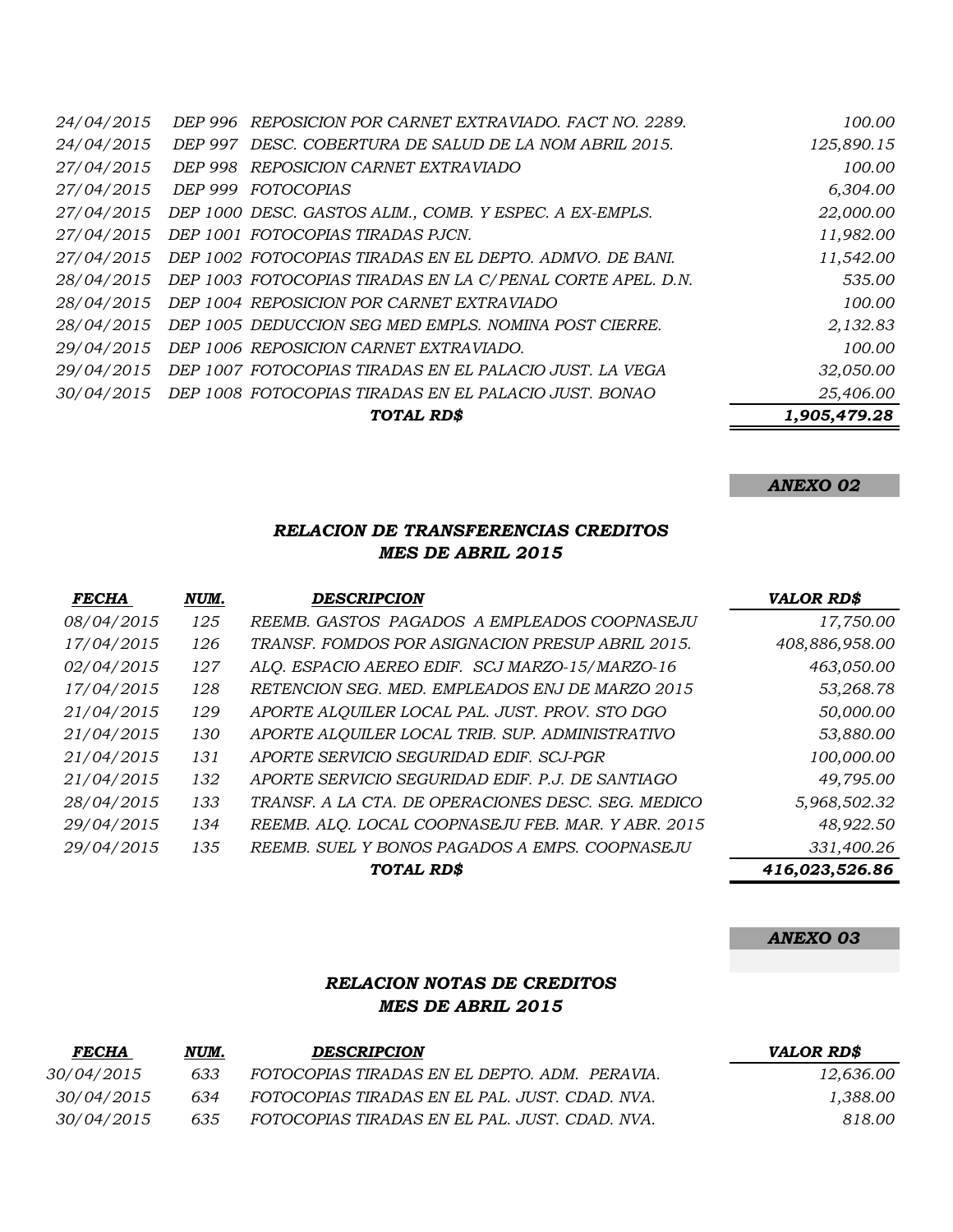| | | | |
|---|---|---|---|
| *24/04/2015* | *DEP 996* | *REPOSICION POR CARNET EXTRAVIADO. FACT NO. 2289.* | *100.00* |
| *24/04/2015* | *DEP 997* | *DESC. COBERTURA DE SALUD DE LA NOM ABRIL 2015.* | *125,890.15* |
| *27/04/2015* | *DEP 998* | *REPOSICION CARNET EXTRAVIADO* | *100.00* |
| *27/04/2015* | *DEP 999* | *FOTOCOPIAS* | *6,304.00* |
| *27/04/2015* | *DEP 1000* | *DESC. GASTOS ALIM., COMB. Y ESPEC. A EX-EMPLS.* | *22,000.00* |
| *27/04/2015* | *DEP 1001* | *FOTOCOPIAS TIRADAS PJCN.* | *11,982.00* |
| *27/04/2015* | *DEP 1002* | *FOTOCOPIAS TIRADAS EN EL DEPTO. ADMVO. DE BANI.* | *11,542.00* |
| *28/04/2015* | *DEP 1003* | *FOTOCOPIAS TIRADAS EN LA C/PENAL CORTE APEL. D.N.* | *535.00* |
| *28/04/2015* | *DEP 1004* | *REPOSICION POR CARNET EXTRAVIADO* | *100.00* |
| *28/04/2015* | *DEP 1005* | *DEDUCCION SEG MED EMPLS. NOMINA POST CIERRE.* | *2,132.83* |
| *29/04/2015* | *DEP 1006* | *REPOSICION CARNET EXTRAVIADO.* | *100.00* |
| *29/04/2015* | *DEP 1007* | *FOTOCOPIAS TIRADAS EN EL PALACIO JUST. LA VEGA* | *32,050.00* |
| *30/04/2015* | *DEP 1008* | *FOTOCOPIAS TIRADAS EN EL PALACIO JUST. BONAO* | *25,406.00* |
| | | ***TOTAL RD$*** | ***1,905,479.28*** |

***ANEXO 02***

### *RELACION DE TRANSFERENCIAS CREDITOS*
### *MES DE ABRIL 2015*

| ***FECHA*** | ***NUM.*** | ***DESCRIPCION*** | ***VALOR RD$*** |
|---|---|---|---|
| *08/04/2015* | *125* | *REEMB. GASTOS PAGADOS A EMPLEADOS COOPNASEJU* | *17,750.00* |
| *17/04/2015* | *126* | *TRANSF. FOMDOS POR ASIGNACION PRESUP ABRIL 2015.* | *408,886,958.00* |
| *02/04/2015* | *127* | *ALQ. ESPACIO AEREO EDIF. SCJ MARZO-15/MARZO-16* | *463,050.00* |
| *17/04/2015* | *128* | *RETENCION SEG. MED. EMPLEADOS ENJ DE MARZO 2015* | *53,268.78* |
| *21/04/2015* | *129* | *APORTE ALQUILER LOCAL PAL. JUST. PROV. STO DGO* | *50,000.00* |
| *21/04/2015* | *130* | *APORTE ALQUILER LOCAL TRIB. SUP. ADMINISTRATIVO* | *53,880.00* |
| *21/04/2015* | *131* | *APORTE SERVICIO SEGURIDAD EDIF. SCJ-PGR* | *100,000.00* |
| *21/04/2015* | *132* | *APORTE SERVICIO SEGURIDAD EDIF. P.J. DE SANTIAGO* | *49,795.00* |
| *28/04/2015* | *133* | *TRANSF. A LA CTA. DE OPERACIONES DESC. SEG. MEDICO* | *5,968,502.32* |
| *29/04/2015* | *134* | *REEMB. ALQ. LOCAL COOPNASEJU FEB. MAR. Y ABR. 2015* | *48,922.50* |
| *29/04/2015* | *135* | *REEMB. SUEL Y BONOS PAGADOS A EMPS. COOPNASEJU* | *331,400.26* |
| | | ***TOTAL RD$*** | ***416,023,526.86*** |

***ANEXO 03***

### *RELACION NOTAS DE CREDITOS*
### *MES DE ABRIL 2015*

| ***FECHA*** | ***NUM.*** | ***DESCRIPCION*** | ***VALOR RD$*** |
|---|---|---|---|
| *30/04/2015* | *633* | *FOTOCOPIAS TIRADAS EN EL DEPTO. ADM. PERAVIA.* | *12,636.00* |
| *30/04/2015* | *634* | *FOTOCOPIAS TIRADAS EN EL PAL. JUST. CDAD. NVA.* | *1,388.00* |
| *30/04/2015* | *635* | *FOTOCOPIAS TIRADAS EN EL PAL. JUST. CDAD. NVA.* | *818.00* |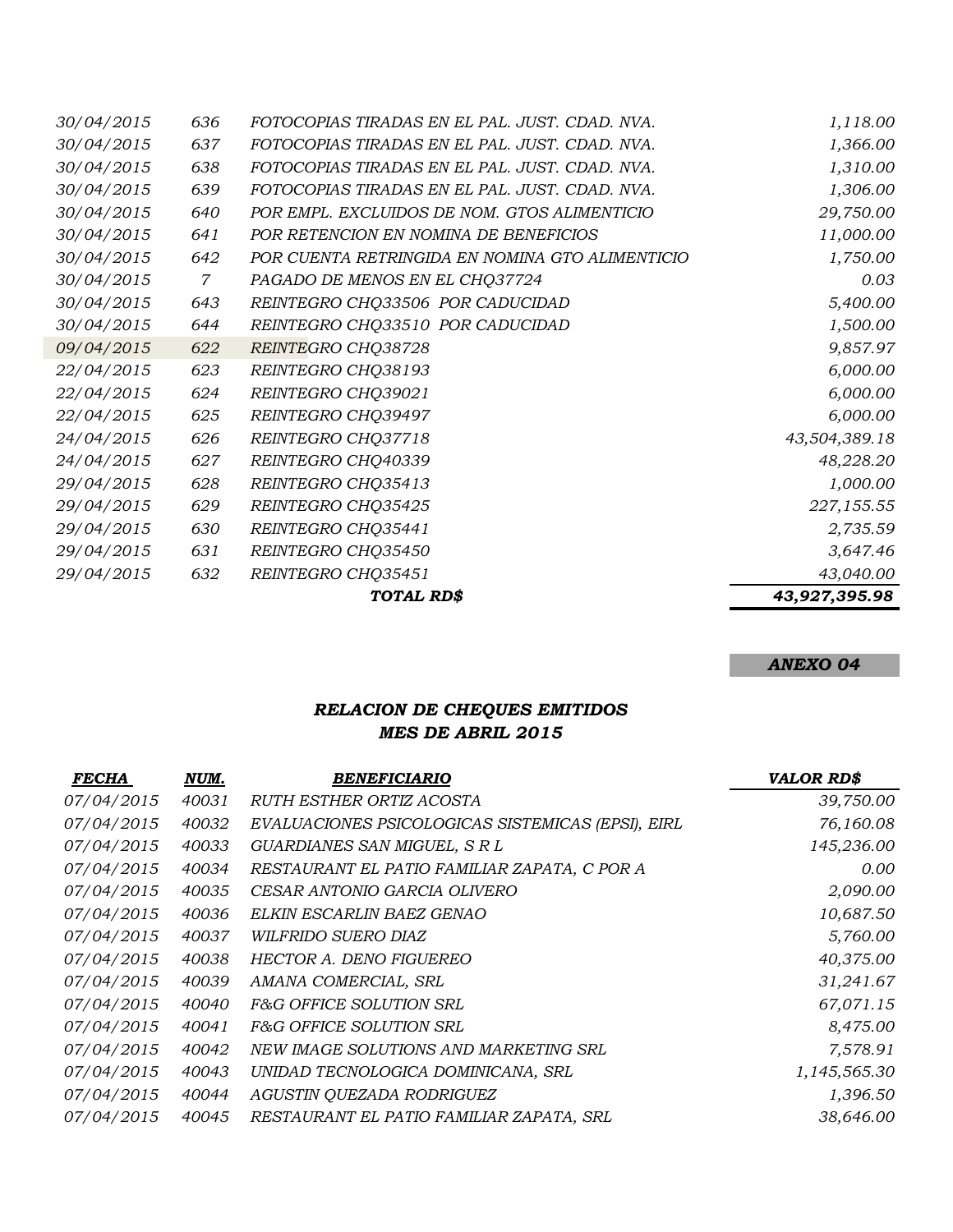| | | | |
|---|---|---|---|
| *30/04/2015* | *636* | *FOTOCOPIAS TIRADAS EN EL PAL. JUST. CDAD. NVA.* | *1,118.00* |
| *30/04/2015* | *637* | *FOTOCOPIAS TIRADAS EN EL PAL. JUST. CDAD. NVA.* | *1,366.00* |
| *30/04/2015* | *638* | *FOTOCOPIAS TIRADAS EN EL PAL. JUST. CDAD. NVA.* | *1,310.00* |
| *30/04/2015* | *639* | *FOTOCOPIAS TIRADAS EN EL PAL. JUST. CDAD. NVA.* | *1,306.00* |
| *30/04/2015* | *640* | *POR EMPL. EXCLUIDOS DE NOM. GTOS ALIMENTICIO* | *29,750.00* |
| *30/04/2015* | *641* | *POR RETENCION EN NOMINA DE BENEFICIOS* | *11,000.00* |
| *30/04/2015* | *642* | *POR CUENTA RETRINGIDA EN NOMINA GTO ALIMENTICIO* | *1,750.00* |
| *30/04/2015* | *7* | *PAGADO DE MENOS EN EL CHQ37724* | *0.03* |
| *30/04/2015* | *643* | *REINTEGRO CHQ33506 POR CADUCIDAD* | *5,400.00* |
| *30/04/2015* | *644* | *REINTEGRO CHQ33510 POR CADUCIDAD* | *1,500.00* |
| *09/04/2015* | *622* | *REINTEGRO CHQ38728* | *9,857.97* |
| *22/04/2015* | *623* | *REINTEGRO CHQ38193* | *6,000.00* |
| *22/04/2015* | *624* | *REINTEGRO CHQ39021* | *6,000.00* |
| *22/04/2015* | *625* | *REINTEGRO CHQ39497* | *6,000.00* |
| *24/04/2015* | *626* | *REINTEGRO CHQ37718* | *43,504,389.18* |
| *24/04/2015* | *627* | *REINTEGRO CHQ40339* | *48,228.20* |
| *29/04/2015* | *628* | *REINTEGRO CHQ35413* | *1,000.00* |
| *29/04/2015* | *629* | *REINTEGRO CHQ35425* | *227,155.55* |
| *29/04/2015* | *630* | *REINTEGRO CHQ35441* | *2,735.59* |
| *29/04/2015* | *631* | *REINTEGRO CHQ35450* | *3,647.46* |
| *29/04/2015* | *632* | *REINTEGRO CHQ35451* | *43,040.00* |
| | | ***TOTAL RD$*** | ***43,927,395.98*** |

***ANEXO 04***

## *RELACION DE CHEQUES EMITIDOS*
## *MES DE ABRIL 2015*

| ***FECHA*** | ***NUM.*** | ***BENEFICIARIO*** | ***VALOR RD$*** |
|---|---|---|---|
| *07/04/2015* | *40031* | *RUTH ESTHER ORTIZ ACOSTA* | *39,750.00* |
| *07/04/2015* | *40032* | *EVALUACIONES PSICOLOGICAS SISTEMICAS (EPSI), EIRL* | *76,160.08* |
| *07/04/2015* | *40033* | *GUARDIANES SAN MIGUEL, S R L* | *145,236.00* |
| *07/04/2015* | *40034* | *RESTAURANT EL PATIO FAMILIAR ZAPATA, C POR A* | *0.00* |
| *07/04/2015* | *40035* | *CESAR ANTONIO GARCIA OLIVERO* | *2,090.00* |
| *07/04/2015* | *40036* | *ELKIN ESCARLIN BAEZ GENAO* | *10,687.50* |
| *07/04/2015* | *40037* | *WILFRIDO SUERO DIAZ* | *5,760.00* |
| *07/04/2015* | *40038* | *HECTOR A. DENO FIGUEREO* | *40,375.00* |
| *07/04/2015* | *40039* | *AMANA COMERCIAL, SRL* | *31,241.67* |
| *07/04/2015* | *40040* | *F&G OFFICE SOLUTION SRL* | *67,071.15* |
| *07/04/2015* | *40041* | *F&G OFFICE SOLUTION SRL* | *8,475.00* |
| *07/04/2015* | *40042* | *NEW IMAGE SOLUTIONS AND MARKETING SRL* | *7,578.91* |
| *07/04/2015* | *40043* | *UNIDAD TECNOLOGICA DOMINICANA, SRL* | *1,145,565.30* |
| *07/04/2015* | *40044* | *AGUSTIN QUEZADA RODRIGUEZ* | *1,396.50* |
| *07/04/2015* | *40045* | *RESTAURANT EL PATIO FAMILIAR ZAPATA, SRL* | *38,646.00* |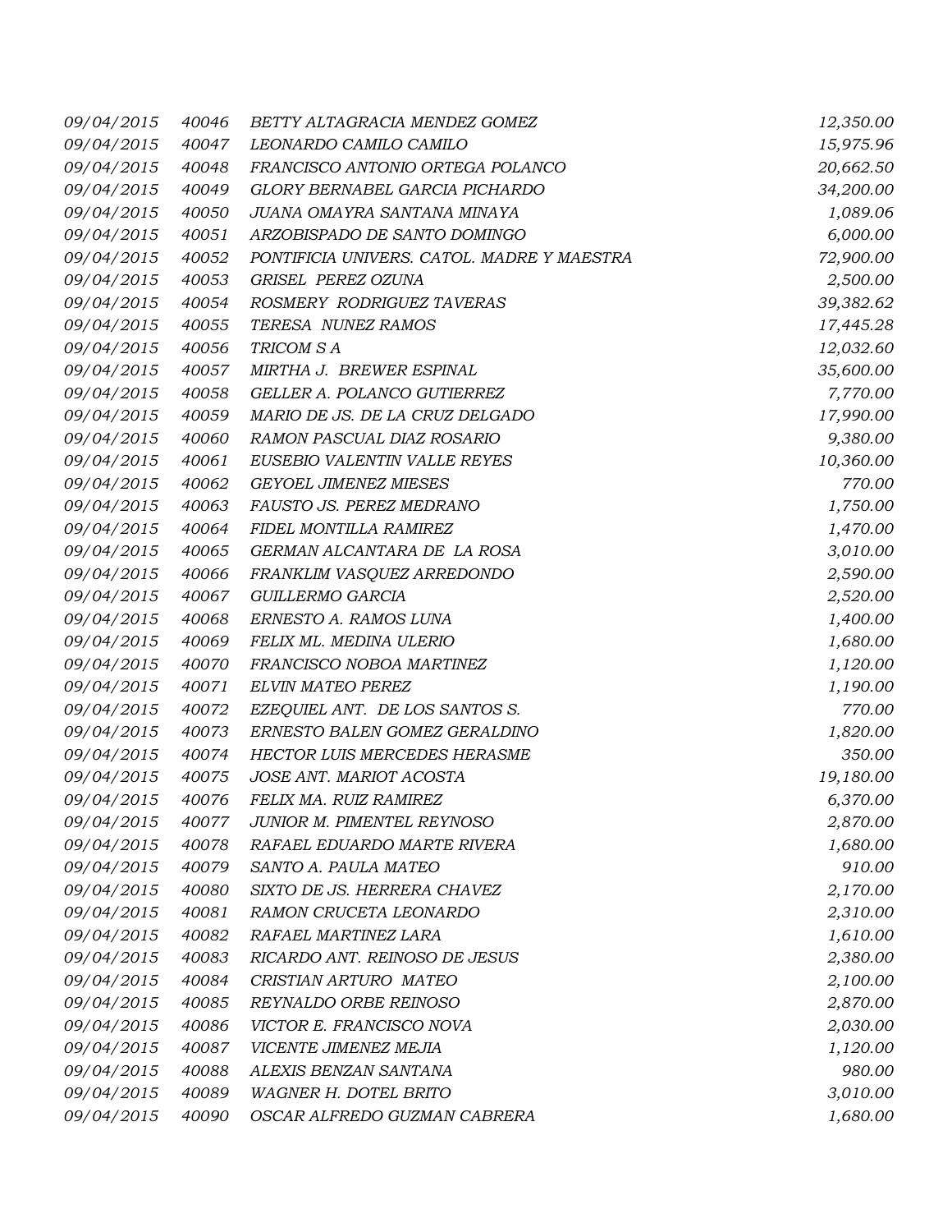| | | | |
|---|---|---|---|
| *09/04/2015* | *40046* | *BETTY ALTAGRACIA MENDEZ GOMEZ* | *12,350.00* |
| *09/04/2015* | *40047* | *LEONARDO CAMILO CAMILO* | *15,975.96* |
| *09/04/2015* | *40048* | *FRANCISCO ANTONIO ORTEGA POLANCO* | *20,662.50* |
| *09/04/2015* | *40049* | *GLORY BERNABEL GARCIA PICHARDO* | *34,200.00* |
| *09/04/2015* | *40050* | *JUANA OMAYRA SANTANA MINAYA* | *1,089.06* |
| *09/04/2015* | *40051* | *ARZOBISPADO DE SANTO DOMINGO* | *6,000.00* |
| *09/04/2015* | *40052* | *PONTIFICIA UNIVERS. CATOL. MADRE Y MAESTRA* | *72,900.00* |
| *09/04/2015* | *40053* | *GRISEL PEREZ OZUNA* | *2,500.00* |
| *09/04/2015* | *40054* | *ROSMERY RODRIGUEZ TAVERAS* | *39,382.62* |
| *09/04/2015* | *40055* | *TERESA NUNEZ RAMOS* | *17,445.28* |
| *09/04/2015* | *40056* | *TRICOM S A* | *12,032.60* |
| *09/04/2015* | *40057* | *MIRTHA J. BREWER ESPINAL* | *35,600.00* |
| *09/04/2015* | *40058* | *GELLER A. POLANCO GUTIERREZ* | *7,770.00* |
| *09/04/2015* | *40059* | *MARIO DE JS. DE LA CRUZ DELGADO* | *17,990.00* |
| *09/04/2015* | *40060* | *RAMON PASCUAL DIAZ ROSARIO* | *9,380.00* |
| *09/04/2015* | *40061* | *EUSEBIO VALENTIN VALLE REYES* | *10,360.00* |
| *09/04/2015* | *40062* | *GEYOEL JIMENEZ MIESES* | *770.00* |
| *09/04/2015* | *40063* | *FAUSTO JS. PEREZ MEDRANO* | *1,750.00* |
| *09/04/2015* | *40064* | *FIDEL MONTILLA RAMIREZ* | *1,470.00* |
| *09/04/2015* | *40065* | *GERMAN ALCANTARA DE LA ROSA* | *3,010.00* |
| *09/04/2015* | *40066* | *FRANKLIM VASQUEZ ARREDONDO* | *2,590.00* |
| *09/04/2015* | *40067* | *GUILLERMO GARCIA* | *2,520.00* |
| *09/04/2015* | *40068* | *ERNESTO A. RAMOS LUNA* | *1,400.00* |
| *09/04/2015* | *40069* | *FELIX ML. MEDINA ULERIO* | *1,680.00* |
| *09/04/2015* | *40070* | *FRANCISCO NOBOA MARTINEZ* | *1,120.00* |
| *09/04/2015* | *40071* | *ELVIN MATEO PEREZ* | *1,190.00* |
| *09/04/2015* | *40072* | *EZEQUIEL ANT. DE LOS SANTOS S.* | *770.00* |
| *09/04/2015* | *40073* | *ERNESTO BALEN GOMEZ GERALDINO* | *1,820.00* |
| *09/04/2015* | *40074* | *HECTOR LUIS MERCEDES HERASME* | *350.00* |
| *09/04/2015* | *40075* | *JOSE ANT. MARIOT ACOSTA* | *19,180.00* |
| *09/04/2015* | *40076* | *FELIX MA. RUIZ RAMIREZ* | *6,370.00* |
| *09/04/2015* | *40077* | *JUNIOR M. PIMENTEL REYNOSO* | *2,870.00* |
| *09/04/2015* | *40078* | *RAFAEL EDUARDO MARTE RIVERA* | *1,680.00* |
| *09/04/2015* | *40079* | *SANTO A. PAULA MATEO* | *910.00* |
| *09/04/2015* | *40080* | *SIXTO DE JS. HERRERA CHAVEZ* | *2,170.00* |
| *09/04/2015* | *40081* | *RAMON CRUCETA LEONARDO* | *2,310.00* |
| *09/04/2015* | *40082* | *RAFAEL MARTINEZ LARA* | *1,610.00* |
| *09/04/2015* | *40083* | *RICARDO ANT. REINOSO DE JESUS* | *2,380.00* |
| *09/04/2015* | *40084* | *CRISTIAN ARTURO MATEO* | *2,100.00* |
| *09/04/2015* | *40085* | *REYNALDO ORBE REINOSO* | *2,870.00* |
| *09/04/2015* | *40086* | *VICTOR E. FRANCISCO NOVA* | *2,030.00* |
| *09/04/2015* | *40087* | *VICENTE JIMENEZ MEJIA* | *1,120.00* |
| *09/04/2015* | *40088* | *ALEXIS BENZAN SANTANA* | *980.00* |
| *09/04/2015* | *40089* | *WAGNER H. DOTEL BRITO* | *3,010.00* |
| *09/04/2015* | *40090* | *OSCAR ALFREDO GUZMAN CABRERA* | *1,680.00* |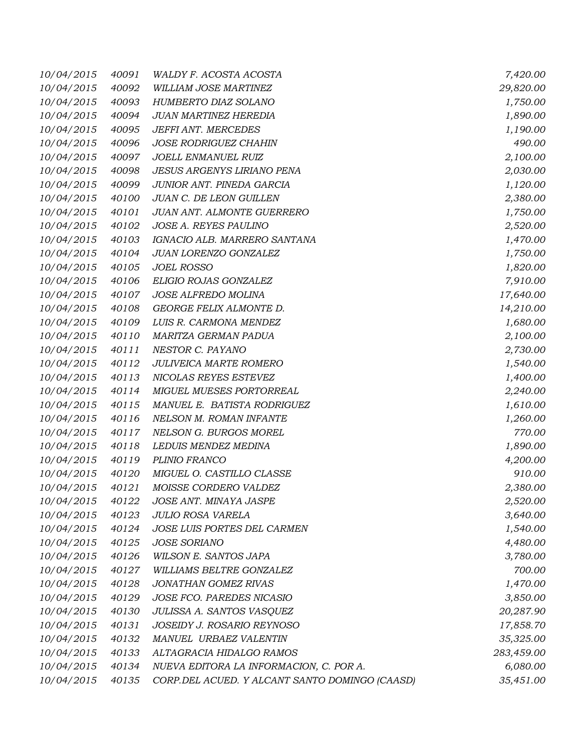| | | | |
|---|---|---|---|
| *10/04/2015* | *40091* | *WALDY F. ACOSTA ACOSTA* | *7,420.00* |
| *10/04/2015* | *40092* | *WILLIAM JOSE MARTINEZ* | *29,820.00* |
| *10/04/2015* | *40093* | *HUMBERTO DIAZ SOLANO* | *1,750.00* |
| *10/04/2015* | *40094* | *JUAN MARTINEZ HEREDIA* | *1,890.00* |
| *10/04/2015* | *40095* | *JEFFI ANT. MERCEDES* | *1,190.00* |
| *10/04/2015* | *40096* | *JOSE RODRIGUEZ CHAHIN* | *490.00* |
| *10/04/2015* | *40097* | *JOELL ENMANUEL RUIZ* | *2,100.00* |
| *10/04/2015* | *40098* | *JESUS ARGENYS LIRIANO PENA* | *2,030.00* |
| *10/04/2015* | *40099* | *JUNIOR ANT. PINEDA GARCIA* | *1,120.00* |
| *10/04/2015* | *40100* | *JUAN C. DE LEON GUILLEN* | *2,380.00* |
| *10/04/2015* | *40101* | *JUAN ANT. ALMONTE GUERRERO* | *1,750.00* |
| *10/04/2015* | *40102* | *JOSE A. REYES PAULINO* | *2,520.00* |
| *10/04/2015* | *40103* | *IGNACIO ALB. MARRERO SANTANA* | *1,470.00* |
| *10/04/2015* | *40104* | *JUAN LORENZO GONZALEZ* | *1,750.00* |
| *10/04/2015* | *40105* | *JOEL ROSSO* | *1,820.00* |
| *10/04/2015* | *40106* | *ELIGIO ROJAS GONZALEZ* | *7,910.00* |
| *10/04/2015* | *40107* | *JOSE ALFREDO MOLINA* | *17,640.00* |
| *10/04/2015* | *40108* | *GEORGE FELIX ALMONTE D.* | *14,210.00* |
| *10/04/2015* | *40109* | *LUIS R. CARMONA MENDEZ* | *1,680.00* |
| *10/04/2015* | *40110* | *MARITZA GERMAN PADUA* | *2,100.00* |
| *10/04/2015* | *40111* | *NESTOR C. PAYANO* | *2,730.00* |
| *10/04/2015* | *40112* | *JULIVEICA MARTE ROMERO* | *1,540.00* |
| *10/04/2015* | *40113* | *NICOLAS REYES ESTEVEZ* | *1,400.00* |
| *10/04/2015* | *40114* | *MIGUEL MUESES PORTORREAL* | *2,240.00* |
| *10/04/2015* | *40115* | *MANUEL E. BATISTA RODRIGUEZ* | *1,610.00* |
| *10/04/2015* | *40116* | *NELSON M. ROMAN INFANTE* | *1,260.00* |
| *10/04/2015* | *40117* | *NELSON G. BURGOS MOREL* | *770.00* |
| *10/04/2015* | *40118* | *LEDUIS MENDEZ MEDINA* | *1,890.00* |
| *10/04/2015* | *40119* | *PLINIO FRANCO* | *4,200.00* |
| *10/04/2015* | *40120* | *MIGUEL O. CASTILLO CLASSE* | *910.00* |
| *10/04/2015* | *40121* | *MOISSE CORDERO VALDEZ* | *2,380.00* |
| *10/04/2015* | *40122* | *JOSE ANT. MINAYA JASPE* | *2,520.00* |
| *10/04/2015* | *40123* | *JULIO ROSA VARELA* | *3,640.00* |
| *10/04/2015* | *40124* | *JOSE LUIS PORTES DEL CARMEN* | *1,540.00* |
| *10/04/2015* | *40125* | *JOSE SORIANO* | *4,480.00* |
| *10/04/2015* | *40126* | *WILSON E. SANTOS JAPA* | *3,780.00* |
| *10/04/2015* | *40127* | *WILLIAMS BELTRE GONZALEZ* | *700.00* |
| *10/04/2015* | *40128* | *JONATHAN GOMEZ RIVAS* | *1,470.00* |
| *10/04/2015* | *40129* | *JOSE FCO. PAREDES NICASIO* | *3,850.00* |
| *10/04/2015* | *40130* | *JULISSA A. SANTOS VASQUEZ* | *20,287.90* |
| *10/04/2015* | *40131* | *JOSEIDY J. ROSARIO REYNOSO* | *17,858.70* |
| *10/04/2015* | *40132* | *MANUEL URBAEZ VALENTIN* | *35,325.00* |
| *10/04/2015* | *40133* | *ALTAGRACIA HIDALGO RAMOS* | *283,459.00* |
| *10/04/2015* | *40134* | *NUEVA EDITORA LA INFORMACION, C. POR A.* | *6,080.00* |
| *10/04/2015* | *40135* | *CORP.DEL ACUED. Y ALCANT SANTO DOMINGO (CAASD)* | *35,451.00* |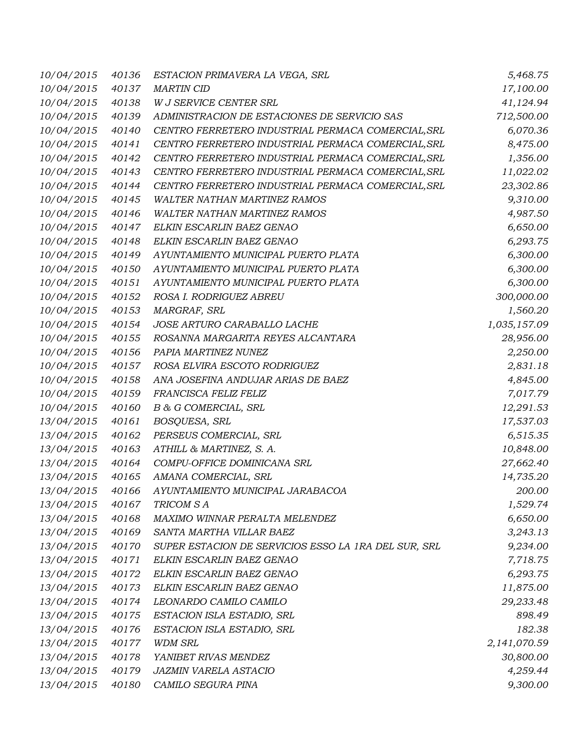| | | | |
|---|---|---|---|
| 10/04/2015 | 40136 | ESTACION PRIMAVERA LA VEGA, SRL | 5,468.75 |
| 10/04/2015 | 40137 | MARTIN CID | 17,100.00 |
| 10/04/2015 | 40138 | W J SERVICE CENTER SRL | 41,124.94 |
| 10/04/2015 | 40139 | ADMINISTRACION DE ESTACIONES DE SERVICIO SAS | 712,500.00 |
| 10/04/2015 | 40140 | CENTRO FERRETERO INDUSTRIAL PERMACA COMERCIAL,SRL | 6,070.36 |
| 10/04/2015 | 40141 | CENTRO FERRETERO INDUSTRIAL PERMACA COMERCIAL,SRL | 8,475.00 |
| 10/04/2015 | 40142 | CENTRO FERRETERO INDUSTRIAL PERMACA COMERCIAL,SRL | 1,356.00 |
| 10/04/2015 | 40143 | CENTRO FERRETERO INDUSTRIAL PERMACA COMERCIAL,SRL | 11,022.02 |
| 10/04/2015 | 40144 | CENTRO FERRETERO INDUSTRIAL PERMACA COMERCIAL,SRL | 23,302.86 |
| 10/04/2015 | 40145 | WALTER NATHAN MARTINEZ RAMOS | 9,310.00 |
| 10/04/2015 | 40146 | WALTER NATHAN MARTINEZ RAMOS | 4,987.50 |
| 10/04/2015 | 40147 | ELKIN ESCARLIN BAEZ GENAO | 6,650.00 |
| 10/04/2015 | 40148 | ELKIN ESCARLIN BAEZ GENAO | 6,293.75 |
| 10/04/2015 | 40149 | AYUNTAMIENTO MUNICIPAL PUERTO PLATA | 6,300.00 |
| 10/04/2015 | 40150 | AYUNTAMIENTO MUNICIPAL PUERTO PLATA | 6,300.00 |
| 10/04/2015 | 40151 | AYUNTAMIENTO MUNICIPAL PUERTO PLATA | 6,300.00 |
| 10/04/2015 | 40152 | ROSA I. RODRIGUEZ ABREU | 300,000.00 |
| 10/04/2015 | 40153 | MARGRAF, SRL | 1,560.20 |
| 10/04/2015 | 40154 | JOSE ARTURO CARABALLO LACHE | 1,035,157.09 |
| 10/04/2015 | 40155 | ROSANNA MARGARITA REYES ALCANTARA | 28,956.00 |
| 10/04/2015 | 40156 | PAPIA MARTINEZ NUNEZ | 2,250.00 |
| 10/04/2015 | 40157 | ROSA ELVIRA ESCOTO RODRIGUEZ | 2,831.18 |
| 10/04/2015 | 40158 | ANA JOSEFINA ANDUJAR ARIAS DE BAEZ | 4,845.00 |
| 10/04/2015 | 40159 | FRANCISCA FELIZ FELIZ | 7,017.79 |
| 10/04/2015 | 40160 | B & G COMERCIAL, SRL | 12,291.53 |
| 13/04/2015 | 40161 | BOSQUESA, SRL | 17,537.03 |
| 13/04/2015 | 40162 | PERSEUS COMERCIAL, SRL | 6,515.35 |
| 13/04/2015 | 40163 | ATHILL & MARTINEZ, S. A. | 10,848.00 |
| 13/04/2015 | 40164 | COMPU-OFFICE DOMINICANA SRL | 27,662.40 |
| 13/04/2015 | 40165 | AMANA COMERCIAL, SRL | 14,735.20 |
| 13/04/2015 | 40166 | AYUNTAMIENTO MUNICIPAL JARABACOA | 200.00 |
| 13/04/2015 | 40167 | TRICOM S A | 1,529.74 |
| 13/04/2015 | 40168 | MAXIMO WINNAR PERALTA MELENDEZ | 6,650.00 |
| 13/04/2015 | 40169 | SANTA MARTHA VILLAR BAEZ | 3,243.13 |
| 13/04/2015 | 40170 | SUPER ESTACION DE SERVICIOS ESSO LA 1RA DEL SUR, SRL | 9,234.00 |
| 13/04/2015 | 40171 | ELKIN ESCARLIN BAEZ GENAO | 7,718.75 |
| 13/04/2015 | 40172 | ELKIN ESCARLIN BAEZ GENAO | 6,293.75 |
| 13/04/2015 | 40173 | ELKIN ESCARLIN BAEZ GENAO | 11,875.00 |
| 13/04/2015 | 40174 | LEONARDO CAMILO CAMILO | 29,233.48 |
| 13/04/2015 | 40175 | ESTACION ISLA ESTADIO, SRL | 898.49 |
| 13/04/2015 | 40176 | ESTACION ISLA ESTADIO, SRL | 182.38 |
| 13/04/2015 | 40177 | WDM SRL | 2,141,070.59 |
| 13/04/2015 | 40178 | YANIBET RIVAS MENDEZ | 30,800.00 |
| 13/04/2015 | 40179 | JAZMIN VARELA ASTACIO | 4,259.44 |
| 13/04/2015 | 40180 | CAMILO SEGURA PINA | 9,300.00 |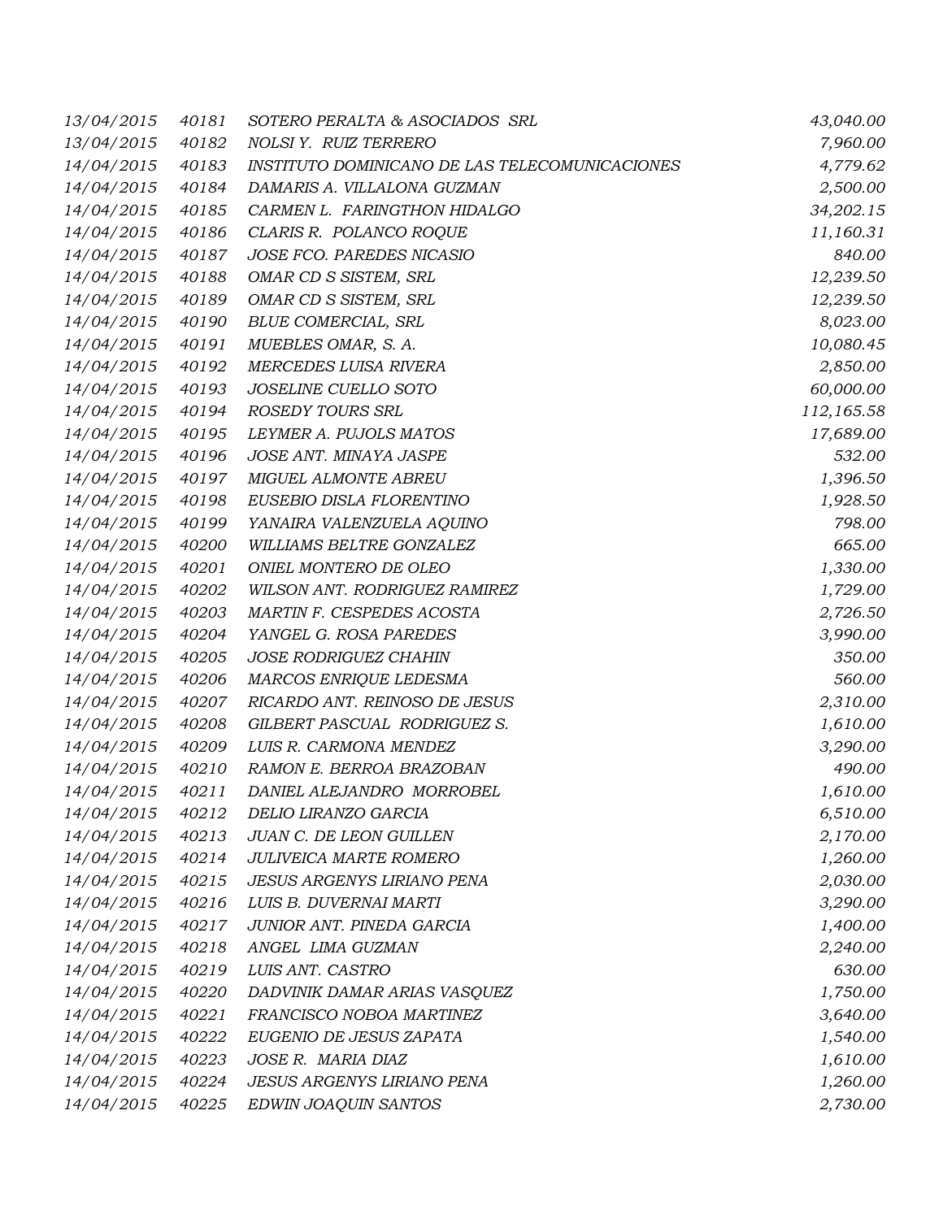| | | | |
|---|---|---|---|
| *13/04/2015* | *40181* | *SOTERO PERALTA & ASOCIADOS SRL* | *43,040.00* |
| *13/04/2015* | *40182* | *NOLSI Y. RUIZ TERRERO* | *7,960.00* |
| *14/04/2015* | *40183* | *INSTITUTO DOMINICANO DE LAS TELECOMUNICACIONES* | *4,779.62* |
| *14/04/2015* | *40184* | *DAMARIS A. VILLALONA GUZMAN* | *2,500.00* |
| *14/04/2015* | *40185* | *CARMEN L. FARINGTHON HIDALGO* | *34,202.15* |
| *14/04/2015* | *40186* | *CLARIS R. POLANCO ROQUE* | *11,160.31* |
| *14/04/2015* | *40187* | *JOSE FCO. PAREDES NICASIO* | *840.00* |
| *14/04/2015* | *40188* | *OMAR CD S SISTEM, SRL* | *12,239.50* |
| *14/04/2015* | *40189* | *OMAR CD S SISTEM, SRL* | *12,239.50* |
| *14/04/2015* | *40190* | *BLUE COMERCIAL, SRL* | *8,023.00* |
| *14/04/2015* | *40191* | *MUEBLES OMAR, S. A.* | *10,080.45* |
| *14/04/2015* | *40192* | *MERCEDES LUISA RIVERA* | *2,850.00* |
| *14/04/2015* | *40193* | *JOSELINE CUELLO SOTO* | *60,000.00* |
| *14/04/2015* | *40194* | *ROSEDY TOURS SRL* | *112,165.58* |
| *14/04/2015* | *40195* | *LEYMER A. PUJOLS MATOS* | *17,689.00* |
| *14/04/2015* | *40196* | *JOSE ANT. MINAYA JASPE* | *532.00* |
| *14/04/2015* | *40197* | *MIGUEL ALMONTE ABREU* | *1,396.50* |
| *14/04/2015* | *40198* | *EUSEBIO DISLA FLORENTINO* | *1,928.50* |
| *14/04/2015* | *40199* | *YANAIRA VALENZUELA AQUINO* | *798.00* |
| *14/04/2015* | *40200* | *WILLIAMS BELTRE GONZALEZ* | *665.00* |
| *14/04/2015* | *40201* | *ONIEL MONTERO DE OLEO* | *1,330.00* |
| *14/04/2015* | *40202* | *WILSON ANT. RODRIGUEZ RAMIREZ* | *1,729.00* |
| *14/04/2015* | *40203* | *MARTIN F. CESPEDES ACOSTA* | *2,726.50* |
| *14/04/2015* | *40204* | *YANGEL G. ROSA PAREDES* | *3,990.00* |
| *14/04/2015* | *40205* | *JOSE RODRIGUEZ CHAHIN* | *350.00* |
| *14/04/2015* | *40206* | *MARCOS ENRIQUE LEDESMA* | *560.00* |
| *14/04/2015* | *40207* | *RICARDO ANT. REINOSO DE JESUS* | *2,310.00* |
| *14/04/2015* | *40208* | *GILBERT PASCUAL RODRIGUEZ S.* | *1,610.00* |
| *14/04/2015* | *40209* | *LUIS R. CARMONA MENDEZ* | *3,290.00* |
| *14/04/2015* | *40210* | *RAMON E. BERROA BRAZOBAN* | *490.00* |
| *14/04/2015* | *40211* | *DANIEL ALEJANDRO MORROBEL* | *1,610.00* |
| *14/04/2015* | *40212* | *DELIO LIRANZO GARCIA* | *6,510.00* |
| *14/04/2015* | *40213* | *JUAN C. DE LEON GUILLEN* | *2,170.00* |
| *14/04/2015* | *40214* | *JULIVEICA MARTE ROMERO* | *1,260.00* |
| *14/04/2015* | *40215* | *JESUS ARGENYS LIRIANO PENA* | *2,030.00* |
| *14/04/2015* | *40216* | *LUIS B. DUVERNAI MARTI* | *3,290.00* |
| *14/04/2015* | *40217* | *JUNIOR ANT. PINEDA GARCIA* | *1,400.00* |
| *14/04/2015* | *40218* | *ANGEL LIMA GUZMAN* | *2,240.00* |
| *14/04/2015* | *40219* | *LUIS ANT. CASTRO* | *630.00* |
| *14/04/2015* | *40220* | *DADVINIK DAMAR ARIAS VASQUEZ* | *1,750.00* |
| *14/04/2015* | *40221* | *FRANCISCO NOBOA MARTINEZ* | *3,640.00* |
| *14/04/2015* | *40222* | *EUGENIO DE JESUS ZAPATA* | *1,540.00* |
| *14/04/2015* | *40223* | *JOSE R. MARIA DIAZ* | *1,610.00* |
| *14/04/2015* | *40224* | *JESUS ARGENYS LIRIANO PENA* | *1,260.00* |
| *14/04/2015* | *40225* | *EDWIN JOAQUIN SANTOS* | *2,730.00* |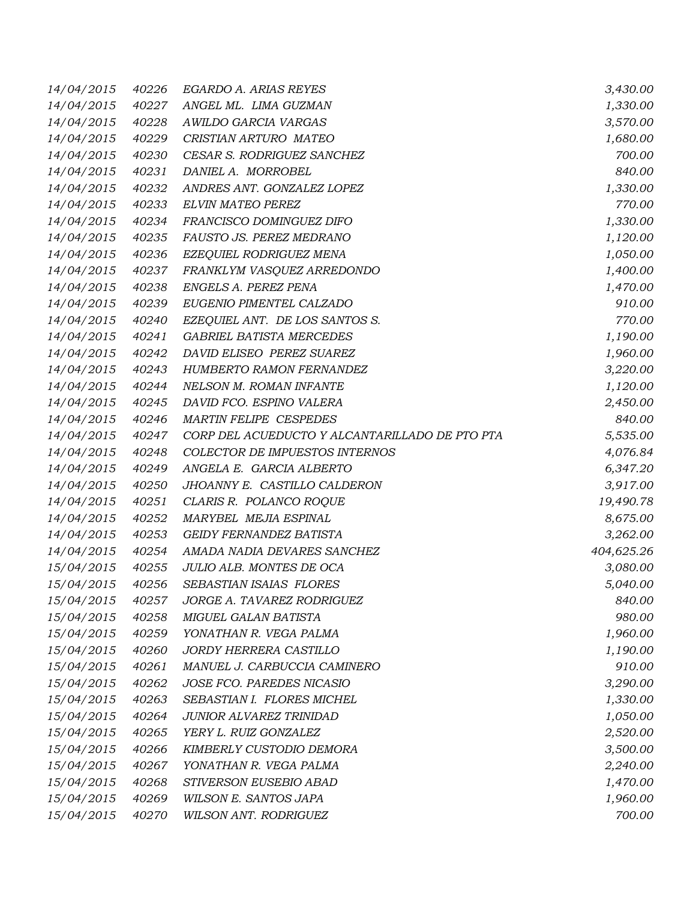| | | | |
|---|---|---|---|
| 14/04/2015 | 40226 | EGARDO A. ARIAS REYES | 3,430.00 |
| 14/04/2015 | 40227 | ANGEL ML. LIMA GUZMAN | 1,330.00 |
| 14/04/2015 | 40228 | AWILDO GARCIA VARGAS | 3,570.00 |
| 14/04/2015 | 40229 | CRISTIAN ARTURO MATEO | 1,680.00 |
| 14/04/2015 | 40230 | CESAR S. RODRIGUEZ SANCHEZ | 700.00 |
| 14/04/2015 | 40231 | DANIEL A. MORROBEL | 840.00 |
| 14/04/2015 | 40232 | ANDRES ANT. GONZALEZ LOPEZ | 1,330.00 |
| 14/04/2015 | 40233 | ELVIN MATEO PEREZ | 770.00 |
| 14/04/2015 | 40234 | FRANCISCO DOMINGUEZ DIFO | 1,330.00 |
| 14/04/2015 | 40235 | FAUSTO JS. PEREZ MEDRANO | 1,120.00 |
| 14/04/2015 | 40236 | EZEQUIEL RODRIGUEZ MENA | 1,050.00 |
| 14/04/2015 | 40237 | FRANKLYM VASQUEZ ARREDONDO | 1,400.00 |
| 14/04/2015 | 40238 | ENGELS A. PEREZ PENA | 1,470.00 |
| 14/04/2015 | 40239 | EUGENIO PIMENTEL CALZADO | 910.00 |
| 14/04/2015 | 40240 | EZEQUIEL ANT. DE LOS SANTOS S. | 770.00 |
| 14/04/2015 | 40241 | GABRIEL BATISTA MERCEDES | 1,190.00 |
| 14/04/2015 | 40242 | DAVID ELISEO PEREZ SUAREZ | 1,960.00 |
| 14/04/2015 | 40243 | HUMBERTO RAMON FERNANDEZ | 3,220.00 |
| 14/04/2015 | 40244 | NELSON M. ROMAN INFANTE | 1,120.00 |
| 14/04/2015 | 40245 | DAVID FCO. ESPINO VALERA | 2,450.00 |
| 14/04/2015 | 40246 | MARTIN FELIPE CESPEDES | 840.00 |
| 14/04/2015 | 40247 | CORP DEL ACUEDUCTO Y ALCANTARILLADO DE PTO PTA | 5,535.00 |
| 14/04/2015 | 40248 | COLECTOR DE IMPUESTOS INTERNOS | 4,076.84 |
| 14/04/2015 | 40249 | ANGELA E. GARCIA ALBERTO | 6,347.20 |
| 14/04/2015 | 40250 | JHOANNY E. CASTILLO CALDERON | 3,917.00 |
| 14/04/2015 | 40251 | CLARIS R. POLANCO ROQUE | 19,490.78 |
| 14/04/2015 | 40252 | MARYBEL MEJIA ESPINAL | 8,675.00 |
| 14/04/2015 | 40253 | GEIDY FERNANDEZ BATISTA | 3,262.00 |
| 14/04/2015 | 40254 | AMADA NADIA DEVARES SANCHEZ | 404,625.26 |
| 15/04/2015 | 40255 | JULIO ALB. MONTES DE OCA | 3,080.00 |
| 15/04/2015 | 40256 | SEBASTIAN ISAIAS FLORES | 5,040.00 |
| 15/04/2015 | 40257 | JORGE A. TAVAREZ RODRIGUEZ | 840.00 |
| 15/04/2015 | 40258 | MIGUEL GALAN BATISTA | 980.00 |
| 15/04/2015 | 40259 | YONATHAN R. VEGA PALMA | 1,960.00 |
| 15/04/2015 | 40260 | JORDY HERRERA CASTILLO | 1,190.00 |
| 15/04/2015 | 40261 | MANUEL J. CARBUCCIA CAMINERO | 910.00 |
| 15/04/2015 | 40262 | JOSE FCO. PAREDES NICASIO | 3,290.00 |
| 15/04/2015 | 40263 | SEBASTIAN I. FLORES MICHEL | 1,330.00 |
| 15/04/2015 | 40264 | JUNIOR ALVAREZ TRINIDAD | 1,050.00 |
| 15/04/2015 | 40265 | YERY L. RUIZ GONZALEZ | 2,520.00 |
| 15/04/2015 | 40266 | KIMBERLY CUSTODIO DEMORA | 3,500.00 |
| 15/04/2015 | 40267 | YONATHAN R. VEGA PALMA | 2,240.00 |
| 15/04/2015 | 40268 | STIVERSON EUSEBIO ABAD | 1,470.00 |
| 15/04/2015 | 40269 | WILSON E. SANTOS JAPA | 1,960.00 |
| 15/04/2015 | 40270 | WILSON ANT. RODRIGUEZ | 700.00 |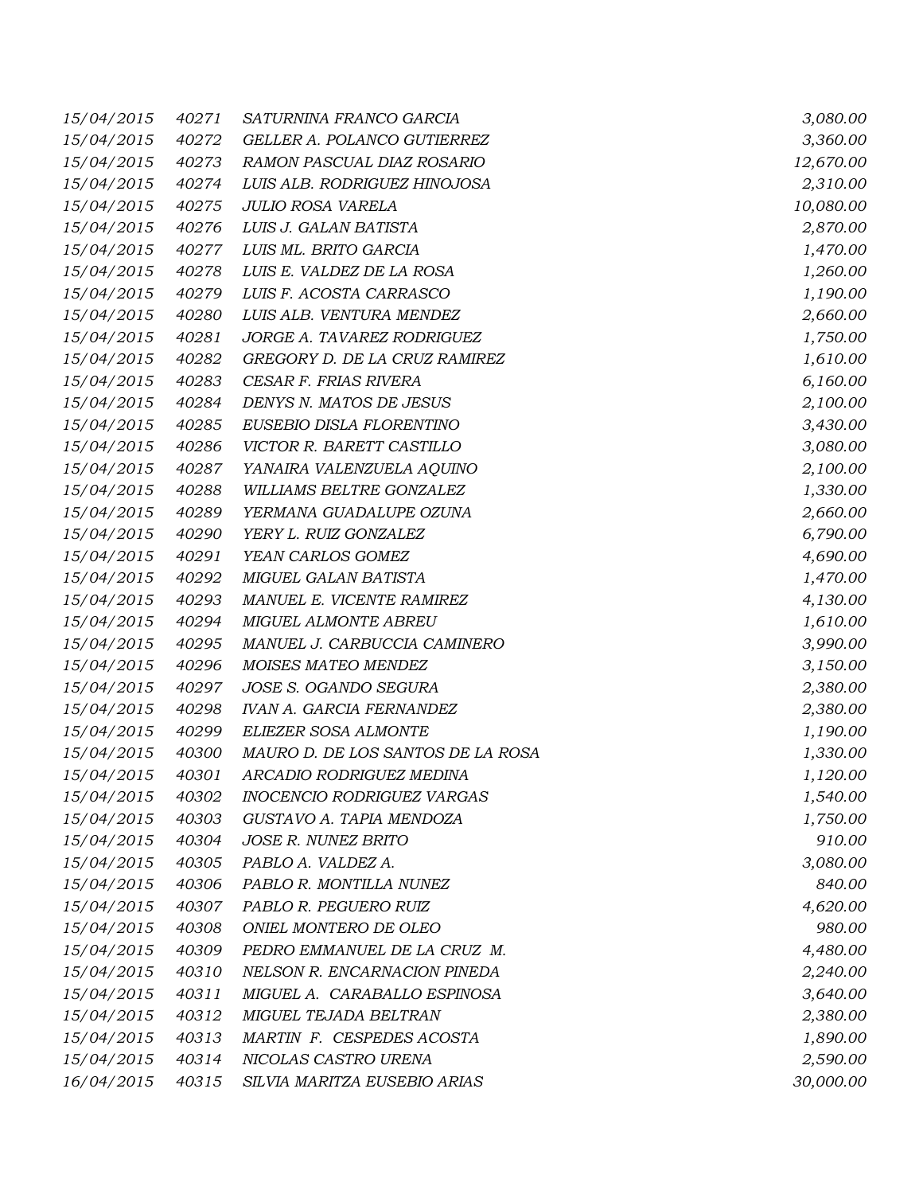| | | | |
|---|---|---|---|
| 15/04/2015 | 40271 | SATURNINA FRANCO GARCIA | 3,080.00 |
| 15/04/2015 | 40272 | GELLER A. POLANCO GUTIERREZ | 3,360.00 |
| 15/04/2015 | 40273 | RAMON PASCUAL DIAZ ROSARIO | 12,670.00 |
| 15/04/2015 | 40274 | LUIS ALB. RODRIGUEZ HINOJOSA | 2,310.00 |
| 15/04/2015 | 40275 | JULIO ROSA VARELA | 10,080.00 |
| 15/04/2015 | 40276 | LUIS J. GALAN BATISTA | 2,870.00 |
| 15/04/2015 | 40277 | LUIS ML. BRITO GARCIA | 1,470.00 |
| 15/04/2015 | 40278 | LUIS E. VALDEZ DE LA ROSA | 1,260.00 |
| 15/04/2015 | 40279 | LUIS F. ACOSTA CARRASCO | 1,190.00 |
| 15/04/2015 | 40280 | LUIS ALB. VENTURA MENDEZ | 2,660.00 |
| 15/04/2015 | 40281 | JORGE A. TAVAREZ RODRIGUEZ | 1,750.00 |
| 15/04/2015 | 40282 | GREGORY D. DE LA CRUZ RAMIREZ | 1,610.00 |
| 15/04/2015 | 40283 | CESAR F. FRIAS RIVERA | 6,160.00 |
| 15/04/2015 | 40284 | DENYS N. MATOS DE JESUS | 2,100.00 |
| 15/04/2015 | 40285 | EUSEBIO DISLA FLORENTINO | 3,430.00 |
| 15/04/2015 | 40286 | VICTOR R. BARETT CASTILLO | 3,080.00 |
| 15/04/2015 | 40287 | YANAIRA VALENZUELA AQUINO | 2,100.00 |
| 15/04/2015 | 40288 | WILLIAMS BELTRE GONZALEZ | 1,330.00 |
| 15/04/2015 | 40289 | YERMANA GUADALUPE OZUNA | 2,660.00 |
| 15/04/2015 | 40290 | YERY L. RUIZ GONZALEZ | 6,790.00 |
| 15/04/2015 | 40291 | YEAN CARLOS GOMEZ | 4,690.00 |
| 15/04/2015 | 40292 | MIGUEL GALAN BATISTA | 1,470.00 |
| 15/04/2015 | 40293 | MANUEL E. VICENTE RAMIREZ | 4,130.00 |
| 15/04/2015 | 40294 | MIGUEL ALMONTE ABREU | 1,610.00 |
| 15/04/2015 | 40295 | MANUEL J. CARBUCCIA CAMINERO | 3,990.00 |
| 15/04/2015 | 40296 | MOISES MATEO MENDEZ | 3,150.00 |
| 15/04/2015 | 40297 | JOSE S. OGANDO SEGURA | 2,380.00 |
| 15/04/2015 | 40298 | IVAN A. GARCIA FERNANDEZ | 2,380.00 |
| 15/04/2015 | 40299 | ELIEZER SOSA ALMONTE | 1,190.00 |
| 15/04/2015 | 40300 | MAURO D. DE LOS SANTOS DE LA ROSA | 1,330.00 |
| 15/04/2015 | 40301 | ARCADIO RODRIGUEZ MEDINA | 1,120.00 |
| 15/04/2015 | 40302 | INOCENCIO RODRIGUEZ VARGAS | 1,540.00 |
| 15/04/2015 | 40303 | GUSTAVO A. TAPIA MENDOZA | 1,750.00 |
| 15/04/2015 | 40304 | JOSE R. NUNEZ BRITO | 910.00 |
| 15/04/2015 | 40305 | PABLO A. VALDEZ A. | 3,080.00 |
| 15/04/2015 | 40306 | PABLO R. MONTILLA NUNEZ | 840.00 |
| 15/04/2015 | 40307 | PABLO R. PEGUERO RUIZ | 4,620.00 |
| 15/04/2015 | 40308 | ONIEL MONTERO DE OLEO | 980.00 |
| 15/04/2015 | 40309 | PEDRO EMMANUEL DE LA CRUZ M. | 4,480.00 |
| 15/04/2015 | 40310 | NELSON R. ENCARNACION PINEDA | 2,240.00 |
| 15/04/2015 | 40311 | MIGUEL A. CARABALLO ESPINOSA | 3,640.00 |
| 15/04/2015 | 40312 | MIGUEL TEJADA BELTRAN | 2,380.00 |
| 15/04/2015 | 40313 | MARTIN F. CESPEDES ACOSTA | 1,890.00 |
| 15/04/2015 | 40314 | NICOLAS CASTRO URENA | 2,590.00 |
| 16/04/2015 | 40315 | SILVIA MARITZA EUSEBIO ARIAS | 30,000.00 |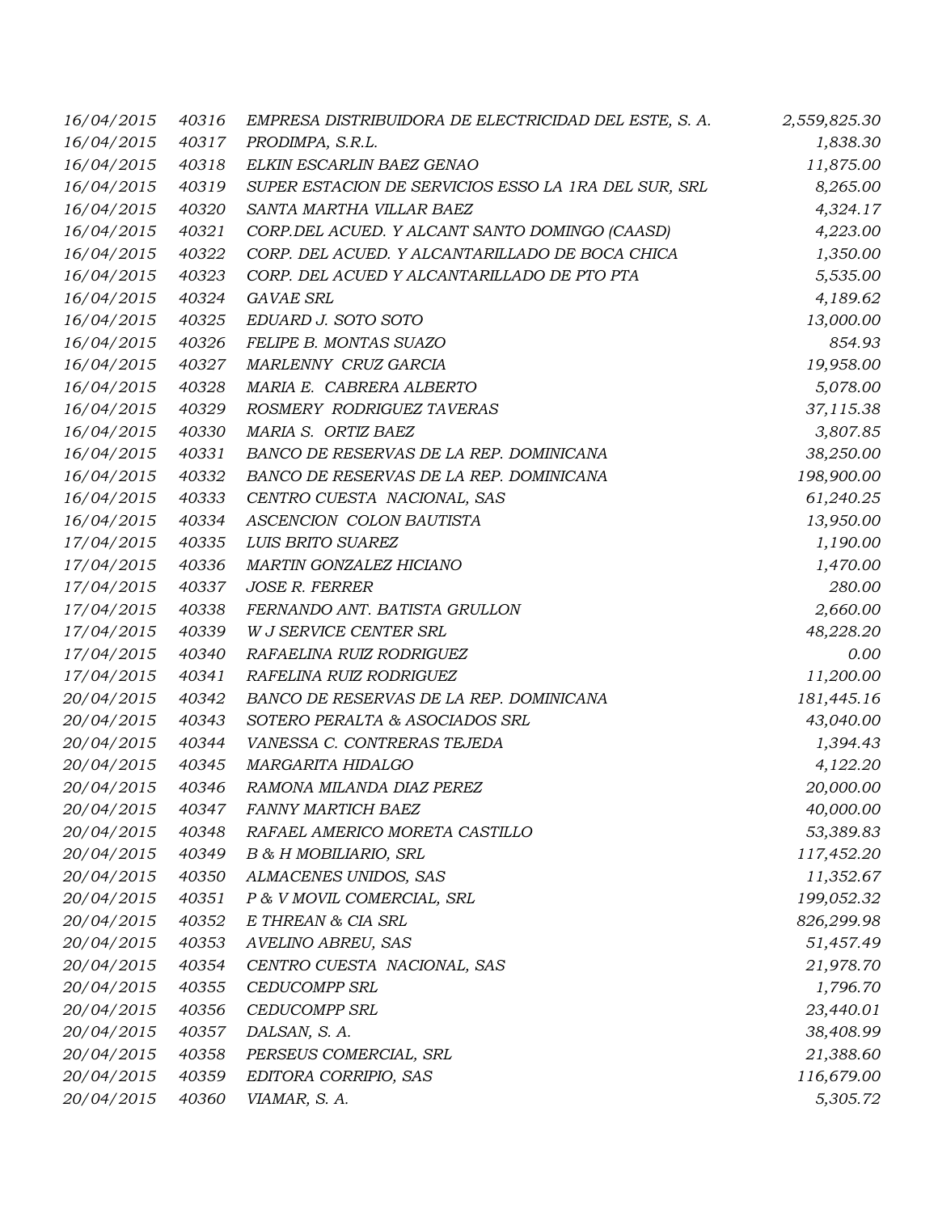| | | | |
|---|---|---|---|
| 16/04/2015 | 40316 | EMPRESA DISTRIBUIDORA DE ELECTRICIDAD DEL ESTE, S. A. | 2,559,825.30 |
| 16/04/2015 | 40317 | PRODIMPA, S.R.L. | 1,838.30 |
| 16/04/2015 | 40318 | ELKIN ESCARLIN BAEZ GENAO | 11,875.00 |
| 16/04/2015 | 40319 | SUPER ESTACION DE SERVICIOS ESSO LA 1RA DEL SUR, SRL | 8,265.00 |
| 16/04/2015 | 40320 | SANTA MARTHA VILLAR BAEZ | 4,324.17 |
| 16/04/2015 | 40321 | CORP.DEL ACUED. Y ALCANT SANTO DOMINGO (CAASD) | 4,223.00 |
| 16/04/2015 | 40322 | CORP. DEL ACUED. Y ALCANTARILLADO DE BOCA CHICA | 1,350.00 |
| 16/04/2015 | 40323 | CORP. DEL ACUED Y ALCANTARILLADO DE PTO PTA | 5,535.00 |
| 16/04/2015 | 40324 | GAVAE SRL | 4,189.62 |
| 16/04/2015 | 40325 | EDUARD J. SOTO SOTO | 13,000.00 |
| 16/04/2015 | 40326 | FELIPE B. MONTAS SUAZO | 854.93 |
| 16/04/2015 | 40327 | MARLENNY CRUZ GARCIA | 19,958.00 |
| 16/04/2015 | 40328 | MARIA E. CABRERA ALBERTO | 5,078.00 |
| 16/04/2015 | 40329 | ROSMERY RODRIGUEZ TAVERAS | 37,115.38 |
| 16/04/2015 | 40330 | MARIA S. ORTIZ BAEZ | 3,807.85 |
| 16/04/2015 | 40331 | BANCO DE RESERVAS DE LA REP. DOMINICANA | 38,250.00 |
| 16/04/2015 | 40332 | BANCO DE RESERVAS DE LA REP. DOMINICANA | 198,900.00 |
| 16/04/2015 | 40333 | CENTRO CUESTA NACIONAL, SAS | 61,240.25 |
| 16/04/2015 | 40334 | ASCENCION COLON BAUTISTA | 13,950.00 |
| 17/04/2015 | 40335 | LUIS BRITO SUAREZ | 1,190.00 |
| 17/04/2015 | 40336 | MARTIN GONZALEZ HICIANO | 1,470.00 |
| 17/04/2015 | 40337 | JOSE R. FERRER | 280.00 |
| 17/04/2015 | 40338 | FERNANDO ANT. BATISTA GRULLON | 2,660.00 |
| 17/04/2015 | 40339 | W J SERVICE CENTER SRL | 48,228.20 |
| 17/04/2015 | 40340 | RAFAELINA RUIZ RODRIGUEZ | 0.00 |
| 17/04/2015 | 40341 | RAFELINA RUIZ RODRIGUEZ | 11,200.00 |
| 20/04/2015 | 40342 | BANCO DE RESERVAS DE LA REP. DOMINICANA | 181,445.16 |
| 20/04/2015 | 40343 | SOTERO PERALTA & ASOCIADOS SRL | 43,040.00 |
| 20/04/2015 | 40344 | VANESSA C. CONTRERAS TEJEDA | 1,394.43 |
| 20/04/2015 | 40345 | MARGARITA HIDALGO | 4,122.20 |
| 20/04/2015 | 40346 | RAMONA MILANDA DIAZ PEREZ | 20,000.00 |
| 20/04/2015 | 40347 | FANNY MARTICH BAEZ | 40,000.00 |
| 20/04/2015 | 40348 | RAFAEL AMERICO MORETA CASTILLO | 53,389.83 |
| 20/04/2015 | 40349 | B & H MOBILIARIO, SRL | 117,452.20 |
| 20/04/2015 | 40350 | ALMACENES UNIDOS, SAS | 11,352.67 |
| 20/04/2015 | 40351 | P & V MOVIL COMERCIAL, SRL | 199,052.32 |
| 20/04/2015 | 40352 | E THREAN & CIA SRL | 826,299.98 |
| 20/04/2015 | 40353 | AVELINO ABREU, SAS | 51,457.49 |
| 20/04/2015 | 40354 | CENTRO CUESTA NACIONAL, SAS | 21,978.70 |
| 20/04/2015 | 40355 | CEDUCOMPP SRL | 1,796.70 |
| 20/04/2015 | 40356 | CEDUCOMPP SRL | 23,440.01 |
| 20/04/2015 | 40357 | DALSAN, S. A. | 38,408.99 |
| 20/04/2015 | 40358 | PERSEUS COMERCIAL, SRL | 21,388.60 |
| 20/04/2015 | 40359 | EDITORA CORRIPIO, SAS | 116,679.00 |
| 20/04/2015 | 40360 | VIAMAR, S. A. | 5,305.72 |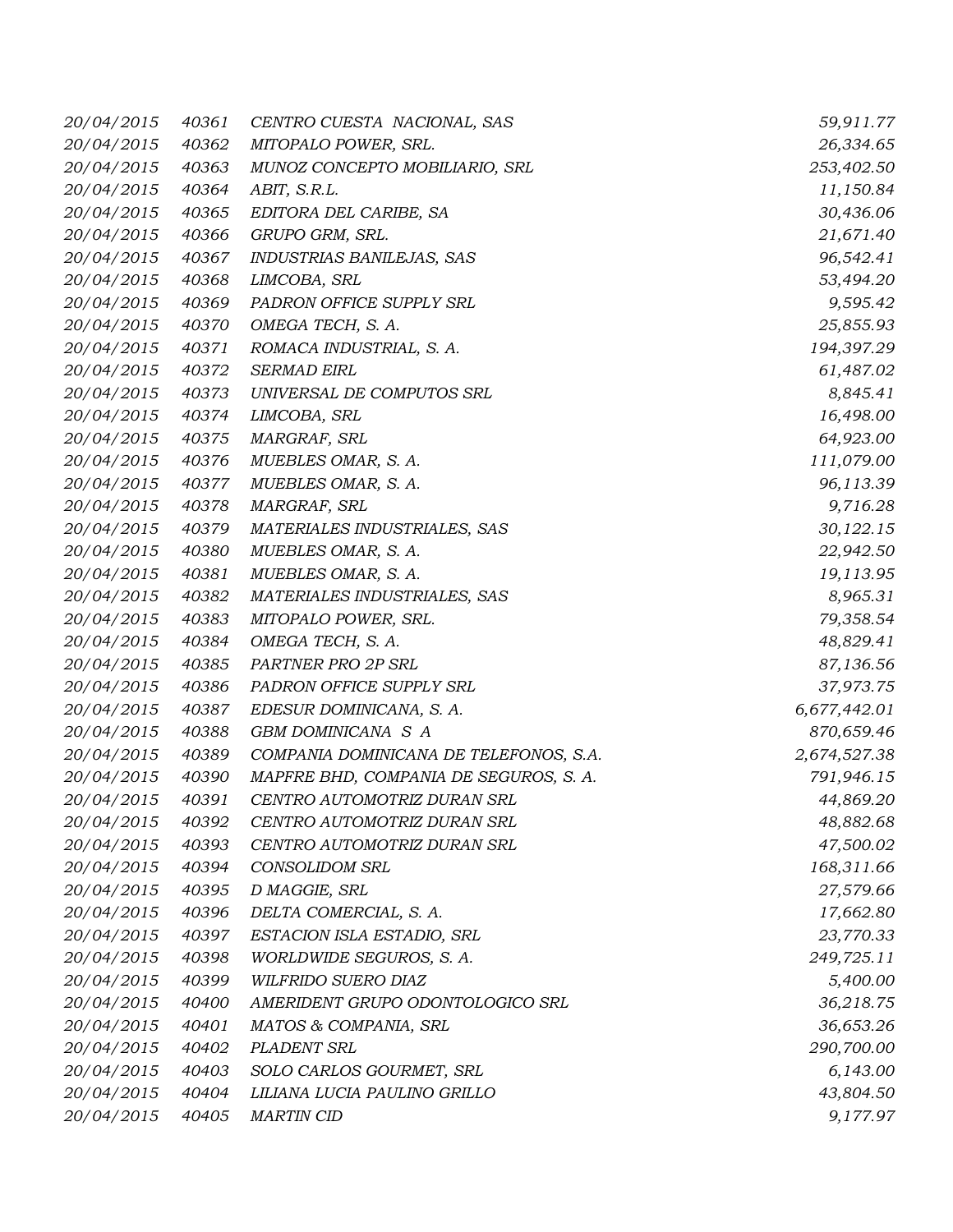| | | | |
|---|---|---|---|
| 20/04/2015 | 40361 | CENTRO CUESTA NACIONAL, SAS | 59,911.77 |
| 20/04/2015 | 40362 | MITOPALO POWER, SRL. | 26,334.65 |
| 20/04/2015 | 40363 | MUNOZ CONCEPTO MOBILIARIO, SRL | 253,402.50 |
| 20/04/2015 | 40364 | ABIT, S.R.L. | 11,150.84 |
| 20/04/2015 | 40365 | EDITORA DEL CARIBE, SA | 30,436.06 |
| 20/04/2015 | 40366 | GRUPO GRM, SRL. | 21,671.40 |
| 20/04/2015 | 40367 | INDUSTRIAS BANILEJAS, SAS | 96,542.41 |
| 20/04/2015 | 40368 | LIMCOBA, SRL | 53,494.20 |
| 20/04/2015 | 40369 | PADRON OFFICE SUPPLY SRL | 9,595.42 |
| 20/04/2015 | 40370 | OMEGA TECH, S. A. | 25,855.93 |
| 20/04/2015 | 40371 | ROMACA INDUSTRIAL, S. A. | 194,397.29 |
| 20/04/2015 | 40372 | SERMAD EIRL | 61,487.02 |
| 20/04/2015 | 40373 | UNIVERSAL DE COMPUTOS SRL | 8,845.41 |
| 20/04/2015 | 40374 | LIMCOBA, SRL | 16,498.00 |
| 20/04/2015 | 40375 | MARGRAF, SRL | 64,923.00 |
| 20/04/2015 | 40376 | MUEBLES OMAR, S. A. | 111,079.00 |
| 20/04/2015 | 40377 | MUEBLES OMAR, S. A. | 96,113.39 |
| 20/04/2015 | 40378 | MARGRAF, SRL | 9,716.28 |
| 20/04/2015 | 40379 | MATERIALES INDUSTRIALES, SAS | 30,122.15 |
| 20/04/2015 | 40380 | MUEBLES OMAR, S. A. | 22,942.50 |
| 20/04/2015 | 40381 | MUEBLES OMAR, S. A. | 19,113.95 |
| 20/04/2015 | 40382 | MATERIALES INDUSTRIALES, SAS | 8,965.31 |
| 20/04/2015 | 40383 | MITOPALO POWER, SRL. | 79,358.54 |
| 20/04/2015 | 40384 | OMEGA TECH, S. A. | 48,829.41 |
| 20/04/2015 | 40385 | PARTNER PRO 2P SRL | 87,136.56 |
| 20/04/2015 | 40386 | PADRON OFFICE SUPPLY SRL | 37,973.75 |
| 20/04/2015 | 40387 | EDESUR DOMINICANA, S. A. | 6,677,442.01 |
| 20/04/2015 | 40388 | GBM DOMINICANA S A | 870,659.46 |
| 20/04/2015 | 40389 | COMPANIA DOMINICANA DE TELEFONOS, S.A. | 2,674,527.38 |
| 20/04/2015 | 40390 | MAPFRE BHD, COMPANIA DE SEGUROS, S. A. | 791,946.15 |
| 20/04/2015 | 40391 | CENTRO AUTOMOTRIZ DURAN SRL | 44,869.20 |
| 20/04/2015 | 40392 | CENTRO AUTOMOTRIZ DURAN SRL | 48,882.68 |
| 20/04/2015 | 40393 | CENTRO AUTOMOTRIZ DURAN SRL | 47,500.02 |
| 20/04/2015 | 40394 | CONSOLIDOM SRL | 168,311.66 |
| 20/04/2015 | 40395 | D MAGGIE, SRL | 27,579.66 |
| 20/04/2015 | 40396 | DELTA COMERCIAL, S. A. | 17,662.80 |
| 20/04/2015 | 40397 | ESTACION ISLA ESTADIO, SRL | 23,770.33 |
| 20/04/2015 | 40398 | WORLDWIDE SEGUROS, S. A. | 249,725.11 |
| 20/04/2015 | 40399 | WILFRIDO SUERO DIAZ | 5,400.00 |
| 20/04/2015 | 40400 | AMERIDENT GRUPO ODONTOLOGICO SRL | 36,218.75 |
| 20/04/2015 | 40401 | MATOS & COMPANIA, SRL | 36,653.26 |
| 20/04/2015 | 40402 | PLADENT SRL | 290,700.00 |
| 20/04/2015 | 40403 | SOLO CARLOS GOURMET, SRL | 6,143.00 |
| 20/04/2015 | 40404 | LILIANA LUCIA PAULINO GRILLO | 43,804.50 |
| 20/04/2015 | 40405 | MARTIN CID | 9,177.97 |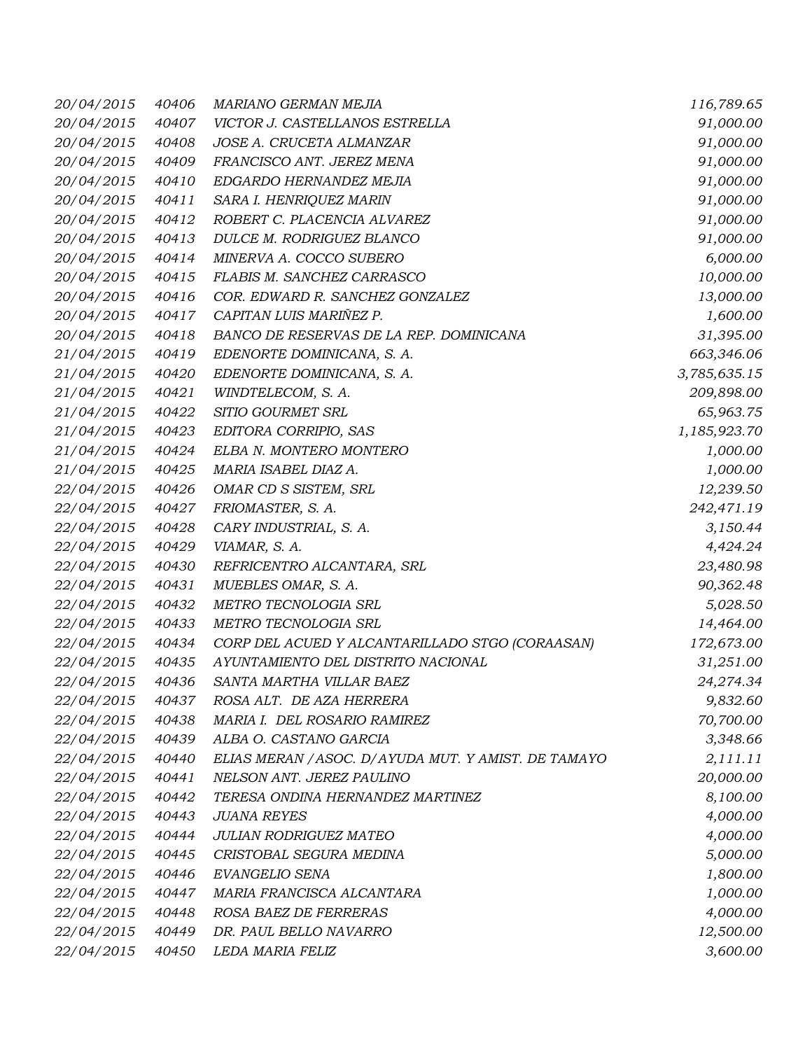| | | | |
|---|---|---|---|
| *20/04/2015* | *40406* | *MARIANO GERMAN MEJIA* | *116,789.65* |
| *20/04/2015* | *40407* | *VICTOR J. CASTELLANOS ESTRELLA* | *91,000.00* |
| *20/04/2015* | *40408* | *JOSE A. CRUCETA ALMANZAR* | *91,000.00* |
| *20/04/2015* | *40409* | *FRANCISCO ANT. JEREZ MENA* | *91,000.00* |
| *20/04/2015* | *40410* | *EDGARDO HERNANDEZ MEJIA* | *91,000.00* |
| *20/04/2015* | *40411* | *SARA I. HENRIQUEZ MARIN* | *91,000.00* |
| *20/04/2015* | *40412* | *ROBERT C. PLACENCIA ALVAREZ* | *91,000.00* |
| *20/04/2015* | *40413* | *DULCE M. RODRIGUEZ BLANCO* | *91,000.00* |
| *20/04/2015* | *40414* | *MINERVA A. COCCO SUBERO* | *6,000.00* |
| *20/04/2015* | *40415* | *FLABIS M. SANCHEZ CARRASCO* | *10,000.00* |
| *20/04/2015* | *40416* | *COR. EDWARD R. SANCHEZ GONZALEZ* | *13,000.00* |
| *20/04/2015* | *40417* | *CAPITAN LUIS MARIÑEZ P.* | *1,600.00* |
| *20/04/2015* | *40418* | *BANCO DE RESERVAS DE LA REP. DOMINICANA* | *31,395.00* |
| *21/04/2015* | *40419* | *EDENORTE DOMINICANA, S. A.* | *663,346.06* |
| *21/04/2015* | *40420* | *EDENORTE DOMINICANA, S. A.* | *3,785,635.15* |
| *21/04/2015* | *40421* | *WINDTELECOM, S. A.* | *209,898.00* |
| *21/04/2015* | *40422* | *SITIO GOURMET SRL* | *65,963.75* |
| *21/04/2015* | *40423* | *EDITORA CORRIPIO, SAS* | *1,185,923.70* |
| *21/04/2015* | *40424* | *ELBA N. MONTERO MONTERO* | *1,000.00* |
| *21/04/2015* | *40425* | *MARIA ISABEL DIAZ A.* | *1,000.00* |
| *22/04/2015* | *40426* | *OMAR CD S SISTEM, SRL* | *12,239.50* |
| *22/04/2015* | *40427* | *FRIOMASTER, S. A.* | *242,471.19* |
| *22/04/2015* | *40428* | *CARY INDUSTRIAL, S. A.* | *3,150.44* |
| *22/04/2015* | *40429* | *VIAMAR, S. A.* | *4,424.24* |
| *22/04/2015* | *40430* | *REFRICENTRO ALCANTARA, SRL* | *23,480.98* |
| *22/04/2015* | *40431* | *MUEBLES OMAR, S. A.* | *90,362.48* |
| *22/04/2015* | *40432* | *METRO TECNOLOGIA SRL* | *5,028.50* |
| *22/04/2015* | *40433* | *METRO TECNOLOGIA SRL* | *14,464.00* |
| *22/04/2015* | *40434* | *CORP DEL ACUED Y ALCANTARILLADO STGO (CORAASAN)* | *172,673.00* |
| *22/04/2015* | *40435* | *AYUNTAMIENTO DEL DISTRITO NACIONAL* | *31,251.00* |
| *22/04/2015* | *40436* | *SANTA MARTHA VILLAR BAEZ* | *24,274.34* |
| *22/04/2015* | *40437* | *ROSA ALT. DE AZA HERRERA* | *9,832.60* |
| *22/04/2015* | *40438* | *MARIA I. DEL ROSARIO RAMIREZ* | *70,700.00* |
| *22/04/2015* | *40439* | *ALBA O. CASTANO GARCIA* | *3,348.66* |
| *22/04/2015* | *40440* | *ELIAS MERAN /ASOC. D/AYUDA MUT. Y AMIST. DE TAMAYO* | *2,111.11* |
| *22/04/2015* | *40441* | *NELSON ANT. JEREZ PAULINO* | *20,000.00* |
| *22/04/2015* | *40442* | *TERESA ONDINA HERNANDEZ MARTINEZ* | *8,100.00* |
| *22/04/2015* | *40443* | *JUANA REYES* | *4,000.00* |
| *22/04/2015* | *40444* | *JULIAN RODRIGUEZ MATEO* | *4,000.00* |
| *22/04/2015* | *40445* | *CRISTOBAL SEGURA MEDINA* | *5,000.00* |
| *22/04/2015* | *40446* | *EVANGELIO SENA* | *1,800.00* |
| *22/04/2015* | *40447* | *MARIA FRANCISCA ALCANTARA* | *1,000.00* |
| *22/04/2015* | *40448* | *ROSA BAEZ DE FERRERAS* | *4,000.00* |
| *22/04/2015* | *40449* | *DR. PAUL BELLO NAVARRO* | *12,500.00* |
| *22/04/2015* | *40450* | *LEDA MARIA FELIZ* | *3,600.00* |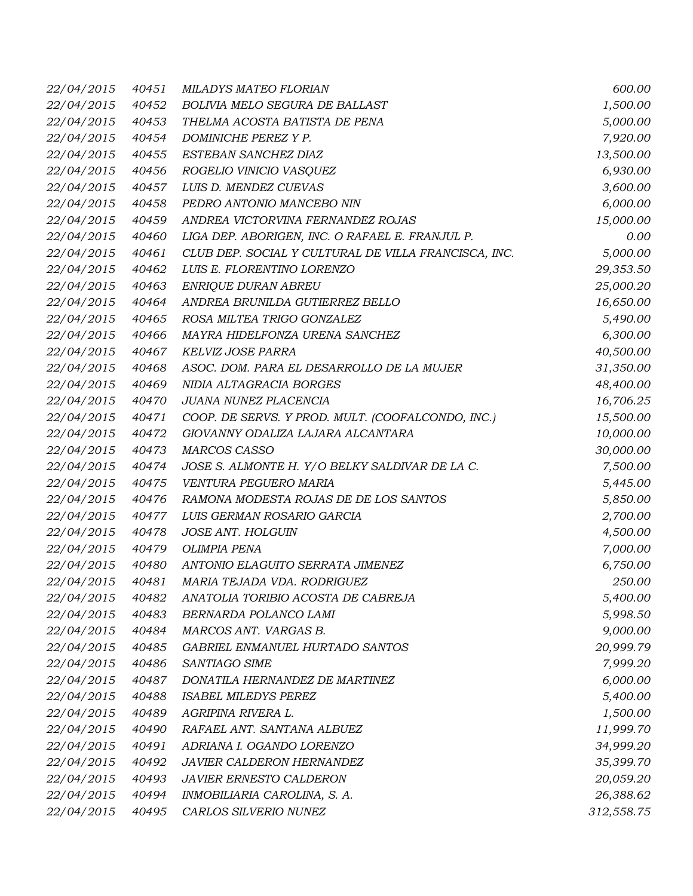| | | | |
|---|---|---|---|
| 22/04/2015 | 40451 | MILADYS MATEO FLORIAN | 600.00 |
| 22/04/2015 | 40452 | BOLIVIA MELO SEGURA DE BALLAST | 1,500.00 |
| 22/04/2015 | 40453 | THELMA ACOSTA BATISTA DE PENA | 5,000.00 |
| 22/04/2015 | 40454 | DOMINICHE PEREZ Y P. | 7,920.00 |
| 22/04/2015 | 40455 | ESTEBAN SANCHEZ DIAZ | 13,500.00 |
| 22/04/2015 | 40456 | ROGELIO VINICIO VASQUEZ | 6,930.00 |
| 22/04/2015 | 40457 | LUIS D. MENDEZ CUEVAS | 3,600.00 |
| 22/04/2015 | 40458 | PEDRO ANTONIO MANCEBO NIN | 6,000.00 |
| 22/04/2015 | 40459 | ANDREA VICTORVINA FERNANDEZ ROJAS | 15,000.00 |
| 22/04/2015 | 40460 | LIGA DEP. ABORIGEN, INC. O RAFAEL E. FRANJUL P. | 0.00 |
| 22/04/2015 | 40461 | CLUB DEP. SOCIAL Y CULTURAL DE VILLA FRANCISCA, INC. | 5,000.00 |
| 22/04/2015 | 40462 | LUIS E. FLORENTINO LORENZO | 29,353.50 |
| 22/04/2015 | 40463 | ENRIQUE DURAN ABREU | 25,000.20 |
| 22/04/2015 | 40464 | ANDREA BRUNILDA GUTIERREZ BELLO | 16,650.00 |
| 22/04/2015 | 40465 | ROSA MILTEA TRIGO GONZALEZ | 5,490.00 |
| 22/04/2015 | 40466 | MAYRA HIDELFONZA URENA SANCHEZ | 6,300.00 |
| 22/04/2015 | 40467 | KELVIZ JOSE PARRA | 40,500.00 |
| 22/04/2015 | 40468 | ASOC. DOM. PARA EL DESARROLLO DE LA MUJER | 31,350.00 |
| 22/04/2015 | 40469 | NIDIA ALTAGRACIA BORGES | 48,400.00 |
| 22/04/2015 | 40470 | JUANA NUNEZ PLACENCIA | 16,706.25 |
| 22/04/2015 | 40471 | COOP. DE SERVS. Y PROD. MULT. (COOFALCONDO, INC.) | 15,500.00 |
| 22/04/2015 | 40472 | GIOVANNY ODALIZA LAJARA ALCANTARA | 10,000.00 |
| 22/04/2015 | 40473 | MARCOS CASSO | 30,000.00 |
| 22/04/2015 | 40474 | JOSE S. ALMONTE H. Y/O BELKY SALDIVAR DE LA C. | 7,500.00 |
| 22/04/2015 | 40475 | VENTURA PEGUERO MARIA | 5,445.00 |
| 22/04/2015 | 40476 | RAMONA MODESTA ROJAS DE DE LOS SANTOS | 5,850.00 |
| 22/04/2015 | 40477 | LUIS GERMAN ROSARIO GARCIA | 2,700.00 |
| 22/04/2015 | 40478 | JOSE ANT. HOLGUIN | 4,500.00 |
| 22/04/2015 | 40479 | OLIMPIA PENA | 7,000.00 |
| 22/04/2015 | 40480 | ANTONIO ELAGUITO SERRATA JIMENEZ | 6,750.00 |
| 22/04/2015 | 40481 | MARIA TEJADA VDA. RODRIGUEZ | 250.00 |
| 22/04/2015 | 40482 | ANATOLIA TORIBIO ACOSTA DE CABREJA | 5,400.00 |
| 22/04/2015 | 40483 | BERNARDA POLANCO LAMI | 5,998.50 |
| 22/04/2015 | 40484 | MARCOS ANT. VARGAS B. | 9,000.00 |
| 22/04/2015 | 40485 | GABRIEL ENMANUEL HURTADO SANTOS | 20,999.79 |
| 22/04/2015 | 40486 | SANTIAGO SIME | 7,999.20 |
| 22/04/2015 | 40487 | DONATILA HERNANDEZ DE MARTINEZ | 6,000.00 |
| 22/04/2015 | 40488 | ISABEL MILEDYS PEREZ | 5,400.00 |
| 22/04/2015 | 40489 | AGRIPINA RIVERA L. | 1,500.00 |
| 22/04/2015 | 40490 | RAFAEL ANT. SANTANA ALBUEZ | 11,999.70 |
| 22/04/2015 | 40491 | ADRIANA I. OGANDO LORENZO | 34,999.20 |
| 22/04/2015 | 40492 | JAVIER CALDERON HERNANDEZ | 35,399.70 |
| 22/04/2015 | 40493 | JAVIER ERNESTO CALDERON | 20,059.20 |
| 22/04/2015 | 40494 | INMOBILIARIA CAROLINA, S. A. | 26,388.62 |
| 22/04/2015 | 40495 | CARLOS SILVERIO NUNEZ | 312,558.75 |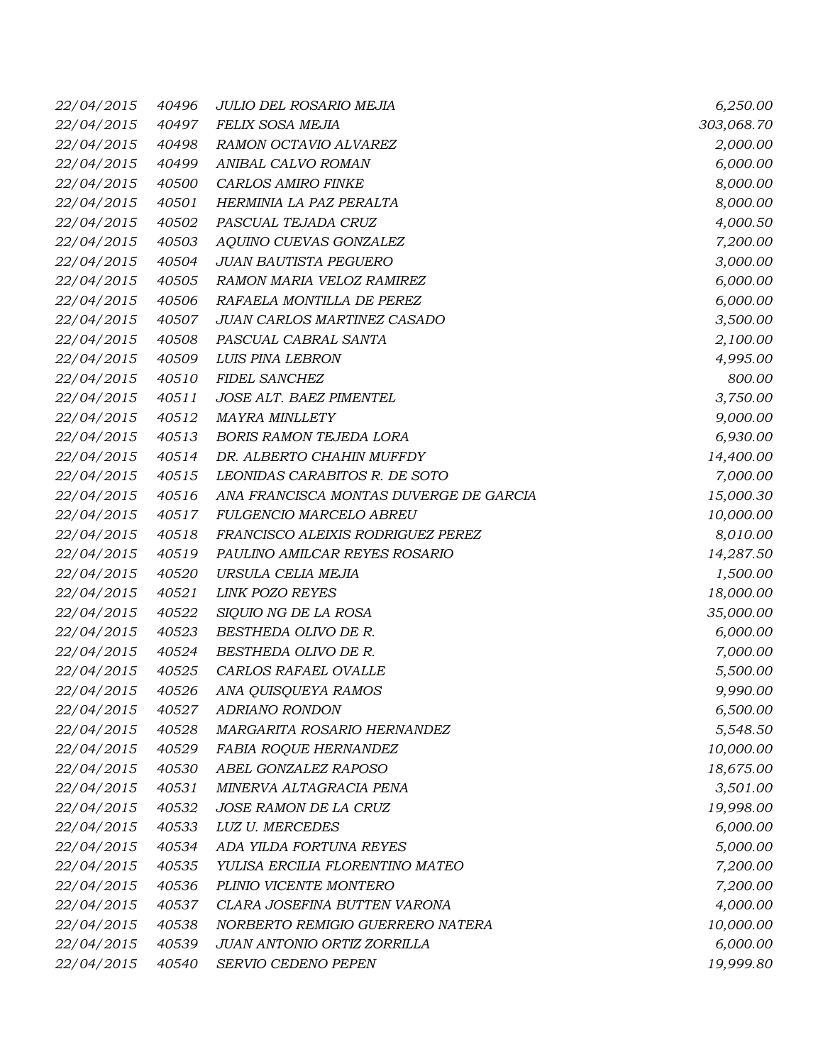| | | | |
|---|---|---|---|
| *22/04/2015* | *40496* | *JULIO DEL ROSARIO MEJIA* | *6,250.00* |
| *22/04/2015* | *40497* | *FELIX SOSA MEJIA* | *303,068.70* |
| *22/04/2015* | *40498* | *RAMON OCTAVIO ALVAREZ* | *2,000.00* |
| *22/04/2015* | *40499* | *ANIBAL CALVO ROMAN* | *6,000.00* |
| *22/04/2015* | *40500* | *CARLOS AMIRO FINKE* | *8,000.00* |
| *22/04/2015* | *40501* | *HERMINIA LA PAZ PERALTA* | *8,000.00* |
| *22/04/2015* | *40502* | *PASCUAL TEJADA CRUZ* | *4,000.50* |
| *22/04/2015* | *40503* | *AQUINO CUEVAS GONZALEZ* | *7,200.00* |
| *22/04/2015* | *40504* | *JUAN BAUTISTA PEGUERO* | *3,000.00* |
| *22/04/2015* | *40505* | *RAMON MARIA VELOZ RAMIREZ* | *6,000.00* |
| *22/04/2015* | *40506* | *RAFAELA MONTILLA DE PEREZ* | *6,000.00* |
| *22/04/2015* | *40507* | *JUAN CARLOS MARTINEZ CASADO* | *3,500.00* |
| *22/04/2015* | *40508* | *PASCUAL CABRAL SANTA* | *2,100.00* |
| *22/04/2015* | *40509* | *LUIS PINA LEBRON* | *4,995.00* |
| *22/04/2015* | *40510* | *FIDEL SANCHEZ* | *800.00* |
| *22/04/2015* | *40511* | *JOSE ALT. BAEZ PIMENTEL* | *3,750.00* |
| *22/04/2015* | *40512* | *MAYRA MINLLETY* | *9,000.00* |
| *22/04/2015* | *40513* | *BORIS RAMON TEJEDA LORA* | *6,930.00* |
| *22/04/2015* | *40514* | *DR. ALBERTO CHAHIN MUFFDY* | *14,400.00* |
| *22/04/2015* | *40515* | *LEONIDAS CARABITOS R. DE SOTO* | *7,000.00* |
| *22/04/2015* | *40516* | *ANA FRANCISCA MONTAS DUVERGE DE GARCIA* | *15,000.30* |
| *22/04/2015* | *40517* | *FULGENCIO MARCELO ABREU* | *10,000.00* |
| *22/04/2015* | *40518* | *FRANCISCO ALEIXIS RODRIGUEZ PEREZ* | *8,010.00* |
| *22/04/2015* | *40519* | *PAULINO AMILCAR REYES ROSARIO* | *14,287.50* |
| *22/04/2015* | *40520* | *URSULA CELIA MEJIA* | *1,500.00* |
| *22/04/2015* | *40521* | *LINK POZO REYES* | *18,000.00* |
| *22/04/2015* | *40522* | *SIQUIO NG DE LA ROSA* | *35,000.00* |
| *22/04/2015* | *40523* | *BESTHEDA OLIVO DE R.* | *6,000.00* |
| *22/04/2015* | *40524* | *BESTHEDA OLIVO DE R.* | *7,000.00* |
| *22/04/2015* | *40525* | *CARLOS RAFAEL OVALLE* | *5,500.00* |
| *22/04/2015* | *40526* | *ANA QUISQUEYA RAMOS* | *9,990.00* |
| *22/04/2015* | *40527* | *ADRIANO RONDON* | *6,500.00* |
| *22/04/2015* | *40528* | *MARGARITA ROSARIO HERNANDEZ* | *5,548.50* |
| *22/04/2015* | *40529* | *FABIA ROQUE HERNANDEZ* | *10,000.00* |
| *22/04/2015* | *40530* | *ABEL GONZALEZ RAPOSO* | *18,675.00* |
| *22/04/2015* | *40531* | *MINERVA ALTAGRACIA PENA* | *3,501.00* |
| *22/04/2015* | *40532* | *JOSE RAMON DE LA CRUZ* | *19,998.00* |
| *22/04/2015* | *40533* | *LUZ U. MERCEDES* | *6,000.00* |
| *22/04/2015* | *40534* | *ADA YILDA FORTUNA REYES* | *5,000.00* |
| *22/04/2015* | *40535* | *YULISA ERCILIA FLORENTINO MATEO* | *7,200.00* |
| *22/04/2015* | *40536* | *PLINIO VICENTE MONTERO* | *7,200.00* |
| *22/04/2015* | *40537* | *CLARA JOSEFINA BUTTEN VARONA* | *4,000.00* |
| *22/04/2015* | *40538* | *NORBERTO REMIGIO GUERRERO NATERA* | *10,000.00* |
| *22/04/2015* | *40539* | *JUAN ANTONIO ORTIZ ZORRILLA* | *6,000.00* |
| *22/04/2015* | *40540* | *SERVIO CEDENO PEPEN* | *19,999.80* |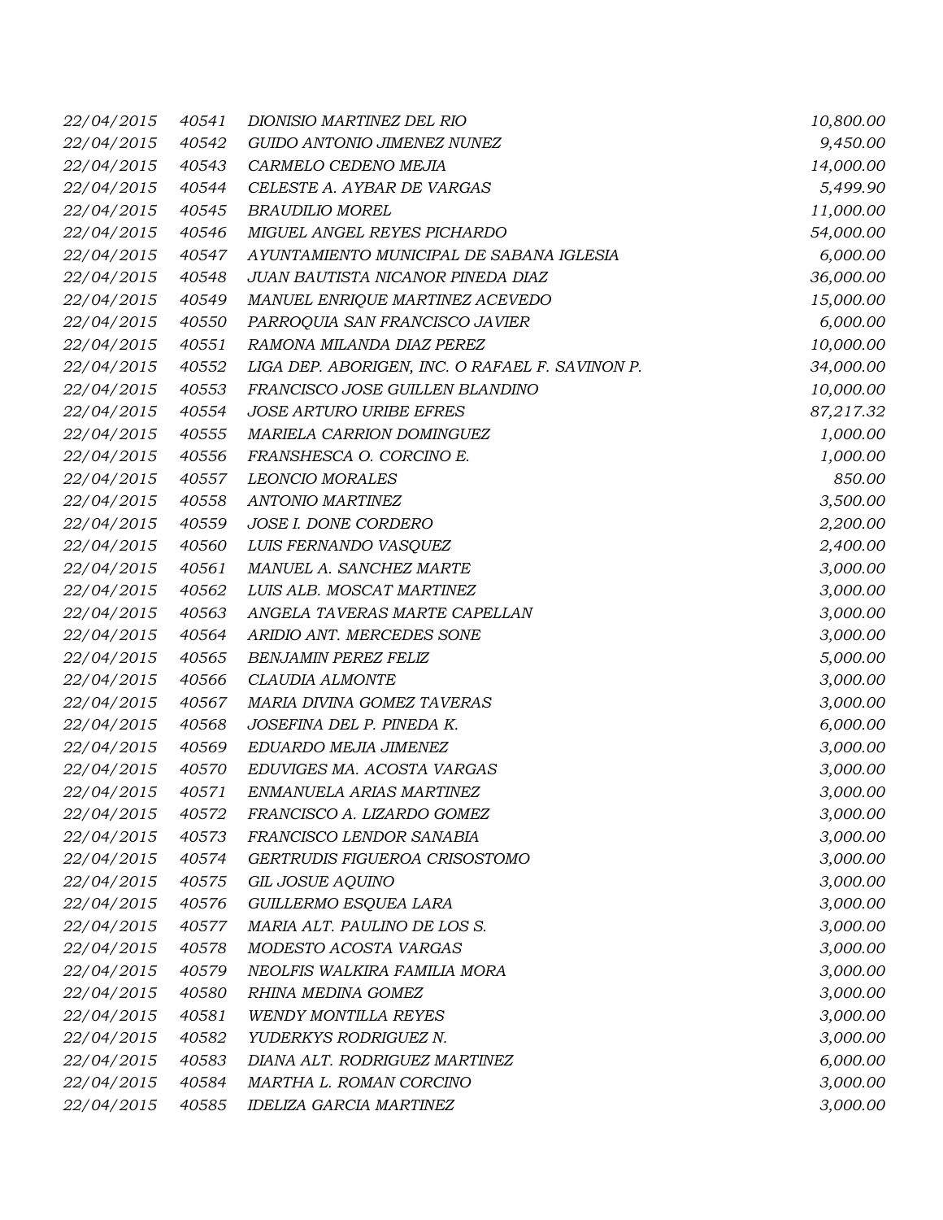| | | | |
|---|---|---|---|
| *22/04/2015* | *40541* | *DIONISIO MARTINEZ DEL RIO* | *10,800.00* |
| *22/04/2015* | *40542* | *GUIDO ANTONIO JIMENEZ NUNEZ* | *9,450.00* |
| *22/04/2015* | *40543* | *CARMELO CEDENO MEJIA* | *14,000.00* |
| *22/04/2015* | *40544* | *CELESTE A. AYBAR DE VARGAS* | *5,499.90* |
| *22/04/2015* | *40545* | *BRAUDILIO MOREL* | *11,000.00* |
| *22/04/2015* | *40546* | *MIGUEL ANGEL REYES PICHARDO* | *54,000.00* |
| *22/04/2015* | *40547* | *AYUNTAMIENTO MUNICIPAL DE SABANA IGLESIA* | *6,000.00* |
| *22/04/2015* | *40548* | *JUAN BAUTISTA NICANOR PINEDA DIAZ* | *36,000.00* |
| *22/04/2015* | *40549* | *MANUEL ENRIQUE MARTINEZ ACEVEDO* | *15,000.00* |
| *22/04/2015* | *40550* | *PARROQUIA SAN FRANCISCO JAVIER* | *6,000.00* |
| *22/04/2015* | *40551* | *RAMONA MILANDA DIAZ PEREZ* | *10,000.00* |
| *22/04/2015* | *40552* | *LIGA DEP. ABORIGEN, INC. O RAFAEL F. SAVINON P.* | *34,000.00* |
| *22/04/2015* | *40553* | *FRANCISCO JOSE GUILLEN BLANDINO* | *10,000.00* |
| *22/04/2015* | *40554* | *JOSE ARTURO URIBE EFRES* | *87,217.32* |
| *22/04/2015* | *40555* | *MARIELA CARRION DOMINGUEZ* | *1,000.00* |
| *22/04/2015* | *40556* | *FRANSHESCA O. CORCINO E.* | *1,000.00* |
| *22/04/2015* | *40557* | *LEONCIO MORALES* | *850.00* |
| *22/04/2015* | *40558* | *ANTONIO MARTINEZ* | *3,500.00* |
| *22/04/2015* | *40559* | *JOSE I. DONE CORDERO* | *2,200.00* |
| *22/04/2015* | *40560* | *LUIS FERNANDO VASQUEZ* | *2,400.00* |
| *22/04/2015* | *40561* | *MANUEL A. SANCHEZ MARTE* | *3,000.00* |
| *22/04/2015* | *40562* | *LUIS ALB. MOSCAT MARTINEZ* | *3,000.00* |
| *22/04/2015* | *40563* | *ANGELA TAVERAS MARTE CAPELLAN* | *3,000.00* |
| *22/04/2015* | *40564* | *ARIDIO ANT. MERCEDES SONE* | *3,000.00* |
| *22/04/2015* | *40565* | *BENJAMIN PEREZ FELIZ* | *5,000.00* |
| *22/04/2015* | *40566* | *CLAUDIA ALMONTE* | *3,000.00* |
| *22/04/2015* | *40567* | *MARIA DIVINA GOMEZ TAVERAS* | *3,000.00* |
| *22/04/2015* | *40568* | *JOSEFINA DEL P. PINEDA K.* | *6,000.00* |
| *22/04/2015* | *40569* | *EDUARDO MEJIA JIMENEZ* | *3,000.00* |
| *22/04/2015* | *40570* | *EDUVIGES MA. ACOSTA VARGAS* | *3,000.00* |
| *22/04/2015* | *40571* | *ENMANUELA ARIAS MARTINEZ* | *3,000.00* |
| *22/04/2015* | *40572* | *FRANCISCO A. LIZARDO GOMEZ* | *3,000.00* |
| *22/04/2015* | *40573* | *FRANCISCO LENDOR SANABIA* | *3,000.00* |
| *22/04/2015* | *40574* | *GERTRUDIS FIGUEROA CRISOSTOMO* | *3,000.00* |
| *22/04/2015* | *40575* | *GIL JOSUE AQUINO* | *3,000.00* |
| *22/04/2015* | *40576* | *GUILLERMO ESQUEA LARA* | *3,000.00* |
| *22/04/2015* | *40577* | *MARIA ALT. PAULINO DE LOS S.* | *3,000.00* |
| *22/04/2015* | *40578* | *MODESTO ACOSTA VARGAS* | *3,000.00* |
| *22/04/2015* | *40579* | *NEOLFIS WALKIRA FAMILIA MORA* | *3,000.00* |
| *22/04/2015* | *40580* | *RHINA MEDINA GOMEZ* | *3,000.00* |
| *22/04/2015* | *40581* | *WENDY MONTILLA REYES* | *3,000.00* |
| *22/04/2015* | *40582* | *YUDERKYS RODRIGUEZ N.* | *3,000.00* |
| *22/04/2015* | *40583* | *DIANA ALT. RODRIGUEZ MARTINEZ* | *6,000.00* |
| *22/04/2015* | *40584* | *MARTHA L. ROMAN CORCINO* | *3,000.00* |
| *22/04/2015* | *40585* | *IDELIZA GARCIA MARTINEZ* | *3,000.00* |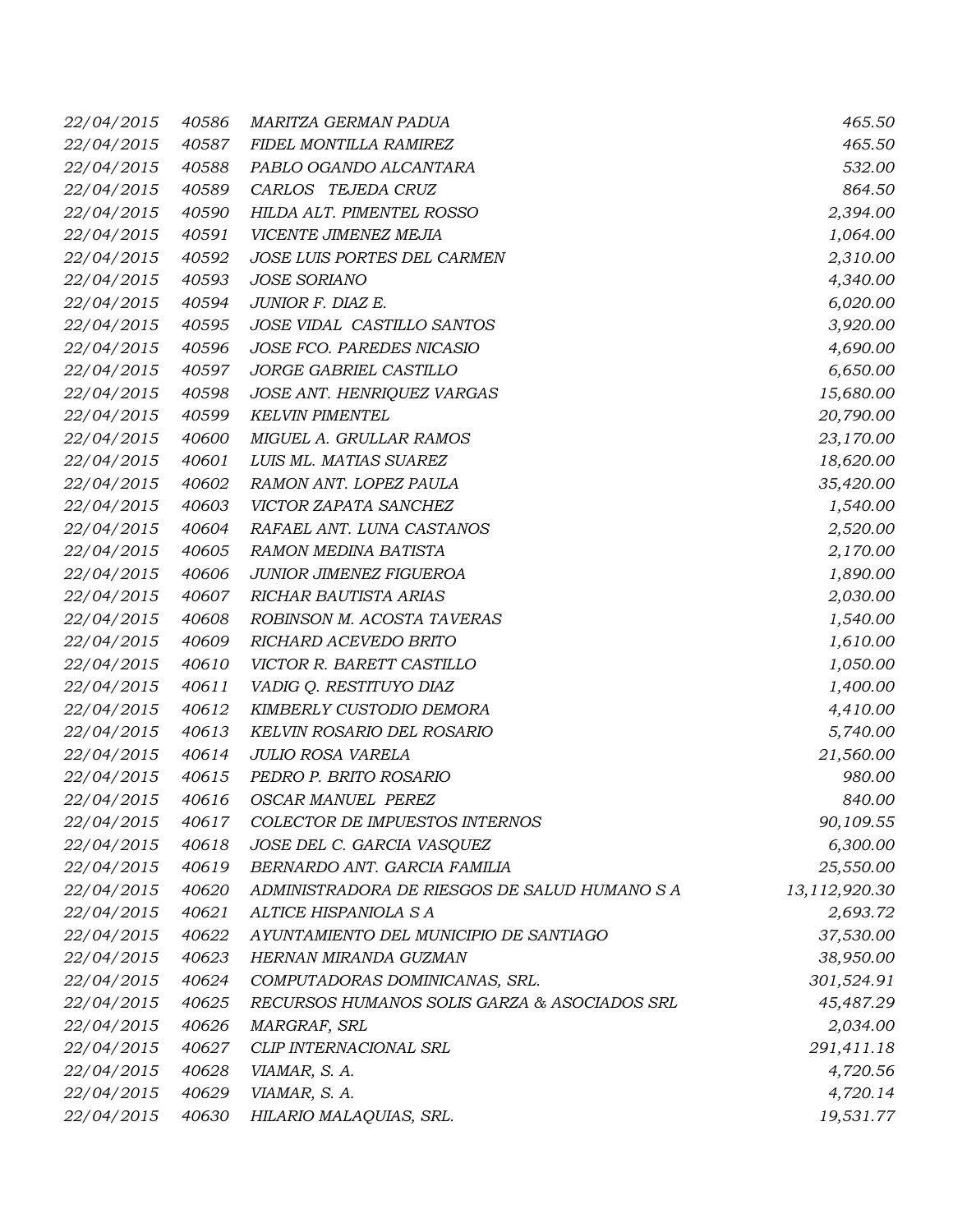| | | | |
|---|---|---|---|
| 22/04/2015 | 40586 | MARITZA GERMAN PADUA | 465.50 |
| 22/04/2015 | 40587 | FIDEL MONTILLA RAMIREZ | 465.50 |
| 22/04/2015 | 40588 | PABLO OGANDO ALCANTARA | 532.00 |
| 22/04/2015 | 40589 | CARLOS TEJEDA CRUZ | 864.50 |
| 22/04/2015 | 40590 | HILDA ALT. PIMENTEL ROSSO | 2,394.00 |
| 22/04/2015 | 40591 | VICENTE JIMENEZ MEJIA | 1,064.00 |
| 22/04/2015 | 40592 | JOSE LUIS PORTES DEL CARMEN | 2,310.00 |
| 22/04/2015 | 40593 | JOSE SORIANO | 4,340.00 |
| 22/04/2015 | 40594 | JUNIOR F. DIAZ E. | 6,020.00 |
| 22/04/2015 | 40595 | JOSE VIDAL CASTILLO SANTOS | 3,920.00 |
| 22/04/2015 | 40596 | JOSE FCO. PAREDES NICASIO | 4,690.00 |
| 22/04/2015 | 40597 | JORGE GABRIEL CASTILLO | 6,650.00 |
| 22/04/2015 | 40598 | JOSE ANT. HENRIQUEZ VARGAS | 15,680.00 |
| 22/04/2015 | 40599 | KELVIN PIMENTEL | 20,790.00 |
| 22/04/2015 | 40600 | MIGUEL A. GRULLAR RAMOS | 23,170.00 |
| 22/04/2015 | 40601 | LUIS ML. MATIAS SUAREZ | 18,620.00 |
| 22/04/2015 | 40602 | RAMON ANT. LOPEZ PAULA | 35,420.00 |
| 22/04/2015 | 40603 | VICTOR ZAPATA SANCHEZ | 1,540.00 |
| 22/04/2015 | 40604 | RAFAEL ANT. LUNA CASTANOS | 2,520.00 |
| 22/04/2015 | 40605 | RAMON MEDINA BATISTA | 2,170.00 |
| 22/04/2015 | 40606 | JUNIOR JIMENEZ FIGUEROA | 1,890.00 |
| 22/04/2015 | 40607 | RICHAR BAUTISTA ARIAS | 2,030.00 |
| 22/04/2015 | 40608 | ROBINSON M. ACOSTA TAVERAS | 1,540.00 |
| 22/04/2015 | 40609 | RICHARD ACEVEDO BRITO | 1,610.00 |
| 22/04/2015 | 40610 | VICTOR R. BARETT CASTILLO | 1,050.00 |
| 22/04/2015 | 40611 | VADIG Q. RESTITUYO DIAZ | 1,400.00 |
| 22/04/2015 | 40612 | KIMBERLY CUSTODIO DEMORA | 4,410.00 |
| 22/04/2015 | 40613 | KELVIN ROSARIO DEL ROSARIO | 5,740.00 |
| 22/04/2015 | 40614 | JULIO ROSA VARELA | 21,560.00 |
| 22/04/2015 | 40615 | PEDRO P. BRITO ROSARIO | 980.00 |
| 22/04/2015 | 40616 | OSCAR MANUEL PEREZ | 840.00 |
| 22/04/2015 | 40617 | COLECTOR DE IMPUESTOS INTERNOS | 90,109.55 |
| 22/04/2015 | 40618 | JOSE DEL C. GARCIA VASQUEZ | 6,300.00 |
| 22/04/2015 | 40619 | BERNARDO ANT. GARCIA FAMILIA | 25,550.00 |
| 22/04/2015 | 40620 | ADMINISTRADORA DE RIESGOS DE SALUD HUMANO S A | 13,112,920.30 |
| 22/04/2015 | 40621 | ALTICE HISPANIOLA S A | 2,693.72 |
| 22/04/2015 | 40622 | AYUNTAMIENTO DEL MUNICIPIO DE SANTIAGO | 37,530.00 |
| 22/04/2015 | 40623 | HERNAN MIRANDA GUZMAN | 38,950.00 |
| 22/04/2015 | 40624 | COMPUTADORAS DOMINICANAS, SRL. | 301,524.91 |
| 22/04/2015 | 40625 | RECURSOS HUMANOS SOLIS GARZA & ASOCIADOS SRL | 45,487.29 |
| 22/04/2015 | 40626 | MARGRAF, SRL | 2,034.00 |
| 22/04/2015 | 40627 | CLIP INTERNACIONAL SRL | 291,411.18 |
| 22/04/2015 | 40628 | VIAMAR, S. A. | 4,720.56 |
| 22/04/2015 | 40629 | VIAMAR, S. A. | 4,720.14 |
| 22/04/2015 | 40630 | HILARIO MALAQUIAS, SRL. | 19,531.77 |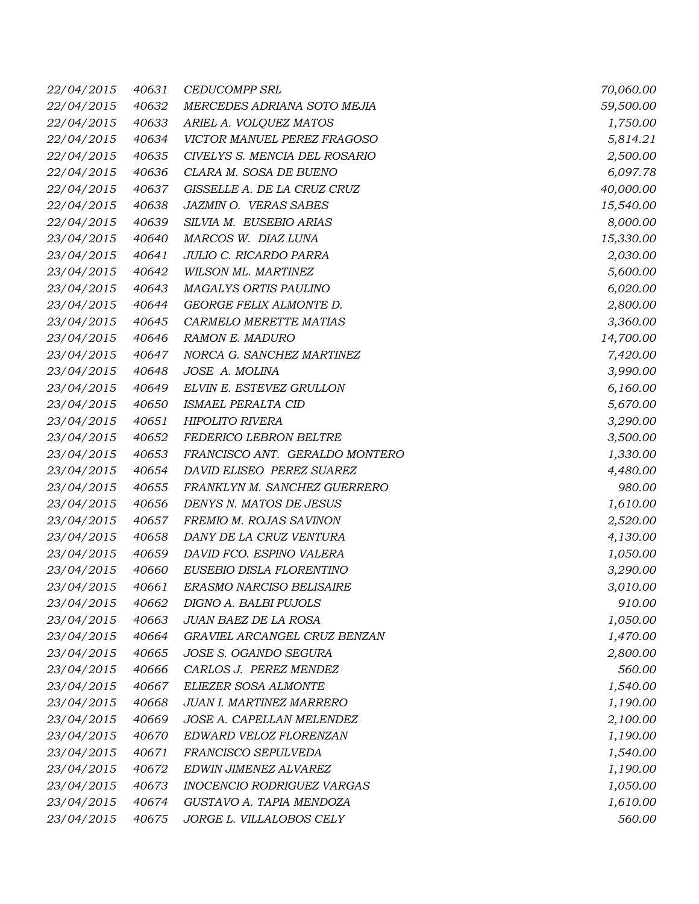| | | | |
|---|---|---|---|
| *22/04/2015* | *40631* | *CEDUCOMPP SRL* | *70,060.00* |
| *22/04/2015* | *40632* | *MERCEDES ADRIANA SOTO MEJIA* | *59,500.00* |
| *22/04/2015* | *40633* | *ARIEL A. VOLQUEZ MATOS* | *1,750.00* |
| *22/04/2015* | *40634* | *VICTOR MANUEL PEREZ FRAGOSO* | *5,814.21* |
| *22/04/2015* | *40635* | *CIVELYS S. MENCIA DEL ROSARIO* | *2,500.00* |
| *22/04/2015* | *40636* | *CLARA M. SOSA DE BUENO* | *6,097.78* |
| *22/04/2015* | *40637* | *GISSELLE A. DE LA CRUZ CRUZ* | *40,000.00* |
| *22/04/2015* | *40638* | *JAZMIN O. VERAS SABES* | *15,540.00* |
| *22/04/2015* | *40639* | *SILVIA M. EUSEBIO ARIAS* | *8,000.00* |
| *23/04/2015* | *40640* | *MARCOS W. DIAZ LUNA* | *15,330.00* |
| *23/04/2015* | *40641* | *JULIO C. RICARDO PARRA* | *2,030.00* |
| *23/04/2015* | *40642* | *WILSON ML. MARTINEZ* | *5,600.00* |
| *23/04/2015* | *40643* | *MAGALYS ORTIS PAULINO* | *6,020.00* |
| *23/04/2015* | *40644* | *GEORGE FELIX ALMONTE D.* | *2,800.00* |
| *23/04/2015* | *40645* | *CARMELO MERETTE MATIAS* | *3,360.00* |
| *23/04/2015* | *40646* | *RAMON E. MADURO* | *14,700.00* |
| *23/04/2015* | *40647* | *NORCA G. SANCHEZ MARTINEZ* | *7,420.00* |
| *23/04/2015* | *40648* | *JOSE A. MOLINA* | *3,990.00* |
| *23/04/2015* | *40649* | *ELVIN E. ESTEVEZ GRULLON* | *6,160.00* |
| *23/04/2015* | *40650* | *ISMAEL PERALTA CID* | *5,670.00* |
| *23/04/2015* | *40651* | *HIPOLITO RIVERA* | *3,290.00* |
| *23/04/2015* | *40652* | *FEDERICO LEBRON BELTRE* | *3,500.00* |
| *23/04/2015* | *40653* | *FRANCISCO ANT. GERALDO MONTERO* | *1,330.00* |
| *23/04/2015* | *40654* | *DAVID ELISEO PEREZ SUAREZ* | *4,480.00* |
| *23/04/2015* | *40655* | *FRANKLYN M. SANCHEZ GUERRERO* | *980.00* |
| *23/04/2015* | *40656* | *DENYS N. MATOS DE JESUS* | *1,610.00* |
| *23/04/2015* | *40657* | *FREMIO M. ROJAS SAVINON* | *2,520.00* |
| *23/04/2015* | *40658* | *DANY DE LA CRUZ VENTURA* | *4,130.00* |
| *23/04/2015* | *40659* | *DAVID FCO. ESPINO VALERA* | *1,050.00* |
| *23/04/2015* | *40660* | *EUSEBIO DISLA FLORENTINO* | *3,290.00* |
| *23/04/2015* | *40661* | *ERASMO NARCISO BELISAIRE* | *3,010.00* |
| *23/04/2015* | *40662* | *DIGNO A. BALBI PUJOLS* | *910.00* |
| *23/04/2015* | *40663* | *JUAN BAEZ DE LA ROSA* | *1,050.00* |
| *23/04/2015* | *40664* | *GRAVIEL ARCANGEL CRUZ BENZAN* | *1,470.00* |
| *23/04/2015* | *40665* | *JOSE S. OGANDO SEGURA* | *2,800.00* |
| *23/04/2015* | *40666* | *CARLOS J. PEREZ MENDEZ* | *560.00* |
| *23/04/2015* | *40667* | *ELIEZER SOSA ALMONTE* | *1,540.00* |
| *23/04/2015* | *40668* | *JUAN I. MARTINEZ MARRERO* | *1,190.00* |
| *23/04/2015* | *40669* | *JOSE A. CAPELLAN MELENDEZ* | *2,100.00* |
| *23/04/2015* | *40670* | *EDWARD VELOZ FLORENZAN* | *1,190.00* |
| *23/04/2015* | *40671* | *FRANCISCO SEPULVEDA* | *1,540.00* |
| *23/04/2015* | *40672* | *EDWIN JIMENEZ ALVAREZ* | *1,190.00* |
| *23/04/2015* | *40673* | *INOCENCIO RODRIGUEZ VARGAS* | *1,050.00* |
| *23/04/2015* | *40674* | *GUSTAVO A. TAPIA MENDOZA* | *1,610.00* |
| *23/04/2015* | *40675* | *JORGE L. VILLALOBOS CELY* | *560.00* |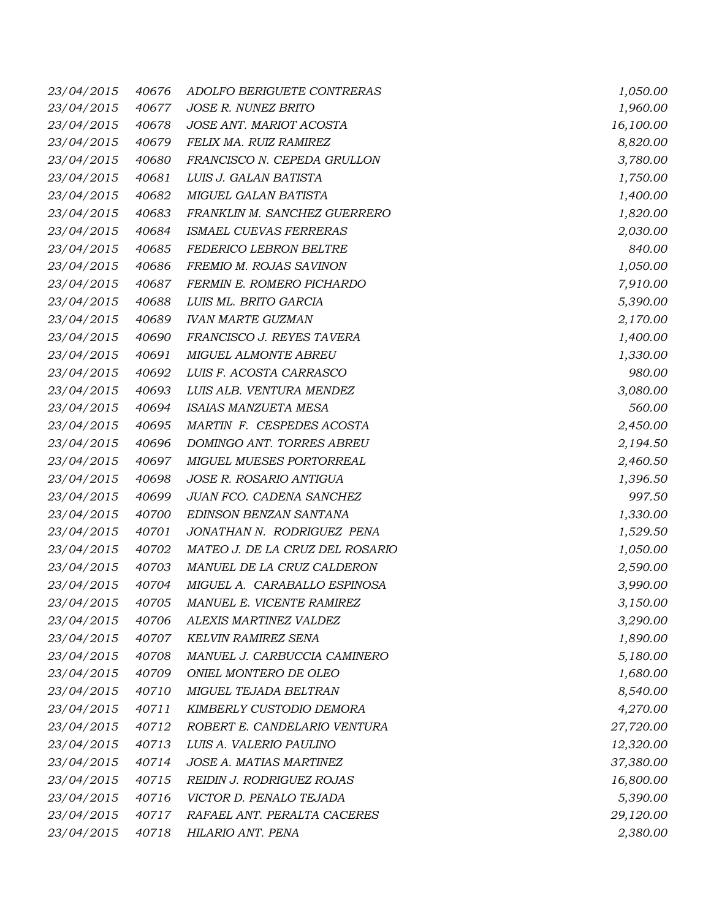| | | | |
|---|---|---|---|
| 23/04/2015 | 40676 | ADOLFO BERIGUETE CONTRERAS | 1,050.00 |
| 23/04/2015 | 40677 | JOSE R. NUNEZ BRITO | 1,960.00 |
| 23/04/2015 | 40678 | JOSE ANT. MARIOT ACOSTA | 16,100.00 |
| 23/04/2015 | 40679 | FELIX MA. RUIZ RAMIREZ | 8,820.00 |
| 23/04/2015 | 40680 | FRANCISCO N. CEPEDA GRULLON | 3,780.00 |
| 23/04/2015 | 40681 | LUIS J. GALAN BATISTA | 1,750.00 |
| 23/04/2015 | 40682 | MIGUEL GALAN BATISTA | 1,400.00 |
| 23/04/2015 | 40683 | FRANKLIN M. SANCHEZ GUERRERO | 1,820.00 |
| 23/04/2015 | 40684 | ISMAEL CUEVAS FERRERAS | 2,030.00 |
| 23/04/2015 | 40685 | FEDERICO LEBRON BELTRE | 840.00 |
| 23/04/2015 | 40686 | FREMIO M. ROJAS SAVINON | 1,050.00 |
| 23/04/2015 | 40687 | FERMIN E. ROMERO PICHARDO | 7,910.00 |
| 23/04/2015 | 40688 | LUIS ML. BRITO GARCIA | 5,390.00 |
| 23/04/2015 | 40689 | IVAN MARTE GUZMAN | 2,170.00 |
| 23/04/2015 | 40690 | FRANCISCO J. REYES TAVERA | 1,400.00 |
| 23/04/2015 | 40691 | MIGUEL ALMONTE ABREU | 1,330.00 |
| 23/04/2015 | 40692 | LUIS F. ACOSTA CARRASCO | 980.00 |
| 23/04/2015 | 40693 | LUIS ALB. VENTURA MENDEZ | 3,080.00 |
| 23/04/2015 | 40694 | ISAIAS MANZUETA MESA | 560.00 |
| 23/04/2015 | 40695 | MARTIN F. CESPEDES ACOSTA | 2,450.00 |
| 23/04/2015 | 40696 | DOMINGO ANT. TORRES ABREU | 2,194.50 |
| 23/04/2015 | 40697 | MIGUEL MUESES PORTORREAL | 2,460.50 |
| 23/04/2015 | 40698 | JOSE R. ROSARIO ANTIGUA | 1,396.50 |
| 23/04/2015 | 40699 | JUAN FCO. CADENA SANCHEZ | 997.50 |
| 23/04/2015 | 40700 | EDINSON BENZAN SANTANA | 1,330.00 |
| 23/04/2015 | 40701 | JONATHAN N. RODRIGUEZ PENA | 1,529.50 |
| 23/04/2015 | 40702 | MATEO J. DE LA CRUZ DEL ROSARIO | 1,050.00 |
| 23/04/2015 | 40703 | MANUEL DE LA CRUZ CALDERON | 2,590.00 |
| 23/04/2015 | 40704 | MIGUEL A. CARABALLO ESPINOSA | 3,990.00 |
| 23/04/2015 | 40705 | MANUEL E. VICENTE RAMIREZ | 3,150.00 |
| 23/04/2015 | 40706 | ALEXIS MARTINEZ VALDEZ | 3,290.00 |
| 23/04/2015 | 40707 | KELVIN RAMIREZ SENA | 1,890.00 |
| 23/04/2015 | 40708 | MANUEL J. CARBUCCIA CAMINERO | 5,180.00 |
| 23/04/2015 | 40709 | ONIEL MONTERO DE OLEO | 1,680.00 |
| 23/04/2015 | 40710 | MIGUEL TEJADA BELTRAN | 8,540.00 |
| 23/04/2015 | 40711 | KIMBERLY CUSTODIO DEMORA | 4,270.00 |
| 23/04/2015 | 40712 | ROBERT E. CANDELARIO VENTURA | 27,720.00 |
| 23/04/2015 | 40713 | LUIS A. VALERIO PAULINO | 12,320.00 |
| 23/04/2015 | 40714 | JOSE A. MATIAS MARTINEZ | 37,380.00 |
| 23/04/2015 | 40715 | REIDIN J. RODRIGUEZ ROJAS | 16,800.00 |
| 23/04/2015 | 40716 | VICTOR D. PENALO TEJADA | 5,390.00 |
| 23/04/2015 | 40717 | RAFAEL ANT. PERALTA CACERES | 29,120.00 |
| 23/04/2015 | 40718 | HILARIO ANT. PENA | 2,380.00 |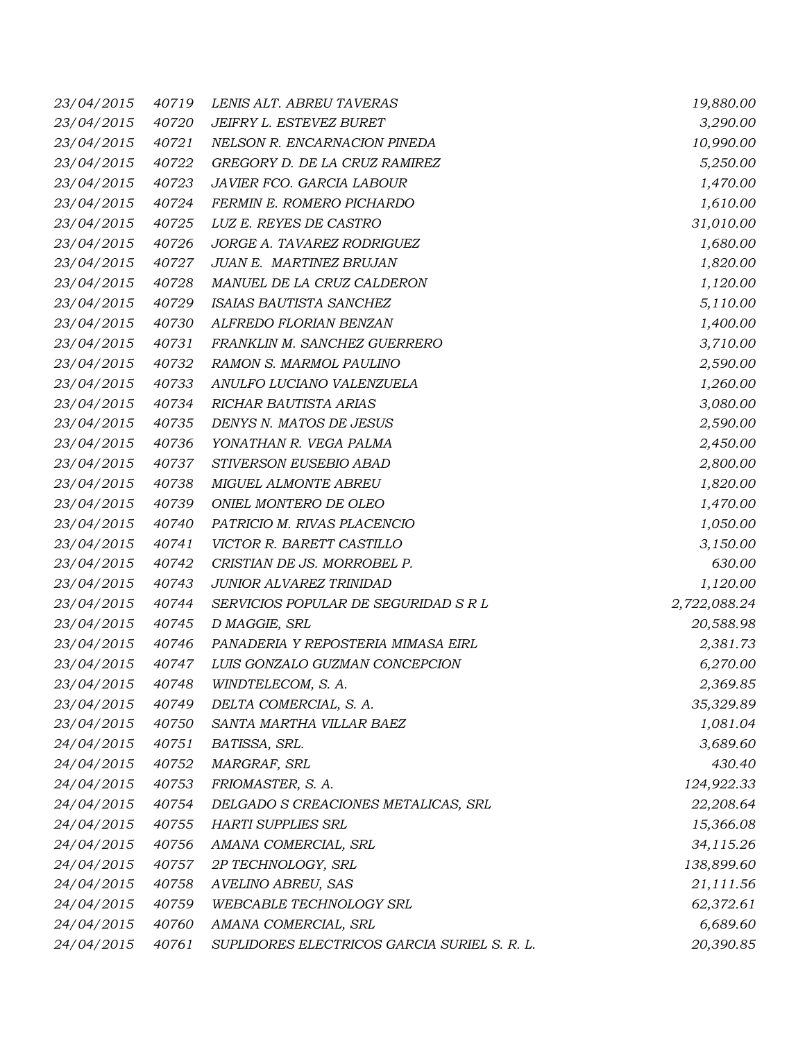| | | | |
|---|---|---|---|
| *23/04/2015* | *40719* | *LENIS ALT. ABREU TAVERAS* | *19,880.00* |
| *23/04/2015* | *40720* | *JEIFRY L. ESTEVEZ BURET* | *3,290.00* |
| *23/04/2015* | *40721* | *NELSON R. ENCARNACION PINEDA* | *10,990.00* |
| *23/04/2015* | *40722* | *GREGORY D. DE LA CRUZ RAMIREZ* | *5,250.00* |
| *23/04/2015* | *40723* | *JAVIER FCO. GARCIA LABOUR* | *1,470.00* |
| *23/04/2015* | *40724* | *FERMIN E. ROMERO PICHARDO* | *1,610.00* |
| *23/04/2015* | *40725* | *LUZ E. REYES DE CASTRO* | *31,010.00* |
| *23/04/2015* | *40726* | *JORGE A. TAVAREZ RODRIGUEZ* | *1,680.00* |
| *23/04/2015* | *40727* | *JUAN E.  MARTINEZ BRUJAN* | *1,820.00* |
| *23/04/2015* | *40728* | *MANUEL DE LA CRUZ CALDERON* | *1,120.00* |
| *23/04/2015* | *40729* | *ISAIAS BAUTISTA SANCHEZ* | *5,110.00* |
| *23/04/2015* | *40730* | *ALFREDO FLORIAN BENZAN* | *1,400.00* |
| *23/04/2015* | *40731* | *FRANKLIN M. SANCHEZ GUERRERO* | *3,710.00* |
| *23/04/2015* | *40732* | *RAMON S. MARMOL PAULINO* | *2,590.00* |
| *23/04/2015* | *40733* | *ANULFO LUCIANO VALENZUELA* | *1,260.00* |
| *23/04/2015* | *40734* | *RICHAR BAUTISTA ARIAS* | *3,080.00* |
| *23/04/2015* | *40735* | *DENYS N. MATOS DE JESUS* | *2,590.00* |
| *23/04/2015* | *40736* | *YONATHAN R. VEGA PALMA* | *2,450.00* |
| *23/04/2015* | *40737* | *STIVERSON EUSEBIO ABAD* | *2,800.00* |
| *23/04/2015* | *40738* | *MIGUEL ALMONTE ABREU* | *1,820.00* |
| *23/04/2015* | *40739* | *ONIEL MONTERO DE OLEO* | *1,470.00* |
| *23/04/2015* | *40740* | *PATRICIO M. RIVAS PLACENCIO* | *1,050.00* |
| *23/04/2015* | *40741* | *VICTOR R. BARETT CASTILLO* | *3,150.00* |
| *23/04/2015* | *40742* | *CRISTIAN DE JS. MORROBEL P.* | *630.00* |
| *23/04/2015* | *40743* | *JUNIOR ALVAREZ TRINIDAD* | *1,120.00* |
| *23/04/2015* | *40744* | *SERVICIOS POPULAR DE SEGURIDAD S R L* | *2,722,088.24* |
| *23/04/2015* | *40745* | *D MAGGIE, SRL* | *20,588.98* |
| *23/04/2015* | *40746* | *PANADERIA Y REPOSTERIA MIMASA EIRL* | *2,381.73* |
| *23/04/2015* | *40747* | *LUIS GONZALO GUZMAN CONCEPCION* | *6,270.00* |
| *23/04/2015* | *40748* | *WINDTELECOM, S. A.* | *2,369.85* |
| *23/04/2015* | *40749* | *DELTA COMERCIAL, S. A.* | *35,329.89* |
| *23/04/2015* | *40750* | *SANTA MARTHA VILLAR BAEZ* | *1,081.04* |
| *24/04/2015* | *40751* | *BATISSA, SRL.* | *3,689.60* |
| *24/04/2015* | *40752* | *MARGRAF, SRL* | *430.40* |
| *24/04/2015* | *40753* | *FRIOMASTER, S. A.* | *124,922.33* |
| *24/04/2015* | *40754* | *DELGADO S CREACIONES METALICAS, SRL* | *22,208.64* |
| *24/04/2015* | *40755* | *HARTI SUPPLIES SRL* | *15,366.08* |
| *24/04/2015* | *40756* | *AMANA COMERCIAL, SRL* | *34,115.26* |
| *24/04/2015* | *40757* | *2P TECHNOLOGY, SRL* | *138,899.60* |
| *24/04/2015* | *40758* | *AVELINO ABREU, SAS* | *21,111.56* |
| *24/04/2015* | *40759* | *WEBCABLE TECHNOLOGY SRL* | *62,372.61* |
| *24/04/2015* | *40760* | *AMANA COMERCIAL, SRL* | *6,689.60* |
| *24/04/2015* | *40761* | *SUPLIDORES ELECTRICOS GARCIA SURIEL S. R. L.* | *20,390.85* |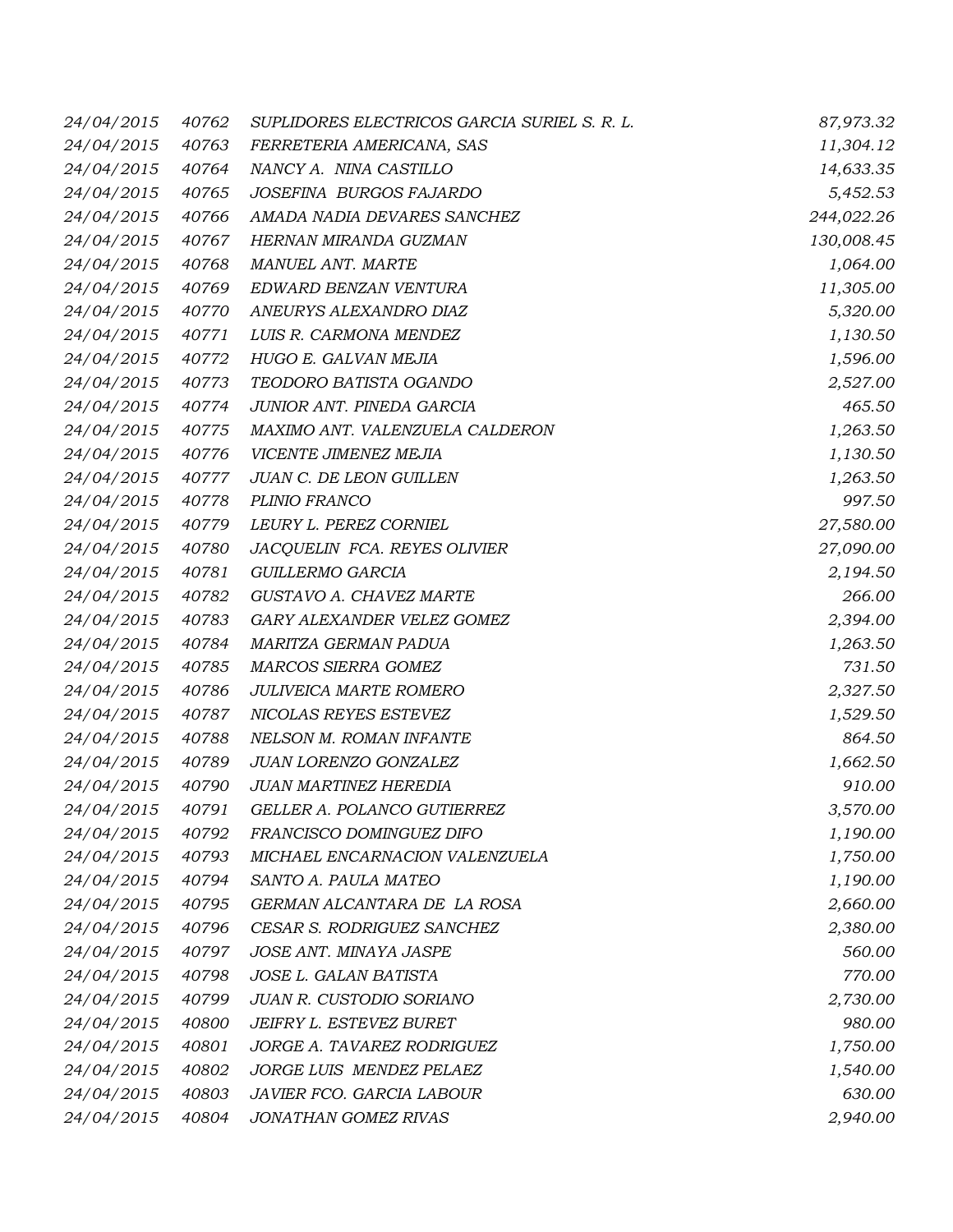| | | | |
|---|---|---|---|
| 24/04/2015 | 40762 | SUPLIDORES ELECTRICOS GARCIA SURIEL S. R. L. | 87,973.32 |
| 24/04/2015 | 40763 | FERRETERIA AMERICANA, SAS | 11,304.12 |
| 24/04/2015 | 40764 | NANCY A. NINA CASTILLO | 14,633.35 |
| 24/04/2015 | 40765 | JOSEFINA BURGOS FAJARDO | 5,452.53 |
| 24/04/2015 | 40766 | AMADA NADIA DEVARES SANCHEZ | 244,022.26 |
| 24/04/2015 | 40767 | HERNAN MIRANDA GUZMAN | 130,008.45 |
| 24/04/2015 | 40768 | MANUEL ANT. MARTE | 1,064.00 |
| 24/04/2015 | 40769 | EDWARD BENZAN VENTURA | 11,305.00 |
| 24/04/2015 | 40770 | ANEURYS ALEXANDRO DIAZ | 5,320.00 |
| 24/04/2015 | 40771 | LUIS R. CARMONA MENDEZ | 1,130.50 |
| 24/04/2015 | 40772 | HUGO E. GALVAN MEJIA | 1,596.00 |
| 24/04/2015 | 40773 | TEODORO BATISTA OGANDO | 2,527.00 |
| 24/04/2015 | 40774 | JUNIOR ANT. PINEDA GARCIA | 465.50 |
| 24/04/2015 | 40775 | MAXIMO ANT. VALENZUELA CALDERON | 1,263.50 |
| 24/04/2015 | 40776 | VICENTE JIMENEZ MEJIA | 1,130.50 |
| 24/04/2015 | 40777 | JUAN C. DE LEON GUILLEN | 1,263.50 |
| 24/04/2015 | 40778 | PLINIO FRANCO | 997.50 |
| 24/04/2015 | 40779 | LEURY L. PEREZ CORNIEL | 27,580.00 |
| 24/04/2015 | 40780 | JACQUELIN FCA. REYES OLIVIER | 27,090.00 |
| 24/04/2015 | 40781 | GUILLERMO GARCIA | 2,194.50 |
| 24/04/2015 | 40782 | GUSTAVO A. CHAVEZ MARTE | 266.00 |
| 24/04/2015 | 40783 | GARY ALEXANDER VELEZ GOMEZ | 2,394.00 |
| 24/04/2015 | 40784 | MARITZA GERMAN PADUA | 1,263.50 |
| 24/04/2015 | 40785 | MARCOS SIERRA GOMEZ | 731.50 |
| 24/04/2015 | 40786 | JULIVEICA MARTE ROMERO | 2,327.50 |
| 24/04/2015 | 40787 | NICOLAS REYES ESTEVEZ | 1,529.50 |
| 24/04/2015 | 40788 | NELSON M. ROMAN INFANTE | 864.50 |
| 24/04/2015 | 40789 | JUAN LORENZO GONZALEZ | 1,662.50 |
| 24/04/2015 | 40790 | JUAN MARTINEZ HEREDIA | 910.00 |
| 24/04/2015 | 40791 | GELLER A. POLANCO GUTIERREZ | 3,570.00 |
| 24/04/2015 | 40792 | FRANCISCO DOMINGUEZ DIFO | 1,190.00 |
| 24/04/2015 | 40793 | MICHAEL ENCARNACION VALENZUELA | 1,750.00 |
| 24/04/2015 | 40794 | SANTO A. PAULA MATEO | 1,190.00 |
| 24/04/2015 | 40795 | GERMAN ALCANTARA DE LA ROSA | 2,660.00 |
| 24/04/2015 | 40796 | CESAR S. RODRIGUEZ SANCHEZ | 2,380.00 |
| 24/04/2015 | 40797 | JOSE ANT. MINAYA JASPE | 560.00 |
| 24/04/2015 | 40798 | JOSE L. GALAN BATISTA | 770.00 |
| 24/04/2015 | 40799 | JUAN R. CUSTODIO SORIANO | 2,730.00 |
| 24/04/2015 | 40800 | JEIFRY L. ESTEVEZ BURET | 980.00 |
| 24/04/2015 | 40801 | JORGE A. TAVAREZ RODRIGUEZ | 1,750.00 |
| 24/04/2015 | 40802 | JORGE LUIS MENDEZ PELAEZ | 1,540.00 |
| 24/04/2015 | 40803 | JAVIER FCO. GARCIA LABOUR | 630.00 |
| 24/04/2015 | 40804 | JONATHAN GOMEZ RIVAS | 2,940.00 |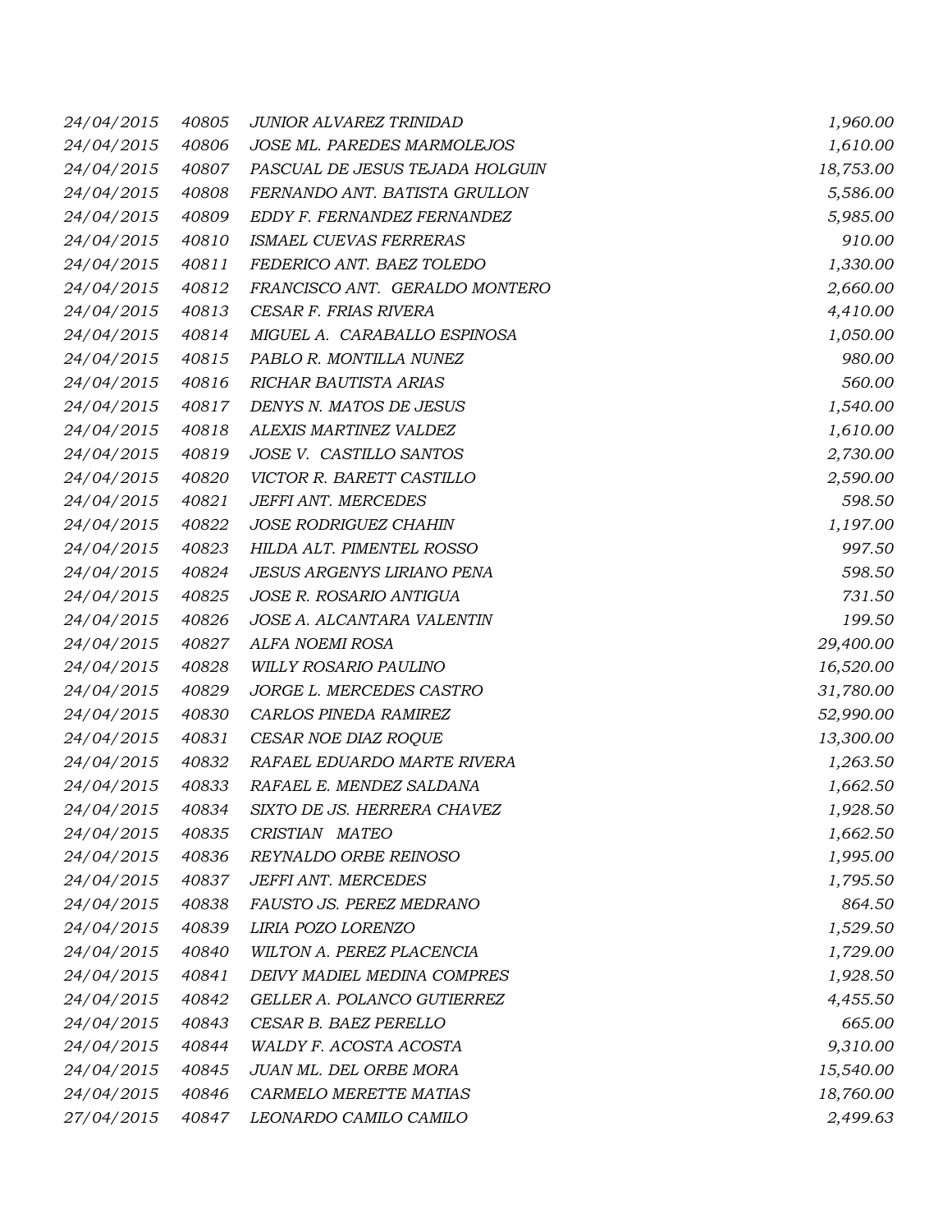| | | | |
|---|---|---|---|
| 24/04/2015 | 40805 | JUNIOR ALVAREZ TRINIDAD | 1,960.00 |
| 24/04/2015 | 40806 | JOSE ML. PAREDES MARMOLEJOS | 1,610.00 |
| 24/04/2015 | 40807 | PASCUAL DE JESUS TEJADA HOLGUIN | 18,753.00 |
| 24/04/2015 | 40808 | FERNANDO ANT. BATISTA GRULLON | 5,586.00 |
| 24/04/2015 | 40809 | EDDY F. FERNANDEZ FERNANDEZ | 5,985.00 |
| 24/04/2015 | 40810 | ISMAEL CUEVAS FERRERAS | 910.00 |
| 24/04/2015 | 40811 | FEDERICO ANT. BAEZ TOLEDO | 1,330.00 |
| 24/04/2015 | 40812 | FRANCISCO ANT. GERALDO MONTERO | 2,660.00 |
| 24/04/2015 | 40813 | CESAR F. FRIAS RIVERA | 4,410.00 |
| 24/04/2015 | 40814 | MIGUEL A. CARABALLO ESPINOSA | 1,050.00 |
| 24/04/2015 | 40815 | PABLO R. MONTILLA NUNEZ | 980.00 |
| 24/04/2015 | 40816 | RICHAR BAUTISTA ARIAS | 560.00 |
| 24/04/2015 | 40817 | DENYS N. MATOS DE JESUS | 1,540.00 |
| 24/04/2015 | 40818 | ALEXIS MARTINEZ VALDEZ | 1,610.00 |
| 24/04/2015 | 40819 | JOSE V. CASTILLO SANTOS | 2,730.00 |
| 24/04/2015 | 40820 | VICTOR R. BARETT CASTILLO | 2,590.00 |
| 24/04/2015 | 40821 | JEFFI ANT. MERCEDES | 598.50 |
| 24/04/2015 | 40822 | JOSE RODRIGUEZ CHAHIN | 1,197.00 |
| 24/04/2015 | 40823 | HILDA ALT. PIMENTEL ROSSO | 997.50 |
| 24/04/2015 | 40824 | JESUS ARGENYS LIRIANO PENA | 598.50 |
| 24/04/2015 | 40825 | JOSE R. ROSARIO ANTIGUA | 731.50 |
| 24/04/2015 | 40826 | JOSE A. ALCANTARA VALENTIN | 199.50 |
| 24/04/2015 | 40827 | ALFA NOEMI ROSA | 29,400.00 |
| 24/04/2015 | 40828 | WILLY ROSARIO PAULINO | 16,520.00 |
| 24/04/2015 | 40829 | JORGE L. MERCEDES CASTRO | 31,780.00 |
| 24/04/2015 | 40830 | CARLOS PINEDA RAMIREZ | 52,990.00 |
| 24/04/2015 | 40831 | CESAR NOE DIAZ ROQUE | 13,300.00 |
| 24/04/2015 | 40832 | RAFAEL EDUARDO MARTE RIVERA | 1,263.50 |
| 24/04/2015 | 40833 | RAFAEL E. MENDEZ SALDANA | 1,662.50 |
| 24/04/2015 | 40834 | SIXTO DE JS. HERRERA CHAVEZ | 1,928.50 |
| 24/04/2015 | 40835 | CRISTIAN MATEO | 1,662.50 |
| 24/04/2015 | 40836 | REYNALDO ORBE REINOSO | 1,995.00 |
| 24/04/2015 | 40837 | JEFFI ANT. MERCEDES | 1,795.50 |
| 24/04/2015 | 40838 | FAUSTO JS. PEREZ MEDRANO | 864.50 |
| 24/04/2015 | 40839 | LIRIA POZO LORENZO | 1,529.50 |
| 24/04/2015 | 40840 | WILTON A. PEREZ PLACENCIA | 1,729.00 |
| 24/04/2015 | 40841 | DEIVY MADIEL MEDINA COMPRES | 1,928.50 |
| 24/04/2015 | 40842 | GELLER A. POLANCO GUTIERREZ | 4,455.50 |
| 24/04/2015 | 40843 | CESAR B. BAEZ PERELLO | 665.00 |
| 24/04/2015 | 40844 | WALDY F. ACOSTA ACOSTA | 9,310.00 |
| 24/04/2015 | 40845 | JUAN ML. DEL ORBE MORA | 15,540.00 |
| 24/04/2015 | 40846 | CARMELO MERETTE MATIAS | 18,760.00 |
| 27/04/2015 | 40847 | LEONARDO CAMILO CAMILO | 2,499.63 |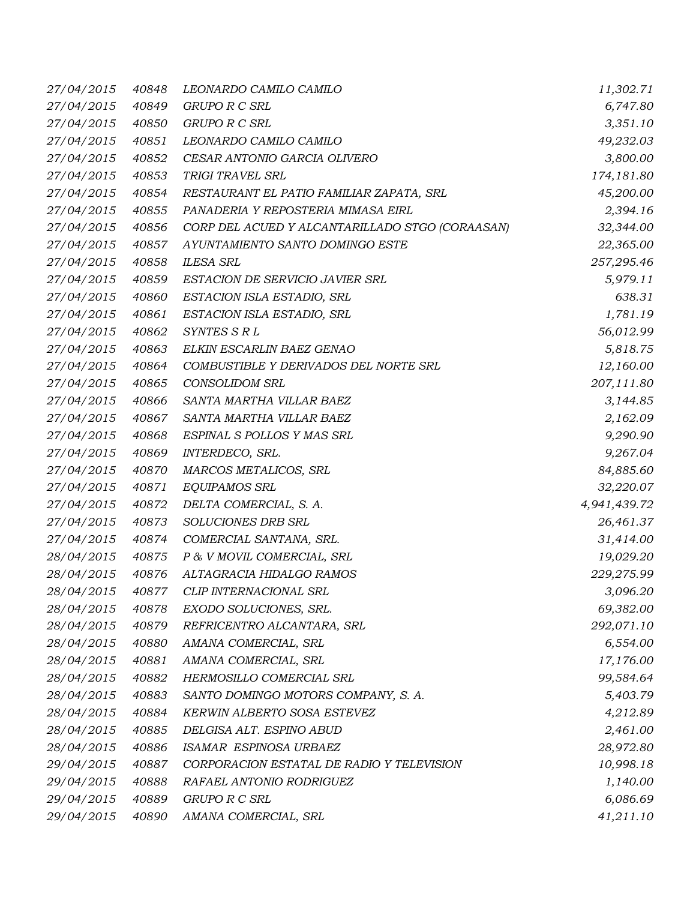| | | | |
|---|---|---|---|
| 27/04/2015 | 40848 | LEONARDO CAMILO CAMILO | 11,302.71 |
| 27/04/2015 | 40849 | GRUPO R C SRL | 6,747.80 |
| 27/04/2015 | 40850 | GRUPO R C SRL | 3,351.10 |
| 27/04/2015 | 40851 | LEONARDO CAMILO CAMILO | 49,232.03 |
| 27/04/2015 | 40852 | CESAR ANTONIO GARCIA OLIVERO | 3,800.00 |
| 27/04/2015 | 40853 | TRIGI TRAVEL SRL | 174,181.80 |
| 27/04/2015 | 40854 | RESTAURANT EL PATIO FAMILIAR ZAPATA, SRL | 45,200.00 |
| 27/04/2015 | 40855 | PANADERIA Y REPOSTERIA MIMASA EIRL | 2,394.16 |
| 27/04/2015 | 40856 | CORP DEL ACUED Y ALCANTARILLADO STGO (CORAASAN) | 32,344.00 |
| 27/04/2015 | 40857 | AYUNTAMIENTO SANTO DOMINGO ESTE | 22,365.00 |
| 27/04/2015 | 40858 | ILESA SRL | 257,295.46 |
| 27/04/2015 | 40859 | ESTACION DE SERVICIO JAVIER SRL | 5,979.11 |
| 27/04/2015 | 40860 | ESTACION ISLA ESTADIO, SRL | 638.31 |
| 27/04/2015 | 40861 | ESTACION ISLA ESTADIO, SRL | 1,781.19 |
| 27/04/2015 | 40862 | SYNTES S R L | 56,012.99 |
| 27/04/2015 | 40863 | ELKIN ESCARLIN BAEZ GENAO | 5,818.75 |
| 27/04/2015 | 40864 | COMBUSTIBLE Y DERIVADOS DEL NORTE SRL | 12,160.00 |
| 27/04/2015 | 40865 | CONSOLIDOM SRL | 207,111.80 |
| 27/04/2015 | 40866 | SANTA MARTHA VILLAR BAEZ | 3,144.85 |
| 27/04/2015 | 40867 | SANTA MARTHA VILLAR BAEZ | 2,162.09 |
| 27/04/2015 | 40868 | ESPINAL S POLLOS Y MAS SRL | 9,290.90 |
| 27/04/2015 | 40869 | INTERDECO, SRL. | 9,267.04 |
| 27/04/2015 | 40870 | MARCOS METALICOS, SRL | 84,885.60 |
| 27/04/2015 | 40871 | EQUIPAMOS SRL | 32,220.07 |
| 27/04/2015 | 40872 | DELTA COMERCIAL, S. A. | 4,941,439.72 |
| 27/04/2015 | 40873 | SOLUCIONES DRB SRL | 26,461.37 |
| 27/04/2015 | 40874 | COMERCIAL SANTANA, SRL. | 31,414.00 |
| 28/04/2015 | 40875 | P & V MOVIL COMERCIAL, SRL | 19,029.20 |
| 28/04/2015 | 40876 | ALTAGRACIA HIDALGO RAMOS | 229,275.99 |
| 28/04/2015 | 40877 | CLIP INTERNACIONAL SRL | 3,096.20 |
| 28/04/2015 | 40878 | EXODO SOLUCIONES, SRL. | 69,382.00 |
| 28/04/2015 | 40879 | REFRICENTRO ALCANTARA, SRL | 292,071.10 |
| 28/04/2015 | 40880 | AMANA COMERCIAL, SRL | 6,554.00 |
| 28/04/2015 | 40881 | AMANA COMERCIAL, SRL | 17,176.00 |
| 28/04/2015 | 40882 | HERMOSILLO COMERCIAL SRL | 99,584.64 |
| 28/04/2015 | 40883 | SANTO DOMINGO MOTORS COMPANY, S. A. | 5,403.79 |
| 28/04/2015 | 40884 | KERWIN ALBERTO SOSA ESTEVEZ | 4,212.89 |
| 28/04/2015 | 40885 | DELGISA ALT. ESPINO ABUD | 2,461.00 |
| 28/04/2015 | 40886 | ISAMAR ESPINOSA URBAEZ | 28,972.80 |
| 29/04/2015 | 40887 | CORPORACION ESTATAL DE RADIO Y TELEVISION | 10,998.18 |
| 29/04/2015 | 40888 | RAFAEL ANTONIO RODRIGUEZ | 1,140.00 |
| 29/04/2015 | 40889 | GRUPO R C SRL | 6,086.69 |
| 29/04/2015 | 40890 | AMANA COMERCIAL, SRL | 41,211.10 |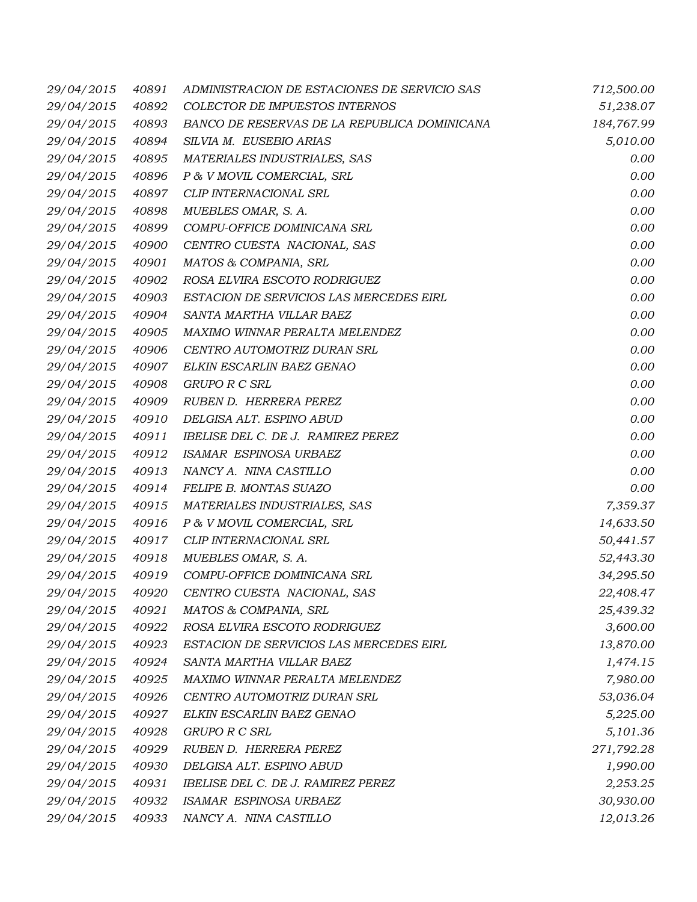| | | | |
|---|---|---|---|
| 29/04/2015 | 40891 | ADMINISTRACION DE ESTACIONES DE SERVICIO SAS | 712,500.00 |
| 29/04/2015 | 40892 | COLECTOR DE IMPUESTOS INTERNOS | 51,238.07 |
| 29/04/2015 | 40893 | BANCO DE RESERVAS DE LA REPUBLICA DOMINICANA | 184,767.99 |
| 29/04/2015 | 40894 | SILVIA M. EUSEBIO ARIAS | 5,010.00 |
| 29/04/2015 | 40895 | MATERIALES INDUSTRIALES, SAS | 0.00 |
| 29/04/2015 | 40896 | P & V MOVIL COMERCIAL, SRL | 0.00 |
| 29/04/2015 | 40897 | CLIP INTERNACIONAL SRL | 0.00 |
| 29/04/2015 | 40898 | MUEBLES OMAR, S. A. | 0.00 |
| 29/04/2015 | 40899 | COMPU-OFFICE DOMINICANA SRL | 0.00 |
| 29/04/2015 | 40900 | CENTRO CUESTA NACIONAL, SAS | 0.00 |
| 29/04/2015 | 40901 | MATOS & COMPANIA, SRL | 0.00 |
| 29/04/2015 | 40902 | ROSA ELVIRA ESCOTO RODRIGUEZ | 0.00 |
| 29/04/2015 | 40903 | ESTACION DE SERVICIOS LAS MERCEDES EIRL | 0.00 |
| 29/04/2015 | 40904 | SANTA MARTHA VILLAR BAEZ | 0.00 |
| 29/04/2015 | 40905 | MAXIMO WINNAR PERALTA MELENDEZ | 0.00 |
| 29/04/2015 | 40906 | CENTRO AUTOMOTRIZ DURAN SRL | 0.00 |
| 29/04/2015 | 40907 | ELKIN ESCARLIN BAEZ GENAO | 0.00 |
| 29/04/2015 | 40908 | GRUPO R C SRL | 0.00 |
| 29/04/2015 | 40909 | RUBEN D. HERRERA PEREZ | 0.00 |
| 29/04/2015 | 40910 | DELGISA ALT. ESPINO ABUD | 0.00 |
| 29/04/2015 | 40911 | IBELISE DEL C. DE J. RAMIREZ PEREZ | 0.00 |
| 29/04/2015 | 40912 | ISAMAR ESPINOSA URBAEZ | 0.00 |
| 29/04/2015 | 40913 | NANCY A. NINA CASTILLO | 0.00 |
| 29/04/2015 | 40914 | FELIPE B. MONTAS SUAZO | 0.00 |
| 29/04/2015 | 40915 | MATERIALES INDUSTRIALES, SAS | 7,359.37 |
| 29/04/2015 | 40916 | P & V MOVIL COMERCIAL, SRL | 14,633.50 |
| 29/04/2015 | 40917 | CLIP INTERNACIONAL SRL | 50,441.57 |
| 29/04/2015 | 40918 | MUEBLES OMAR, S. A. | 52,443.30 |
| 29/04/2015 | 40919 | COMPU-OFFICE DOMINICANA SRL | 34,295.50 |
| 29/04/2015 | 40920 | CENTRO CUESTA NACIONAL, SAS | 22,408.47 |
| 29/04/2015 | 40921 | MATOS & COMPANIA, SRL | 25,439.32 |
| 29/04/2015 | 40922 | ROSA ELVIRA ESCOTO RODRIGUEZ | 3,600.00 |
| 29/04/2015 | 40923 | ESTACION DE SERVICIOS LAS MERCEDES EIRL | 13,870.00 |
| 29/04/2015 | 40924 | SANTA MARTHA VILLAR BAEZ | 1,474.15 |
| 29/04/2015 | 40925 | MAXIMO WINNAR PERALTA MELENDEZ | 7,980.00 |
| 29/04/2015 | 40926 | CENTRO AUTOMOTRIZ DURAN SRL | 53,036.04 |
| 29/04/2015 | 40927 | ELKIN ESCARLIN BAEZ GENAO | 5,225.00 |
| 29/04/2015 | 40928 | GRUPO R C SRL | 5,101.36 |
| 29/04/2015 | 40929 | RUBEN D. HERRERA PEREZ | 271,792.28 |
| 29/04/2015 | 40930 | DELGISA ALT. ESPINO ABUD | 1,990.00 |
| 29/04/2015 | 40931 | IBELISE DEL C. DE J. RAMIREZ PEREZ | 2,253.25 |
| 29/04/2015 | 40932 | ISAMAR ESPINOSA URBAEZ | 30,930.00 |
| 29/04/2015 | 40933 | NANCY A. NINA CASTILLO | 12,013.26 |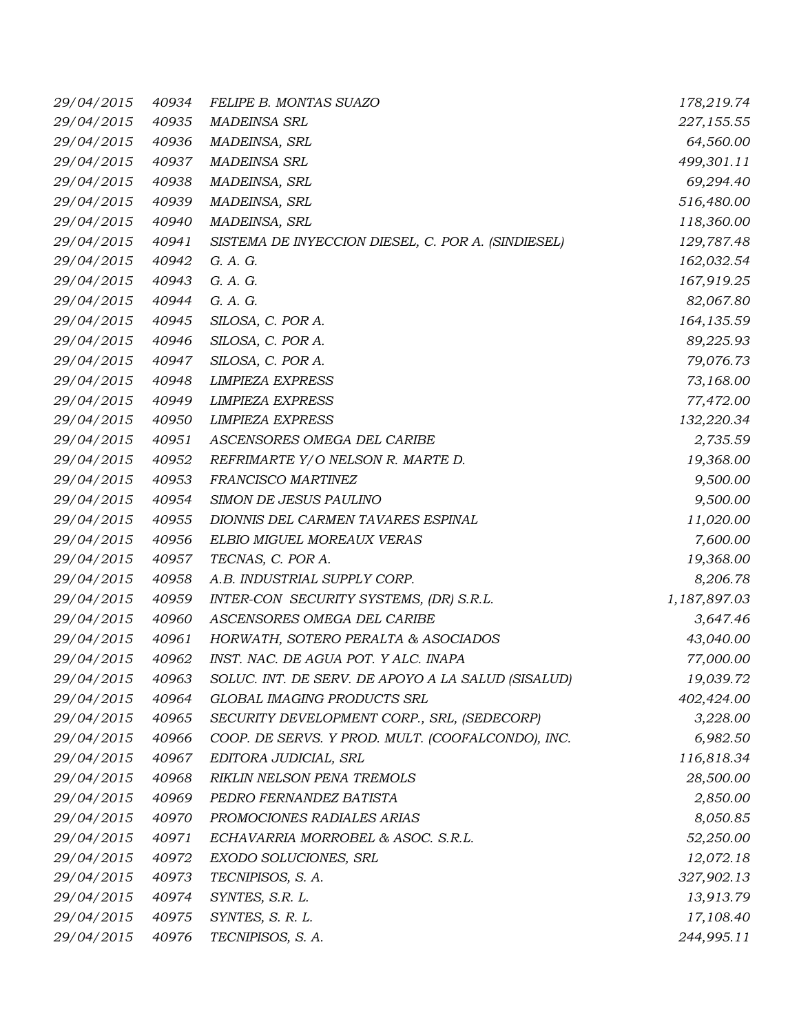| | | | |
|---|---|---|---|
| 29/04/2015 | 40934 | FELIPE B. MONTAS SUAZO | 178,219.74 |
| 29/04/2015 | 40935 | MADEINSA SRL | 227,155.55 |
| 29/04/2015 | 40936 | MADEINSA, SRL | 64,560.00 |
| 29/04/2015 | 40937 | MADEINSA SRL | 499,301.11 |
| 29/04/2015 | 40938 | MADEINSA, SRL | 69,294.40 |
| 29/04/2015 | 40939 | MADEINSA, SRL | 516,480.00 |
| 29/04/2015 | 40940 | MADEINSA, SRL | 118,360.00 |
| 29/04/2015 | 40941 | SISTEMA DE INYECCION DIESEL, C. POR A. (SINDIESEL) | 129,787.48 |
| 29/04/2015 | 40942 | G. A. G. | 162,032.54 |
| 29/04/2015 | 40943 | G. A. G. | 167,919.25 |
| 29/04/2015 | 40944 | G. A. G. | 82,067.80 |
| 29/04/2015 | 40945 | SILOSA, C. POR A. | 164,135.59 |
| 29/04/2015 | 40946 | SILOSA, C. POR A. | 89,225.93 |
| 29/04/2015 | 40947 | SILOSA, C. POR A. | 79,076.73 |
| 29/04/2015 | 40948 | LIMPIEZA EXPRESS | 73,168.00 |
| 29/04/2015 | 40949 | LIMPIEZA EXPRESS | 77,472.00 |
| 29/04/2015 | 40950 | LIMPIEZA EXPRESS | 132,220.34 |
| 29/04/2015 | 40951 | ASCENSORES OMEGA DEL CARIBE | 2,735.59 |
| 29/04/2015 | 40952 | REFRIMARTE Y/O NELSON R. MARTE D. | 19,368.00 |
| 29/04/2015 | 40953 | FRANCISCO MARTINEZ | 9,500.00 |
| 29/04/2015 | 40954 | SIMON DE JESUS PAULINO | 9,500.00 |
| 29/04/2015 | 40955 | DIONNIS DEL CARMEN TAVARES ESPINAL | 11,020.00 |
| 29/04/2015 | 40956 | ELBIO MIGUEL MOREAUX VERAS | 7,600.00 |
| 29/04/2015 | 40957 | TECNAS, C. POR A. | 19,368.00 |
| 29/04/2015 | 40958 | A.B. INDUSTRIAL SUPPLY CORP. | 8,206.78 |
| 29/04/2015 | 40959 | INTER-CON SECURITY SYSTEMS, (DR) S.R.L. | 1,187,897.03 |
| 29/04/2015 | 40960 | ASCENSORES OMEGA DEL CARIBE | 3,647.46 |
| 29/04/2015 | 40961 | HORWATH, SOTERO PERALTA & ASOCIADOS | 43,040.00 |
| 29/04/2015 | 40962 | INST. NAC. DE AGUA POT. Y ALC. INAPA | 77,000.00 |
| 29/04/2015 | 40963 | SOLUC. INT. DE SERV. DE APOYO A LA SALUD (SISALUD) | 19,039.72 |
| 29/04/2015 | 40964 | GLOBAL IMAGING PRODUCTS SRL | 402,424.00 |
| 29/04/2015 | 40965 | SECURITY DEVELOPMENT CORP., SRL, (SEDECORP) | 3,228.00 |
| 29/04/2015 | 40966 | COOP. DE SERVS. Y PROD. MULT. (COOFALCONDO), INC. | 6,982.50 |
| 29/04/2015 | 40967 | EDITORA JUDICIAL, SRL | 116,818.34 |
| 29/04/2015 | 40968 | RIKLIN NELSON PENA TREMOLS | 28,500.00 |
| 29/04/2015 | 40969 | PEDRO FERNANDEZ BATISTA | 2,850.00 |
| 29/04/2015 | 40970 | PROMOCIONES RADIALES ARIAS | 8,050.85 |
| 29/04/2015 | 40971 | ECHAVARRIA MORROBEL & ASOC. S.R.L. | 52,250.00 |
| 29/04/2015 | 40972 | EXODO SOLUCIONES, SRL | 12,072.18 |
| 29/04/2015 | 40973 | TECNIPISOS, S. A. | 327,902.13 |
| 29/04/2015 | 40974 | SYNTES, S.R. L. | 13,913.79 |
| 29/04/2015 | 40975 | SYNTES, S. R. L. | 17,108.40 |
| 29/04/2015 | 40976 | TECNIPISOS, S. A. | 244,995.11 |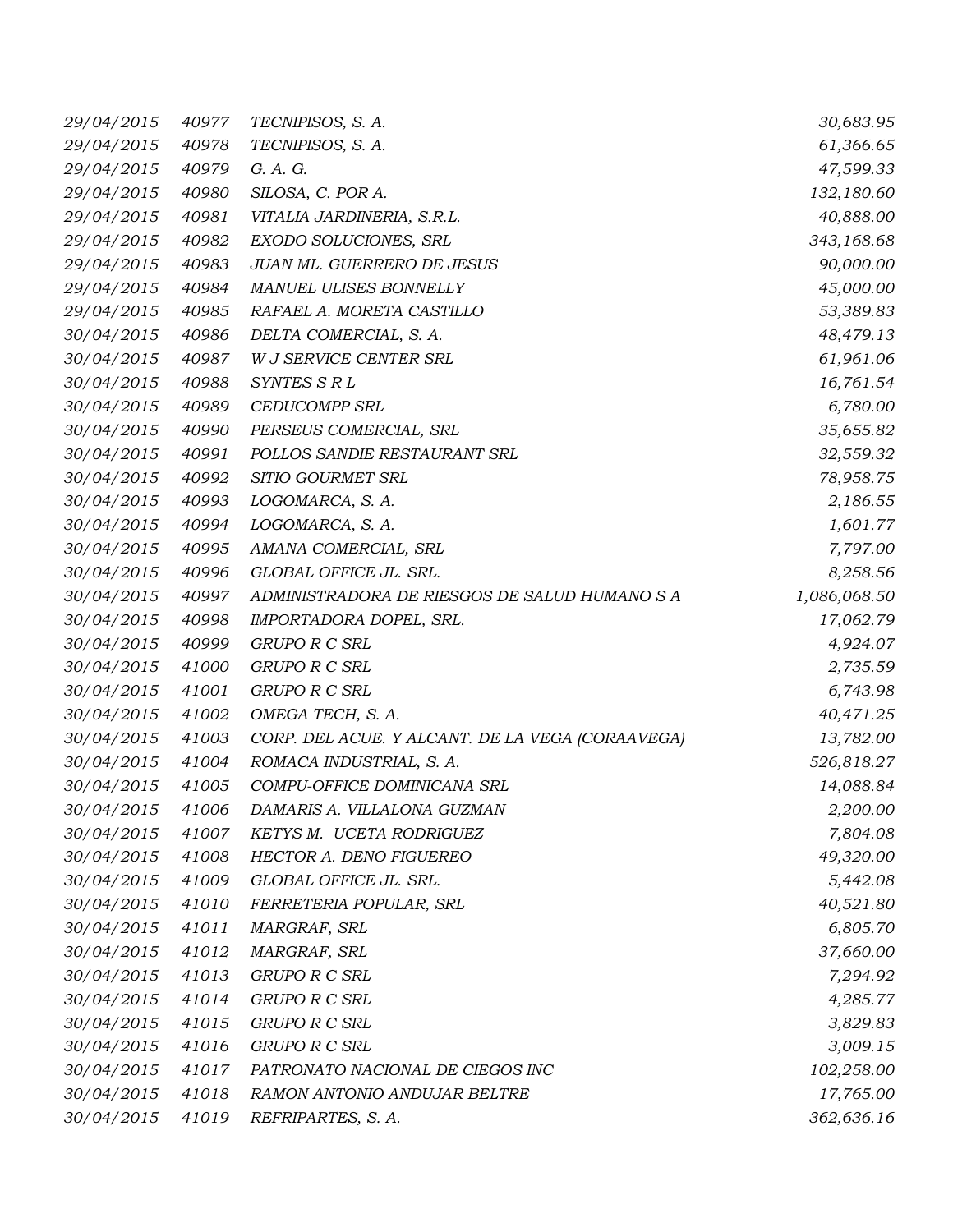| | | | |
|---|---|---|---|
| *29/04/2015* | *40977* | *TECNIPISOS, S. A.* | *30,683.95* |
| *29/04/2015* | *40978* | *TECNIPISOS, S. A.* | *61,366.65* |
| *29/04/2015* | *40979* | *G. A. G.* | *47,599.33* |
| *29/04/2015* | *40980* | *SILOSA, C. POR A.* | *132,180.60* |
| *29/04/2015* | *40981* | *VITALIA JARDINERIA, S.R.L.* | *40,888.00* |
| *29/04/2015* | *40982* | *EXODO SOLUCIONES, SRL* | *343,168.68* |
| *29/04/2015* | *40983* | *JUAN ML. GUERRERO DE JESUS* | *90,000.00* |
| *29/04/2015* | *40984* | *MANUEL ULISES BONNELLY* | *45,000.00* |
| *29/04/2015* | *40985* | *RAFAEL A. MORETA CASTILLO* | *53,389.83* |
| *30/04/2015* | *40986* | *DELTA COMERCIAL, S. A.* | *48,479.13* |
| *30/04/2015* | *40987* | *W J SERVICE CENTER SRL* | *61,961.06* |
| *30/04/2015* | *40988* | *SYNTES S R L* | *16,761.54* |
| *30/04/2015* | *40989* | *CEDUCOMPP SRL* | *6,780.00* |
| *30/04/2015* | *40990* | *PERSEUS COMERCIAL, SRL* | *35,655.82* |
| *30/04/2015* | *40991* | *POLLOS SANDIE RESTAURANT SRL* | *32,559.32* |
| *30/04/2015* | *40992* | *SITIO GOURMET SRL* | *78,958.75* |
| *30/04/2015* | *40993* | *LOGOMARCA, S. A.* | *2,186.55* |
| *30/04/2015* | *40994* | *LOGOMARCA, S. A.* | *1,601.77* |
| *30/04/2015* | *40995* | *AMANA COMERCIAL, SRL* | *7,797.00* |
| *30/04/2015* | *40996* | *GLOBAL OFFICE JL. SRL.* | *8,258.56* |
| *30/04/2015* | *40997* | *ADMINISTRADORA DE RIESGOS DE SALUD HUMANO S A* | *1,086,068.50* |
| *30/04/2015* | *40998* | *IMPORTADORA DOPEL, SRL.* | *17,062.79* |
| *30/04/2015* | *40999* | *GRUPO R C SRL* | *4,924.07* |
| *30/04/2015* | *41000* | *GRUPO R C SRL* | *2,735.59* |
| *30/04/2015* | *41001* | *GRUPO R C SRL* | *6,743.98* |
| *30/04/2015* | *41002* | *OMEGA TECH, S. A.* | *40,471.25* |
| *30/04/2015* | *41003* | *CORP. DEL ACUE. Y ALCANT. DE LA VEGA (CORAAVEGA)* | *13,782.00* |
| *30/04/2015* | *41004* | *ROMACA INDUSTRIAL, S. A.* | *526,818.27* |
| *30/04/2015* | *41005* | *COMPU-OFFICE DOMINICANA SRL* | *14,088.84* |
| *30/04/2015* | *41006* | *DAMARIS A. VILLALONA GUZMAN* | *2,200.00* |
| *30/04/2015* | *41007* | *KETYS M. UCETA RODRIGUEZ* | *7,804.08* |
| *30/04/2015* | *41008* | *HECTOR A. DENO FIGUEREO* | *49,320.00* |
| *30/04/2015* | *41009* | *GLOBAL OFFICE JL. SRL.* | *5,442.08* |
| *30/04/2015* | *41010* | *FERRETERIA POPULAR, SRL* | *40,521.80* |
| *30/04/2015* | *41011* | *MARGRAF, SRL* | *6,805.70* |
| *30/04/2015* | *41012* | *MARGRAF, SRL* | *37,660.00* |
| *30/04/2015* | *41013* | *GRUPO R C SRL* | *7,294.92* |
| *30/04/2015* | *41014* | *GRUPO R C SRL* | *4,285.77* |
| *30/04/2015* | *41015* | *GRUPO R C SRL* | *3,829.83* |
| *30/04/2015* | *41016* | *GRUPO R C SRL* | *3,009.15* |
| *30/04/2015* | *41017* | *PATRONATO NACIONAL DE CIEGOS INC* | *102,258.00* |
| *30/04/2015* | *41018* | *RAMON ANTONIO ANDUJAR BELTRE* | *17,765.00* |
| *30/04/2015* | *41019* | *REFRIPARTES, S. A.* | *362,636.16* |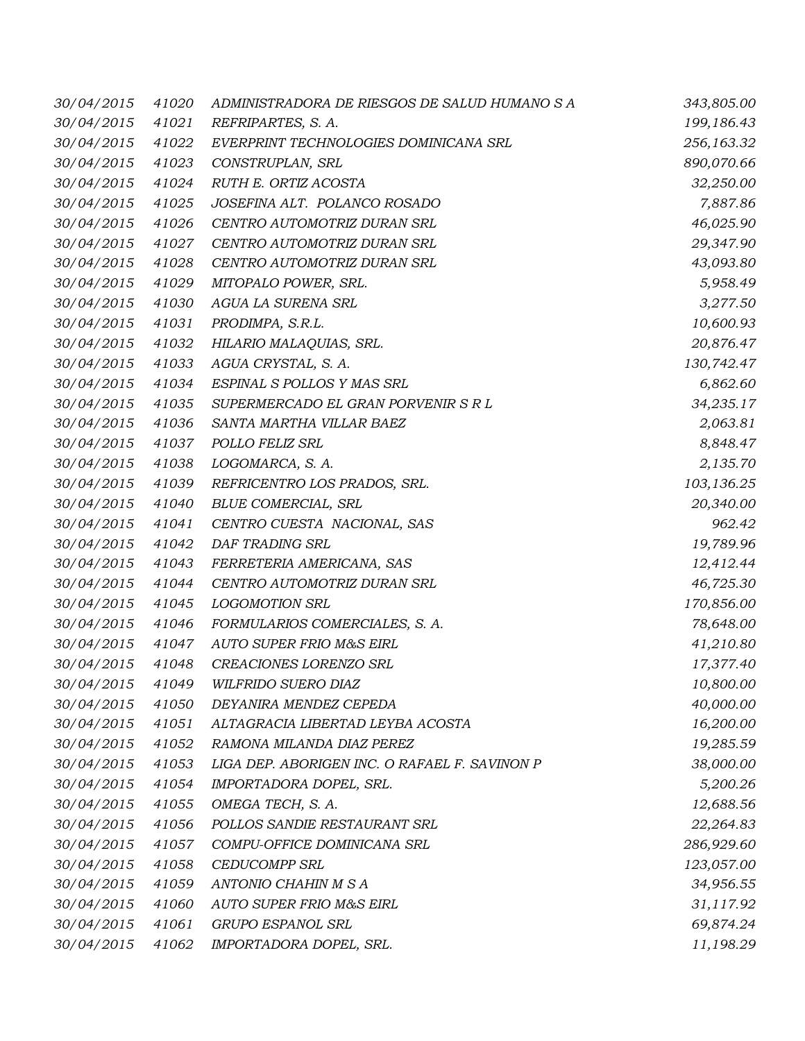| | | | |
|---|---|---|---|
| *30/04/2015* | *41020* | *ADMINISTRADORA DE RIESGOS DE SALUD HUMANO S A* | *343,805.00* |
| *30/04/2015* | *41021* | *REFRIPARTES, S. A.* | *199,186.43* |
| *30/04/2015* | *41022* | *EVERPRINT TECHNOLOGIES DOMINICANA SRL* | *256,163.32* |
| *30/04/2015* | *41023* | *CONSTRUPLAN, SRL* | *890,070.66* |
| *30/04/2015* | *41024* | *RUTH E. ORTIZ ACOSTA* | *32,250.00* |
| *30/04/2015* | *41025* | *JOSEFINA ALT. POLANCO ROSADO* | *7,887.86* |
| *30/04/2015* | *41026* | *CENTRO AUTOMOTRIZ DURAN SRL* | *46,025.90* |
| *30/04/2015* | *41027* | *CENTRO AUTOMOTRIZ DURAN SRL* | *29,347.90* |
| *30/04/2015* | *41028* | *CENTRO AUTOMOTRIZ DURAN SRL* | *43,093.80* |
| *30/04/2015* | *41029* | *MITOPALO POWER, SRL.* | *5,958.49* |
| *30/04/2015* | *41030* | *AGUA LA SURENA SRL* | *3,277.50* |
| *30/04/2015* | *41031* | *PRODIMPA, S.R.L.* | *10,600.93* |
| *30/04/2015* | *41032* | *HILARIO MALAQUIAS, SRL.* | *20,876.47* |
| *30/04/2015* | *41033* | *AGUA CRYSTAL, S. A.* | *130,742.47* |
| *30/04/2015* | *41034* | *ESPINAL S POLLOS Y MAS SRL* | *6,862.60* |
| *30/04/2015* | *41035* | *SUPERMERCADO EL GRAN PORVENIR S R L* | *34,235.17* |
| *30/04/2015* | *41036* | *SANTA MARTHA VILLAR BAEZ* | *2,063.81* |
| *30/04/2015* | *41037* | *POLLO FELIZ SRL* | *8,848.47* |
| *30/04/2015* | *41038* | *LOGOMARCA, S. A.* | *2,135.70* |
| *30/04/2015* | *41039* | *REFRICENTRO LOS PRADOS, SRL.* | *103,136.25* |
| *30/04/2015* | *41040* | *BLUE COMERCIAL, SRL* | *20,340.00* |
| *30/04/2015* | *41041* | *CENTRO CUESTA NACIONAL, SAS* | *962.42* |
| *30/04/2015* | *41042* | *DAF TRADING SRL* | *19,789.96* |
| *30/04/2015* | *41043* | *FERRETERIA AMERICANA, SAS* | *12,412.44* |
| *30/04/2015* | *41044* | *CENTRO AUTOMOTRIZ DURAN SRL* | *46,725.30* |
| *30/04/2015* | *41045* | *LOGOMOTION SRL* | *170,856.00* |
| *30/04/2015* | *41046* | *FORMULARIOS COMERCIALES, S. A.* | *78,648.00* |
| *30/04/2015* | *41047* | *AUTO SUPER FRIO M&S EIRL* | *41,210.80* |
| *30/04/2015* | *41048* | *CREACIONES LORENZO SRL* | *17,377.40* |
| *30/04/2015* | *41049* | *WILFRIDO SUERO DIAZ* | *10,800.00* |
| *30/04/2015* | *41050* | *DEYANIRA MENDEZ CEPEDA* | *40,000.00* |
| *30/04/2015* | *41051* | *ALTAGRACIA LIBERTAD LEYBA ACOSTA* | *16,200.00* |
| *30/04/2015* | *41052* | *RAMONA MILANDA DIAZ PEREZ* | *19,285.59* |
| *30/04/2015* | *41053* | *LIGA DEP. ABORIGEN INC. O RAFAEL F. SAVINON P* | *38,000.00* |
| *30/04/2015* | *41054* | *IMPORTADORA DOPEL, SRL.* | *5,200.26* |
| *30/04/2015* | *41055* | *OMEGA TECH, S. A.* | *12,688.56* |
| *30/04/2015* | *41056* | *POLLOS SANDIE RESTAURANT SRL* | *22,264.83* |
| *30/04/2015* | *41057* | *COMPU-OFFICE DOMINICANA SRL* | *286,929.60* |
| *30/04/2015* | *41058* | *CEDUCOMPP SRL* | *123,057.00* |
| *30/04/2015* | *41059* | *ANTONIO CHAHIN M S A* | *34,956.55* |
| *30/04/2015* | *41060* | *AUTO SUPER FRIO M&S EIRL* | *31,117.92* |
| *30/04/2015* | *41061* | *GRUPO ESPANOL SRL* | *69,874.24* |
| *30/04/2015* | *41062* | *IMPORTADORA DOPEL, SRL.* | *11,198.29* |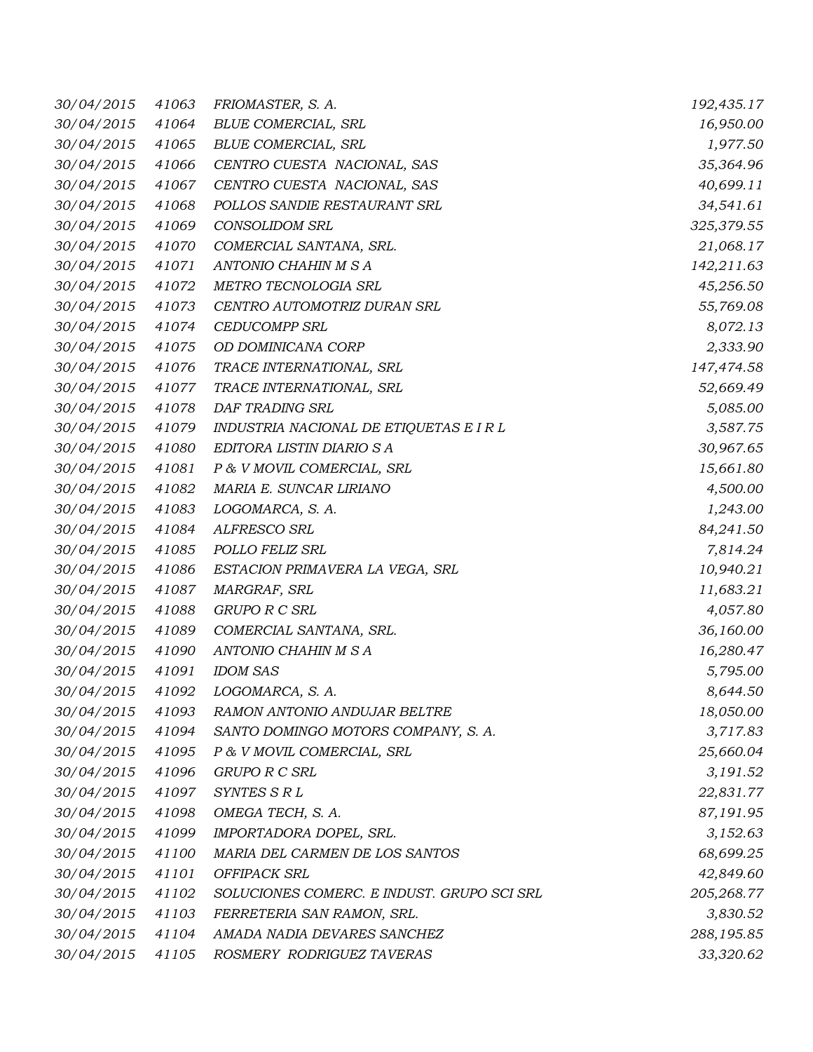| | | | |
|---|---|---|---|
| *30/04/2015* | *41063* | *FRIOMASTER, S. A.* | *192,435.17* |
| *30/04/2015* | *41064* | *BLUE COMERCIAL, SRL* | *16,950.00* |
| *30/04/2015* | *41065* | *BLUE COMERCIAL, SRL* | *1,977.50* |
| *30/04/2015* | *41066* | *CENTRO CUESTA NACIONAL, SAS* | *35,364.96* |
| *30/04/2015* | *41067* | *CENTRO CUESTA NACIONAL, SAS* | *40,699.11* |
| *30/04/2015* | *41068* | *POLLOS SANDIE RESTAURANT SRL* | *34,541.61* |
| *30/04/2015* | *41069* | *CONSOLIDOM SRL* | *325,379.55* |
| *30/04/2015* | *41070* | *COMERCIAL SANTANA, SRL.* | *21,068.17* |
| *30/04/2015* | *41071* | *ANTONIO CHAHIN M S A* | *142,211.63* |
| *30/04/2015* | *41072* | *METRO TECNOLOGIA SRL* | *45,256.50* |
| *30/04/2015* | *41073* | *CENTRO AUTOMOTRIZ DURAN SRL* | *55,769.08* |
| *30/04/2015* | *41074* | *CEDUCOMPP SRL* | *8,072.13* |
| *30/04/2015* | *41075* | *OD DOMINICANA CORP* | *2,333.90* |
| *30/04/2015* | *41076* | *TRACE INTERNATIONAL, SRL* | *147,474.58* |
| *30/04/2015* | *41077* | *TRACE INTERNATIONAL, SRL* | *52,669.49* |
| *30/04/2015* | *41078* | *DAF TRADING SRL* | *5,085.00* |
| *30/04/2015* | *41079* | *INDUSTRIA NACIONAL DE ETIQUETAS E I R L* | *3,587.75* |
| *30/04/2015* | *41080* | *EDITORA LISTIN DIARIO S A* | *30,967.65* |
| *30/04/2015* | *41081* | *P & V MOVIL COMERCIAL, SRL* | *15,661.80* |
| *30/04/2015* | *41082* | *MARIA E. SUNCAR LIRIANO* | *4,500.00* |
| *30/04/2015* | *41083* | *LOGOMARCA, S. A.* | *1,243.00* |
| *30/04/2015* | *41084* | *ALFRESCO SRL* | *84,241.50* |
| *30/04/2015* | *41085* | *POLLO FELIZ SRL* | *7,814.24* |
| *30/04/2015* | *41086* | *ESTACION PRIMAVERA LA VEGA, SRL* | *10,940.21* |
| *30/04/2015* | *41087* | *MARGRAF, SRL* | *11,683.21* |
| *30/04/2015* | *41088* | *GRUPO R C SRL* | *4,057.80* |
| *30/04/2015* | *41089* | *COMERCIAL SANTANA, SRL.* | *36,160.00* |
| *30/04/2015* | *41090* | *ANTONIO CHAHIN M S A* | *16,280.47* |
| *30/04/2015* | *41091* | *IDOM SAS* | *5,795.00* |
| *30/04/2015* | *41092* | *LOGOMARCA, S. A.* | *8,644.50* |
| *30/04/2015* | *41093* | *RAMON ANTONIO ANDUJAR BELTRE* | *18,050.00* |
| *30/04/2015* | *41094* | *SANTO DOMINGO MOTORS COMPANY, S. A.* | *3,717.83* |
| *30/04/2015* | *41095* | *P & V MOVIL COMERCIAL, SRL* | *25,660.04* |
| *30/04/2015* | *41096* | *GRUPO R C SRL* | *3,191.52* |
| *30/04/2015* | *41097* | *SYNTES S R L* | *22,831.77* |
| *30/04/2015* | *41098* | *OMEGA TECH, S. A.* | *87,191.95* |
| *30/04/2015* | *41099* | *IMPORTADORA DOPEL, SRL.* | *3,152.63* |
| *30/04/2015* | *41100* | *MARIA DEL CARMEN DE LOS SANTOS* | *68,699.25* |
| *30/04/2015* | *41101* | *OFFIPACK SRL* | *42,849.60* |
| *30/04/2015* | *41102* | *SOLUCIONES COMERC. E INDUST. GRUPO SCI SRL* | *205,268.77* |
| *30/04/2015* | *41103* | *FERRETERIA SAN RAMON, SRL.* | *3,830.52* |
| *30/04/2015* | *41104* | *AMADA NADIA DEVARES SANCHEZ* | *288,195.85* |
| *30/04/2015* | *41105* | *ROSMERY RODRIGUEZ TAVERAS* | *33,320.62* |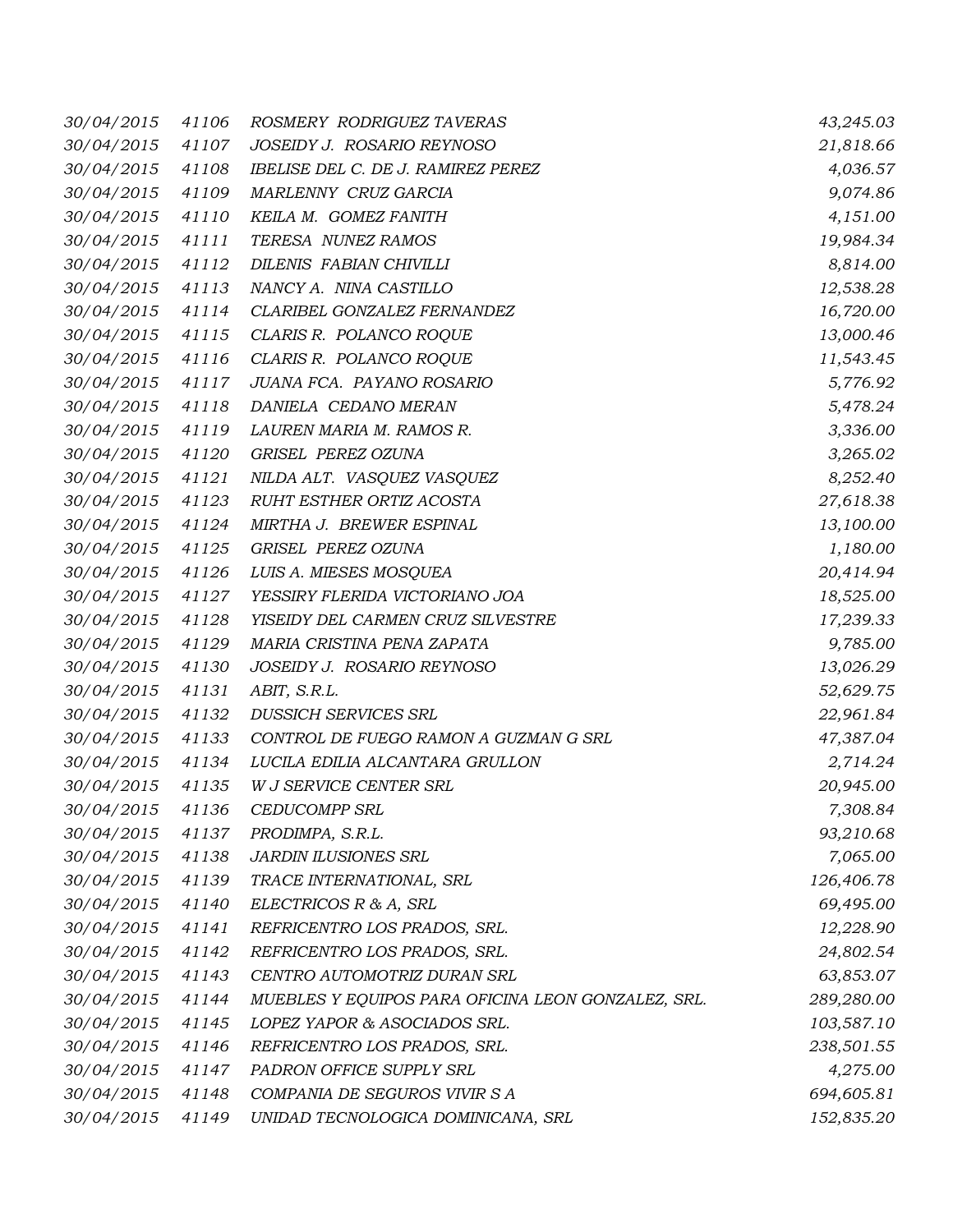| | | | |
|---|---|---|---|
| 30/04/2015 | 41106 | ROSMERY RODRIGUEZ TAVERAS | 43,245.03 |
| 30/04/2015 | 41107 | JOSEIDY J. ROSARIO REYNOSO | 21,818.66 |
| 30/04/2015 | 41108 | IBELISE DEL C. DE J. RAMIREZ PEREZ | 4,036.57 |
| 30/04/2015 | 41109 | MARLENNY CRUZ GARCIA | 9,074.86 |
| 30/04/2015 | 41110 | KEILA M. GOMEZ FANITH | 4,151.00 |
| 30/04/2015 | 41111 | TERESA NUNEZ RAMOS | 19,984.34 |
| 30/04/2015 | 41112 | DILENIS FABIAN CHIVILLI | 8,814.00 |
| 30/04/2015 | 41113 | NANCY A. NINA CASTILLO | 12,538.28 |
| 30/04/2015 | 41114 | CLARIBEL GONZALEZ FERNANDEZ | 16,720.00 |
| 30/04/2015 | 41115 | CLARIS R. POLANCO ROQUE | 13,000.46 |
| 30/04/2015 | 41116 | CLARIS R. POLANCO ROQUE | 11,543.45 |
| 30/04/2015 | 41117 | JUANA FCA. PAYANO ROSARIO | 5,776.92 |
| 30/04/2015 | 41118 | DANIELA CEDANO MERAN | 5,478.24 |
| 30/04/2015 | 41119 | LAUREN MARIA M. RAMOS R. | 3,336.00 |
| 30/04/2015 | 41120 | GRISEL PEREZ OZUNA | 3,265.02 |
| 30/04/2015 | 41121 | NILDA ALT. VASQUEZ VASQUEZ | 8,252.40 |
| 30/04/2015 | 41123 | RUHT ESTHER ORTIZ ACOSTA | 27,618.38 |
| 30/04/2015 | 41124 | MIRTHA J. BREWER ESPINAL | 13,100.00 |
| 30/04/2015 | 41125 | GRISEL PEREZ OZUNA | 1,180.00 |
| 30/04/2015 | 41126 | LUIS A. MIESES MOSQUEA | 20,414.94 |
| 30/04/2015 | 41127 | YESSIRY FLERIDA VICTORIANO JOA | 18,525.00 |
| 30/04/2015 | 41128 | YISEIDY DEL CARMEN CRUZ SILVESTRE | 17,239.33 |
| 30/04/2015 | 41129 | MARIA CRISTINA PENA ZAPATA | 9,785.00 |
| 30/04/2015 | 41130 | JOSEIDY J. ROSARIO REYNOSO | 13,026.29 |
| 30/04/2015 | 41131 | ABIT, S.R.L. | 52,629.75 |
| 30/04/2015 | 41132 | DUSSICH SERVICES SRL | 22,961.84 |
| 30/04/2015 | 41133 | CONTROL DE FUEGO RAMON A GUZMAN G SRL | 47,387.04 |
| 30/04/2015 | 41134 | LUCILA EDILIA ALCANTARA GRULLON | 2,714.24 |
| 30/04/2015 | 41135 | W J SERVICE CENTER SRL | 20,945.00 |
| 30/04/2015 | 41136 | CEDUCOMPP SRL | 7,308.84 |
| 30/04/2015 | 41137 | PRODIMPA, S.R.L. | 93,210.68 |
| 30/04/2015 | 41138 | JARDIN ILUSIONES SRL | 7,065.00 |
| 30/04/2015 | 41139 | TRACE INTERNATIONAL, SRL | 126,406.78 |
| 30/04/2015 | 41140 | ELECTRICOS R & A, SRL | 69,495.00 |
| 30/04/2015 | 41141 | REFRICENTRO LOS PRADOS, SRL. | 12,228.90 |
| 30/04/2015 | 41142 | REFRICENTRO LOS PRADOS, SRL. | 24,802.54 |
| 30/04/2015 | 41143 | CENTRO AUTOMOTRIZ DURAN SRL | 63,853.07 |
| 30/04/2015 | 41144 | MUEBLES Y EQUIPOS PARA OFICINA LEON GONZALEZ, SRL. | 289,280.00 |
| 30/04/2015 | 41145 | LOPEZ YAPOR & ASOCIADOS SRL. | 103,587.10 |
| 30/04/2015 | 41146 | REFRICENTRO LOS PRADOS, SRL. | 238,501.55 |
| 30/04/2015 | 41147 | PADRON OFFICE SUPPLY SRL | 4,275.00 |
| 30/04/2015 | 41148 | COMPANIA DE SEGUROS VIVIR S A | 694,605.81 |
| 30/04/2015 | 41149 | UNIDAD TECNOLOGICA DOMINICANA, SRL | 152,835.20 |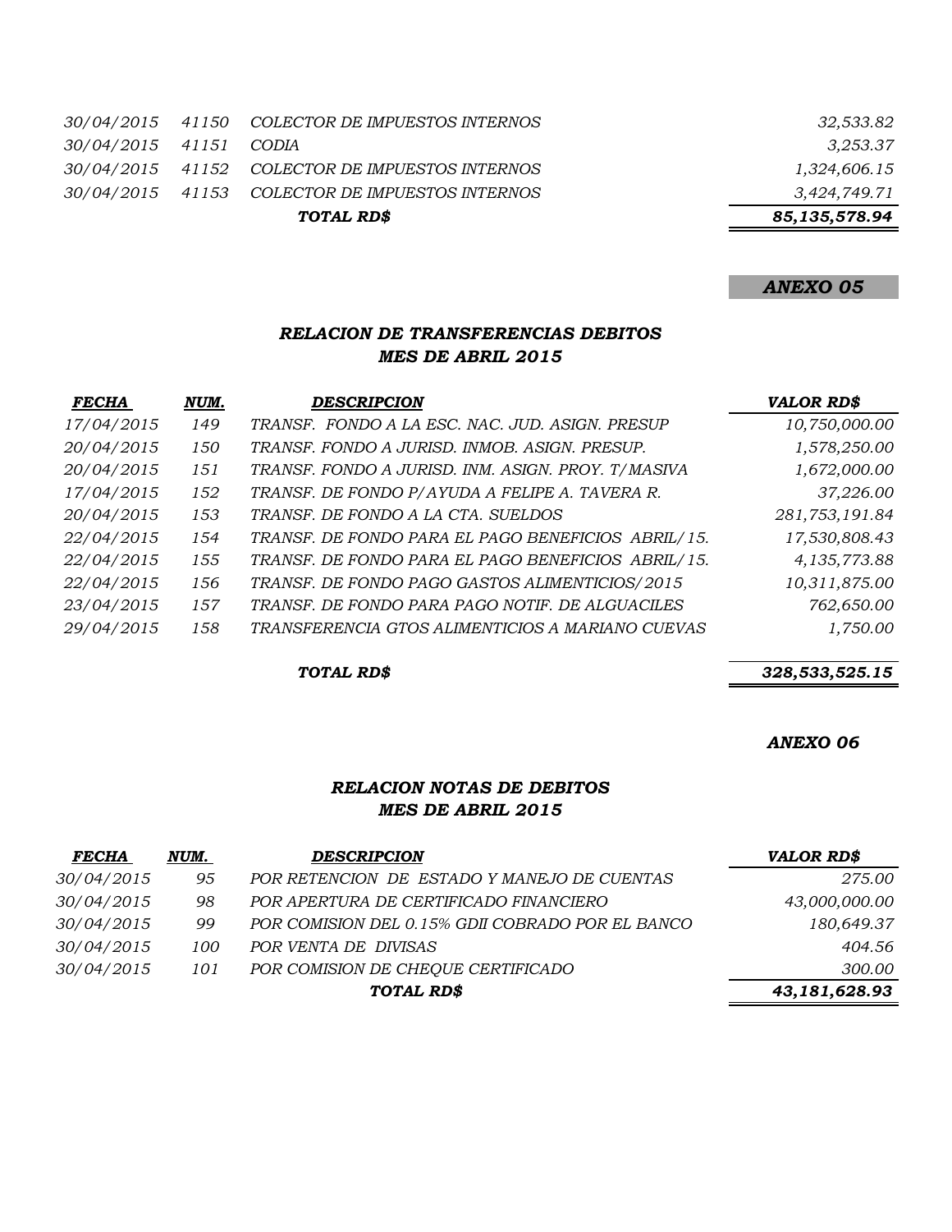| | | | |
|---|---|---|---|
| *30/04/2015* | *41150* | *COLECTOR DE IMPUESTOS INTERNOS* | *32,533.82* |
| *30/04/2015* | *41151* | *CODIA* | *3,253.37* |
| *30/04/2015* | *41152* | *COLECTOR DE IMPUESTOS INTERNOS* | *1,324,606.15* |
| *30/04/2015* | *41153* | *COLECTOR DE IMPUESTOS INTERNOS* | *3,424,749.71* |
| | | ***TOTAL RD$*** | ***85,135,578.94*** |

***ANEXO 05***

### *RELACION DE TRANSFERENCIAS DEBITOS*
### *MES DE ABRIL 2015*

| *FECHA* | *NUM.* | *DESCRIPCION* | *VALOR RD$* |
|---|---|---|---|
| *17/04/2015* | *149* | *TRANSF. FONDO A LA ESC. NAC. JUD. ASIGN. PRESUP* | *10,750,000.00* |
| *20/04/2015* | *150* | *TRANSF. FONDO A JURISD. INMOB. ASIGN. PRESUP.* | *1,578,250.00* |
| *20/04/2015* | *151* | *TRANSF. FONDO A JURISD. INM. ASIGN. PROY. T/MASIVA* | *1,672,000.00* |
| *17/04/2015* | *152* | *TRANSF. DE FONDO P/AYUDA A FELIPE A. TAVERA R.* | *37,226.00* |
| *20/04/2015* | *153* | *TRANSF. DE FONDO A LA CTA. SUELDOS* | *281,753,191.84* |
| *22/04/2015* | *154* | *TRANSF. DE FONDO PARA EL PAGO BENEFICIOS ABRIL/15.* | *17,530,808.43* |
| *22/04/2015* | *155* | *TRANSF. DE FONDO PARA EL PAGO BENEFICIOS ABRIL/15.* | *4,135,773.88* |
| *22/04/2015* | *156* | *TRANSF. DE FONDO PAGO GASTOS ALIMENTICIOS/2015* | *10,311,875.00* |
| *23/04/2015* | *157* | *TRANSF. DE FONDO PARA PAGO NOTIF. DE ALGUACILES* | *762,650.00* |
| *29/04/2015* | *158* | *TRANSFERENCIA GTOS ALIMENTICIOS A MARIANO CUEVAS* | *1,750.00* |
| | | ***TOTAL RD$*** | ***328,533,525.15*** |

***ANEXO 06***

### *RELACION NOTAS DE DEBITOS*
### *MES DE ABRIL 2015*

| *FECHA* | *NUM.* | *DESCRIPCION* | *VALOR RD$* |
|---|---|---|---|
| *30/04/2015* | *95* | *POR RETENCION DE ESTADO Y MANEJO DE CUENTAS* | *275.00* |
| *30/04/2015* | *98* | *POR APERTURA DE CERTIFICADO FINANCIERO* | *43,000,000.00* |
| *30/04/2015* | *99* | *POR COMISION DEL 0.15% GDII COBRADO POR EL BANCO* | *180,649.37* |
| *30/04/2015* | *100* | *POR VENTA DE DIVISAS* | *404.56* |
| *30/04/2015* | *101* | *POR COMISION DE CHEQUE CERTIFICADO* | *300.00* |
| | | ***TOTAL RD$*** | ***43,181,628.93*** |